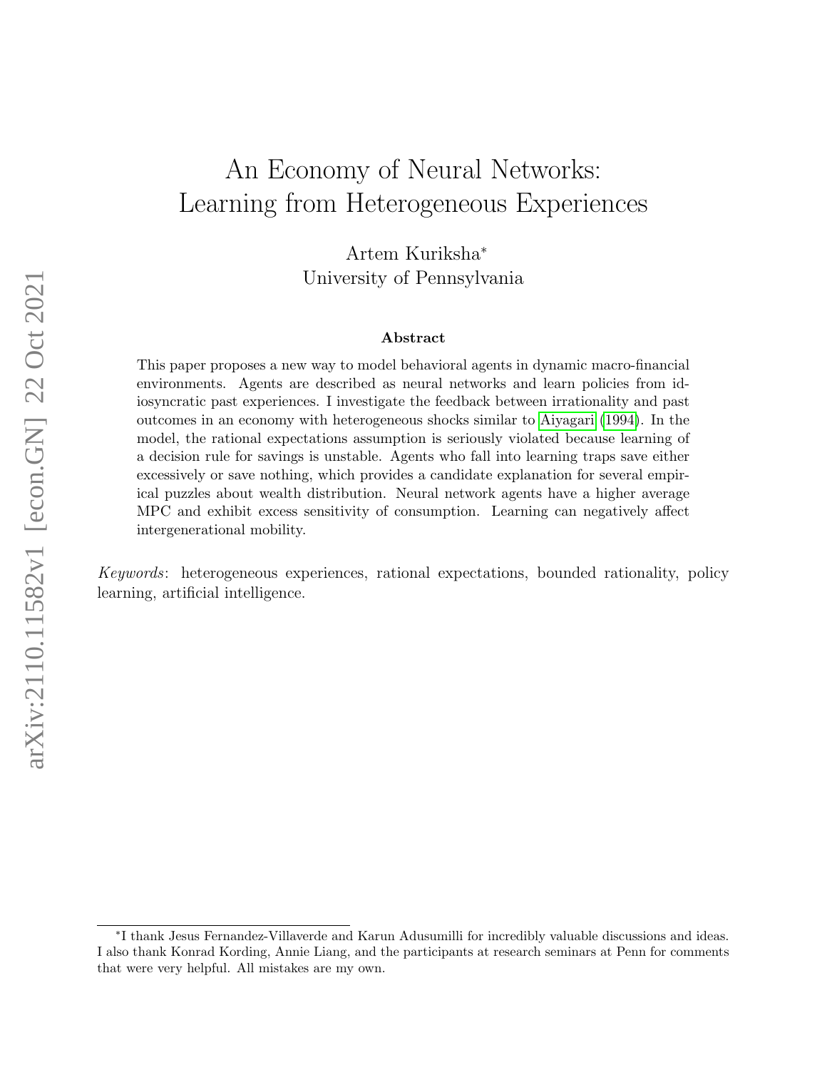# An Economy of Neural Networks: Learning from Heterogeneous Experiences

Artem Kuriksha*
University of Pennsylvania

### Abstract

This paper proposes a new way to model behavioral agents in dynamic macro-financial environments. Agents are described as neural networks and learn policies from idiosyncratic past experiences. I investigate the feedback between irrationality and past outcomes in an economy with heterogeneous shocks similar to Aiyagari (1994). In the model, the rational expectations assumption is seriously violated because learning of a decision rule for savings is unstable. Agents who fall into learning traps save either excessively or save nothing, which provides a candidate explanation for several empirical puzzles about wealth distribution. Neural network agents have a higher average MPC and exhibit excess sensitivity of consumption. Learning can negatively affect intergenerational mobility.

*Keywords*: heterogeneous experiences, rational expectations, bounded rationality, policy learning, artificial intelligence.

*I thank Jesus Fernandez-Villaverde and Karun Adusumilli for incredibly valuable discussions and ideas. I also thank Konrad Kording, Annie Liang, and the participants at research seminars at Penn for comments that were very helpful. All mistakes are my own.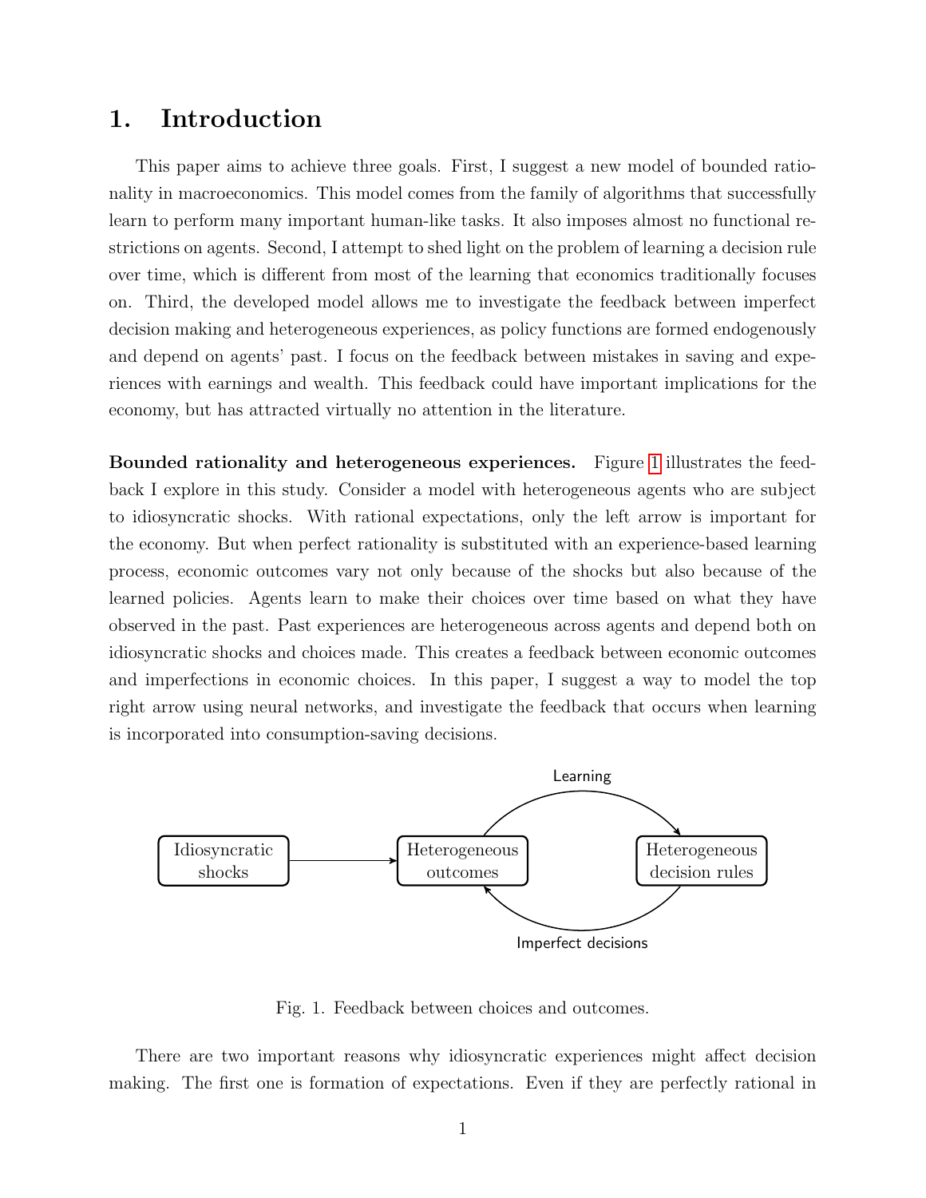# 1. Introduction

This paper aims to achieve three goals. First, I suggest a new model of bounded rationality in macroeconomics. This model comes from the family of algorithms that successfully learn to perform many important human-like tasks. It also imposes almost no functional restrictions on agents. Second, I attempt to shed light on the problem of learning a decision rule over time, which is different from most of the learning that economics traditionally focuses on. Third, the developed model allows me to investigate the feedback between imperfect decision making and heterogeneous experiences, as policy functions are formed endogenously and depend on agents' past. I focus on the feedback between mistakes in saving and experiences with earnings and wealth. This feedback could have important implications for the economy, but has attracted virtually no attention in the literature.

**Bounded rationality and heterogeneous experiences.** Figure 1 illustrates the feedback I explore in this study. Consider a model with heterogeneous agents who are subject to idiosyncratic shocks. With rational expectations, only the left arrow is important for the economy. But when perfect rationality is substituted with an experience-based learning process, economic outcomes vary not only because of the shocks but also because of the learned policies. Agents learn to make their choices over time based on what they have observed in the past. Past experiences are heterogeneous across agents and depend both on idiosyncratic shocks and choices made. This creates a feedback between economic outcomes and imperfections in economic choices. In this paper, I suggest a way to model the top right arrow using neural networks, and investigate the feedback that occurs when learning is incorporated into consumption-saving decisions.

Learning

Idiosyncratic shocks

Heterogeneous outcomes

Heterogeneous decision rules

Imperfect decisions

Fig. 1. Feedback between choices and outcomes.

There are two important reasons why idiosyncratic experiences might affect decision making. The first one is formation of expectations. Even if they are perfectly rational in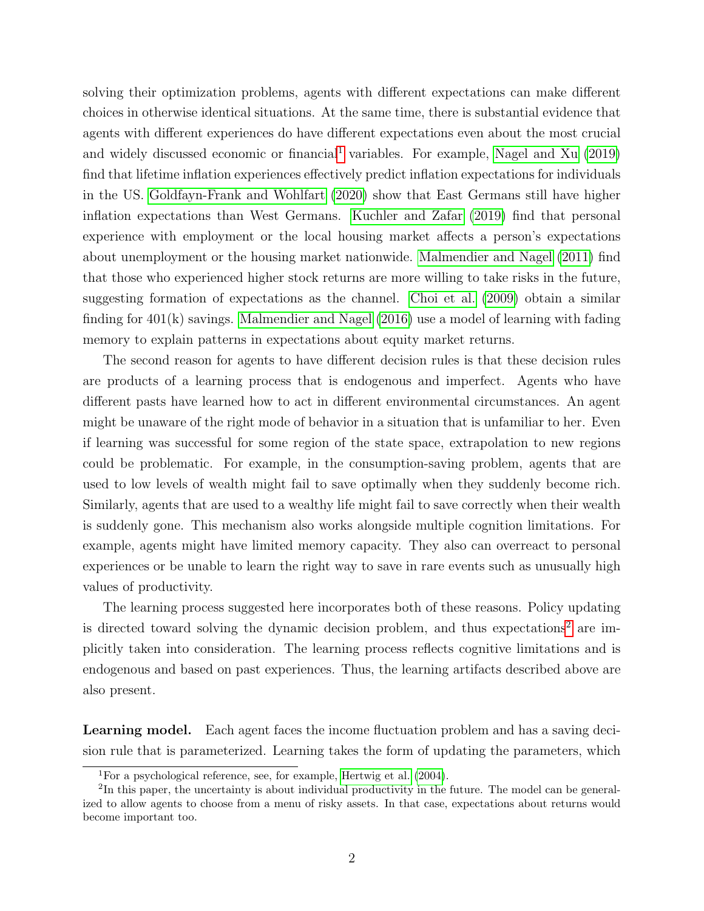solving their optimization problems, agents with different expectations can make different choices in otherwise identical situations. At the same time, there is substantial evidence that agents with different experiences do have different expectations even about the most crucial and widely discussed economic or financial[1] variables. For example, Nagel and Xu (2019) find that lifetime inflation experiences effectively predict inflation expectations for individuals in the US. Goldfayn-Frank and Wohlfart (2020) show that East Germans still have higher inflation expectations than West Germans. Kuchler and Zafar (2019) find that personal experience with employment or the local housing market affects a person's expectations about unemployment or the housing market nationwide. Malmendier and Nagel (2011) find that those who experienced higher stock returns are more willing to take risks in the future, suggesting formation of expectations as the channel. Choi et al. (2009) obtain a similar finding for 401(k) savings. Malmendier and Nagel (2016) use a model of learning with fading memory to explain patterns in expectations about equity market returns.

The second reason for agents to have different decision rules is that these decision rules are products of a learning process that is endogenous and imperfect. Agents who have different pasts have learned how to act in different environmental circumstances. An agent might be unaware of the right mode of behavior in a situation that is unfamiliar to her. Even if learning was successful for some region of the state space, extrapolation to new regions could be problematic. For example, in the consumption-saving problem, agents that are used to low levels of wealth might fail to save optimally when they suddenly become rich. Similarly, agents that are used to a wealthy life might fail to save correctly when their wealth is suddenly gone. This mechanism also works alongside multiple cognition limitations. For example, agents might have limited memory capacity. They also can overreact to personal experiences or be unable to learn the right way to save in rare events such as unusually high values of productivity.

The learning process suggested here incorporates both of these reasons. Policy updating is directed toward solving the dynamic decision problem, and thus expectations[2] are implicitly taken into consideration. The learning process reflects cognitive limitations and is endogenous and based on past experiences. Thus, the learning artifacts described above are also present.

**Learning model.** Each agent faces the income fluctuation problem and has a saving decision rule that is parameterized. Learning takes the form of updating the parameters, which

[1] For a psychological reference, see, for example, Hertwig et al. (2004).

[2] In this paper, the uncertainty is about individual productivity in the future. The model can be generalized to allow agents to choose from a menu of risky assets. In that case, expectations about returns would become important too.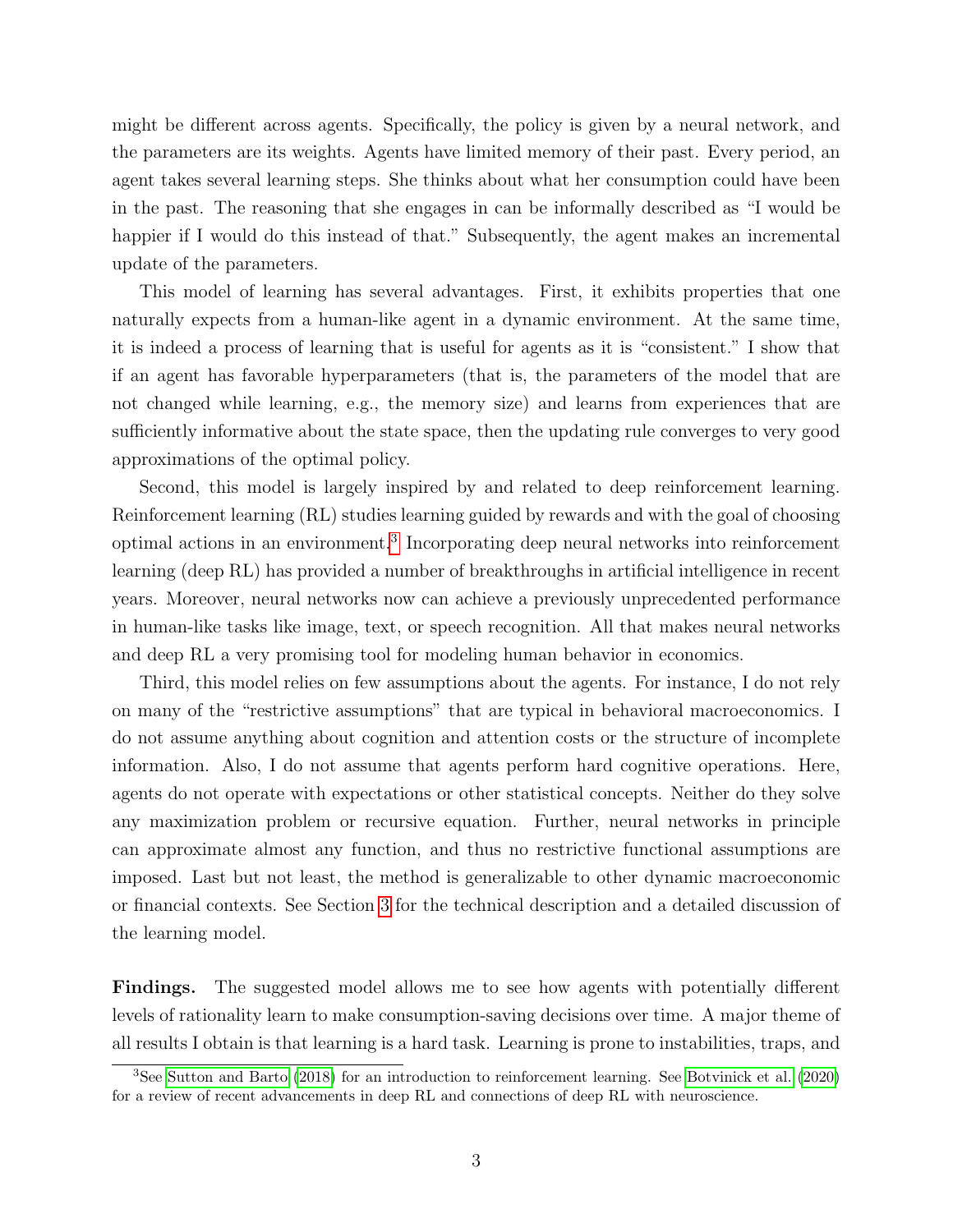might be different across agents. Specifically, the policy is given by a neural network, and the parameters are its weights. Agents have limited memory of their past. Every period, an agent takes several learning steps. She thinks about what her consumption could have been in the past. The reasoning that she engages in can be informally described as "I would be happier if I would do this instead of that." Subsequently, the agent makes an incremental update of the parameters.

This model of learning has several advantages. First, it exhibits properties that one naturally expects from a human-like agent in a dynamic environment. At the same time, it is indeed a process of learning that is useful for agents as it is "consistent." I show that if an agent has favorable hyperparameters (that is, the parameters of the model that are not changed while learning, e.g., the memory size) and learns from experiences that are sufficiently informative about the state space, then the updating rule converges to very good approximations of the optimal policy.

Second, this model is largely inspired by and related to deep reinforcement learning. Reinforcement learning (RL) studies learning guided by rewards and with the goal of choosing optimal actions in an environment.[3] Incorporating deep neural networks into reinforcement learning (deep RL) has provided a number of breakthroughs in artificial intelligence in recent years. Moreover, neural networks now can achieve a previously unprecedented performance in human-like tasks like image, text, or speech recognition. All that makes neural networks and deep RL a very promising tool for modeling human behavior in economics.

Third, this model relies on few assumptions about the agents. For instance, I do not rely on many of the "restrictive assumptions" that are typical in behavioral macroeconomics. I do not assume anything about cognition and attention costs or the structure of incomplete information. Also, I do not assume that agents perform hard cognitive operations. Here, agents do not operate with expectations or other statistical concepts. Neither do they solve any maximization problem or recursive equation. Further, neural networks in principle can approximate almost any function, and thus no restrictive functional assumptions are imposed. Last but not least, the method is generalizable to other dynamic macroeconomic or financial contexts. See Section 3 for the technical description and a detailed discussion of the learning model.

**Findings.** The suggested model allows me to see how agents with potentially different levels of rationality learn to make consumption-saving decisions over time. A major theme of all results I obtain is that learning is a hard task. Learning is prone to instabilities, traps, and

[3] See Sutton and Barto (2018) for an introduction to reinforcement learning. See Botvinick et al. (2020) for a review of recent advancements in deep RL and connections of deep RL with neuroscience.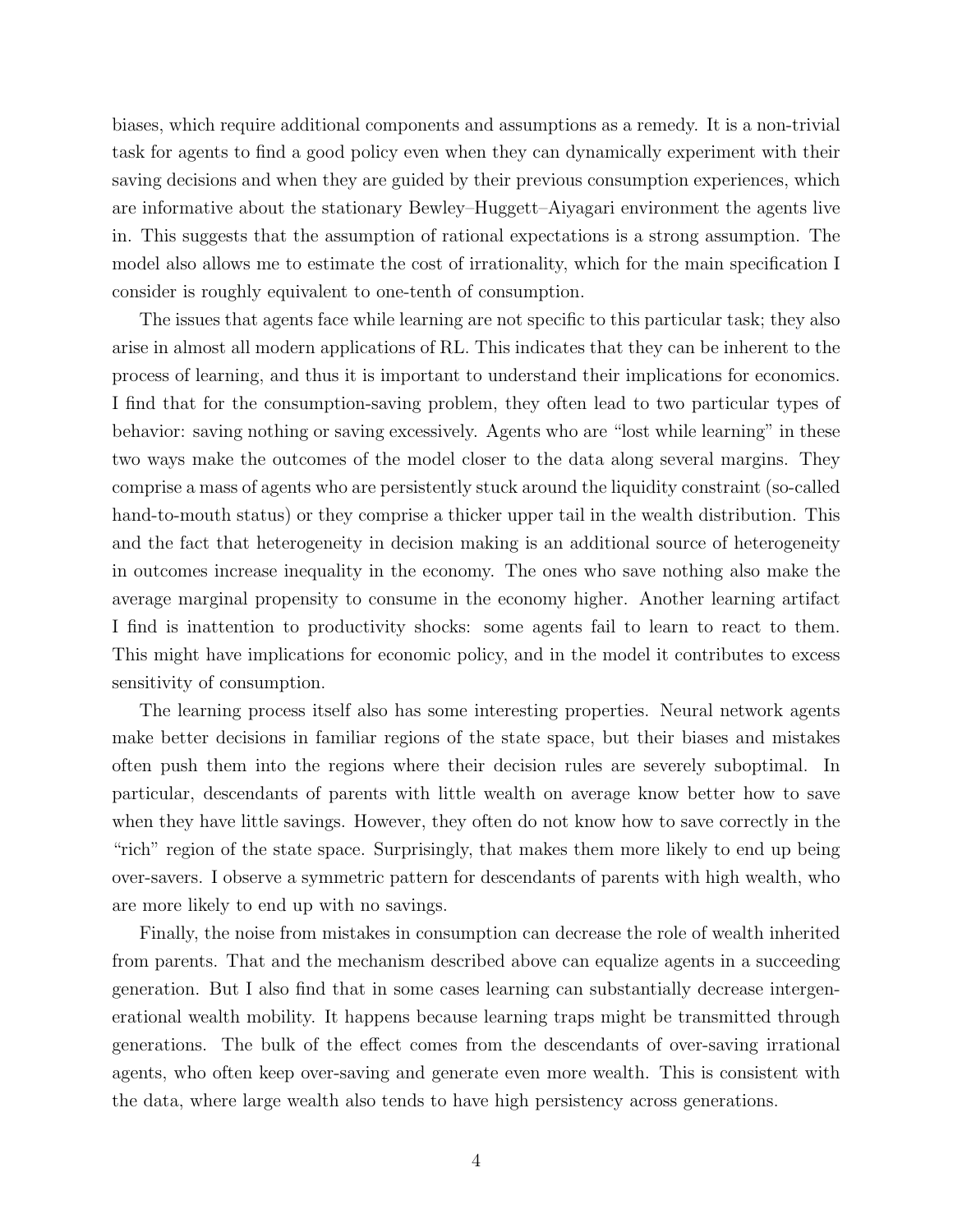biases, which require additional components and assumptions as a remedy. It is a non-trivial task for agents to find a good policy even when they can dynamically experiment with their saving decisions and when they are guided by their previous consumption experiences, which are informative about the stationary Bewley–Huggett–Aiyagari environment the agents live in. This suggests that the assumption of rational expectations is a strong assumption. The model also allows me to estimate the cost of irrationality, which for the main specification I consider is roughly equivalent to one-tenth of consumption.

The issues that agents face while learning are not specific to this particular task; they also arise in almost all modern applications of RL. This indicates that they can be inherent to the process of learning, and thus it is important to understand their implications for economics. I find that for the consumption-saving problem, they often lead to two particular types of behavior: saving nothing or saving excessively. Agents who are "lost while learning" in these two ways make the outcomes of the model closer to the data along several margins. They comprise a mass of agents who are persistently stuck around the liquidity constraint (so-called hand-to-mouth status) or they comprise a thicker upper tail in the wealth distribution. This and the fact that heterogeneity in decision making is an additional source of heterogeneity in outcomes increase inequality in the economy. The ones who save nothing also make the average marginal propensity to consume in the economy higher. Another learning artifact I find is inattention to productivity shocks: some agents fail to learn to react to them. This might have implications for economic policy, and in the model it contributes to excess sensitivity of consumption.

The learning process itself also has some interesting properties. Neural network agents make better decisions in familiar regions of the state space, but their biases and mistakes often push them into the regions where their decision rules are severely suboptimal. In particular, descendants of parents with little wealth on average know better how to save when they have little savings. However, they often do not know how to save correctly in the "rich" region of the state space. Surprisingly, that makes them more likely to end up being over-savers. I observe a symmetric pattern for descendants of parents with high wealth, who are more likely to end up with no savings.

Finally, the noise from mistakes in consumption can decrease the role of wealth inherited from parents. That and the mechanism described above can equalize agents in a succeeding generation. But I also find that in some cases learning can substantially decrease intergenerational wealth mobility. It happens because learning traps might be transmitted through generations. The bulk of the effect comes from the descendants of over-saving irrational agents, who often keep over-saving and generate even more wealth. This is consistent with the data, where large wealth also tends to have high persistency across generations.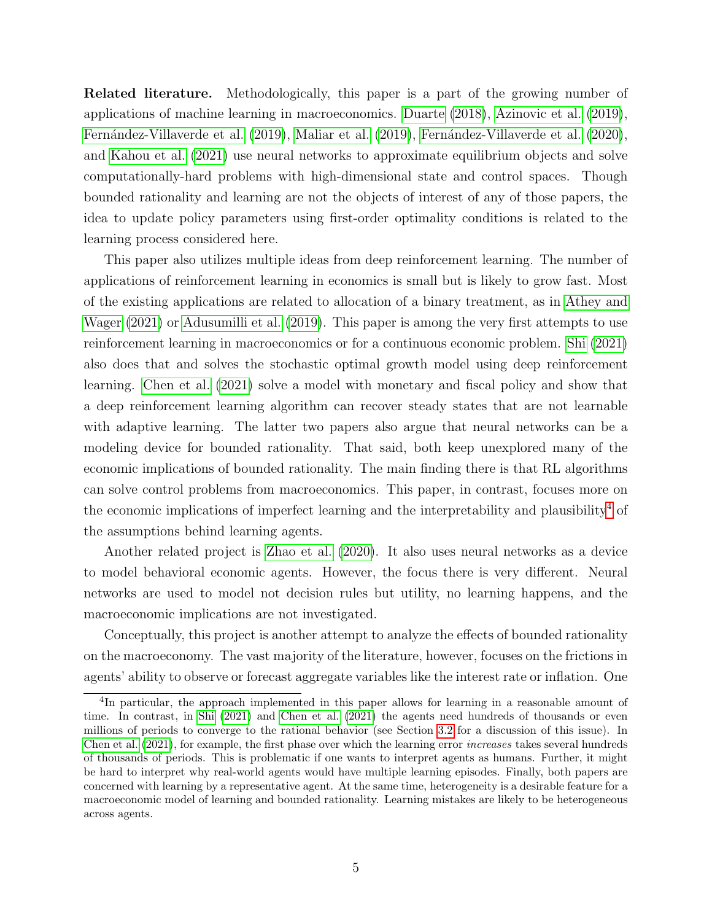**Related literature.** Methodologically, this paper is a part of the growing number of applications of machine learning in macroeconomics. Duarte (2018), Azinovic et al. (2019), Fernández-Villaverde et al. (2019), Maliar et al. (2019), Fernández-Villaverde et al. (2020), and Kahou et al. (2021) use neural networks to approximate equilibrium objects and solve computationally-hard problems with high-dimensional state and control spaces. Though bounded rationality and learning are not the objects of interest of any of those papers, the idea to update policy parameters using first-order optimality conditions is related to the learning process considered here.

This paper also utilizes multiple ideas from deep reinforcement learning. The number of applications of reinforcement learning in economics is small but is likely to grow fast. Most of the existing applications are related to allocation of a binary treatment, as in Athey and Wager (2021) or Adusumilli et al. (2019). This paper is among the very first attempts to use reinforcement learning in macroeconomics or for a continuous economic problem. Shi (2021) also does that and solves the stochastic optimal growth model using deep reinforcement learning. Chen et al. (2021) solve a model with monetary and fiscal policy and show that a deep reinforcement learning algorithm can recover steady states that are not learnable with adaptive learning. The latter two papers also argue that neural networks can be a modeling device for bounded rationality. That said, both keep unexplored many of the economic implications of bounded rationality. The main finding there is that RL algorithms can solve control problems from macroeconomics. This paper, in contrast, focuses more on the economic implications of imperfect learning and the interpretability and plausibility[4] of the assumptions behind learning agents.

Another related project is Zhao et al. (2020). It also uses neural networks as a device to model behavioral economic agents. However, the focus there is very different. Neural networks are used to model not decision rules but utility, no learning happens, and the macroeconomic implications are not investigated.

Conceptually, this project is another attempt to analyze the effects of bounded rationality on the macroeconomy. The vast majority of the literature, however, focuses on the frictions in agents' ability to observe or forecast aggregate variables like the interest rate or inflation. One

[4] In particular, the approach implemented in this paper allows for learning in a reasonable amount of time. In contrast, in Shi (2021) and Chen et al. (2021) the agents need hundreds of thousands or even millions of periods to converge to the rational behavior (see Section 3.2 for a discussion of this issue). In Chen et al. (2021), for example, the first phase over which the learning error *increases* takes several hundreds of thousands of periods. This is problematic if one wants to interpret agents as humans. Further, it might be hard to interpret why real-world agents would have multiple learning episodes. Finally, both papers are concerned with learning by a representative agent. At the same time, heterogeneity is a desirable feature for a macroeconomic model of learning and bounded rationality. Learning mistakes are likely to be heterogeneous across agents.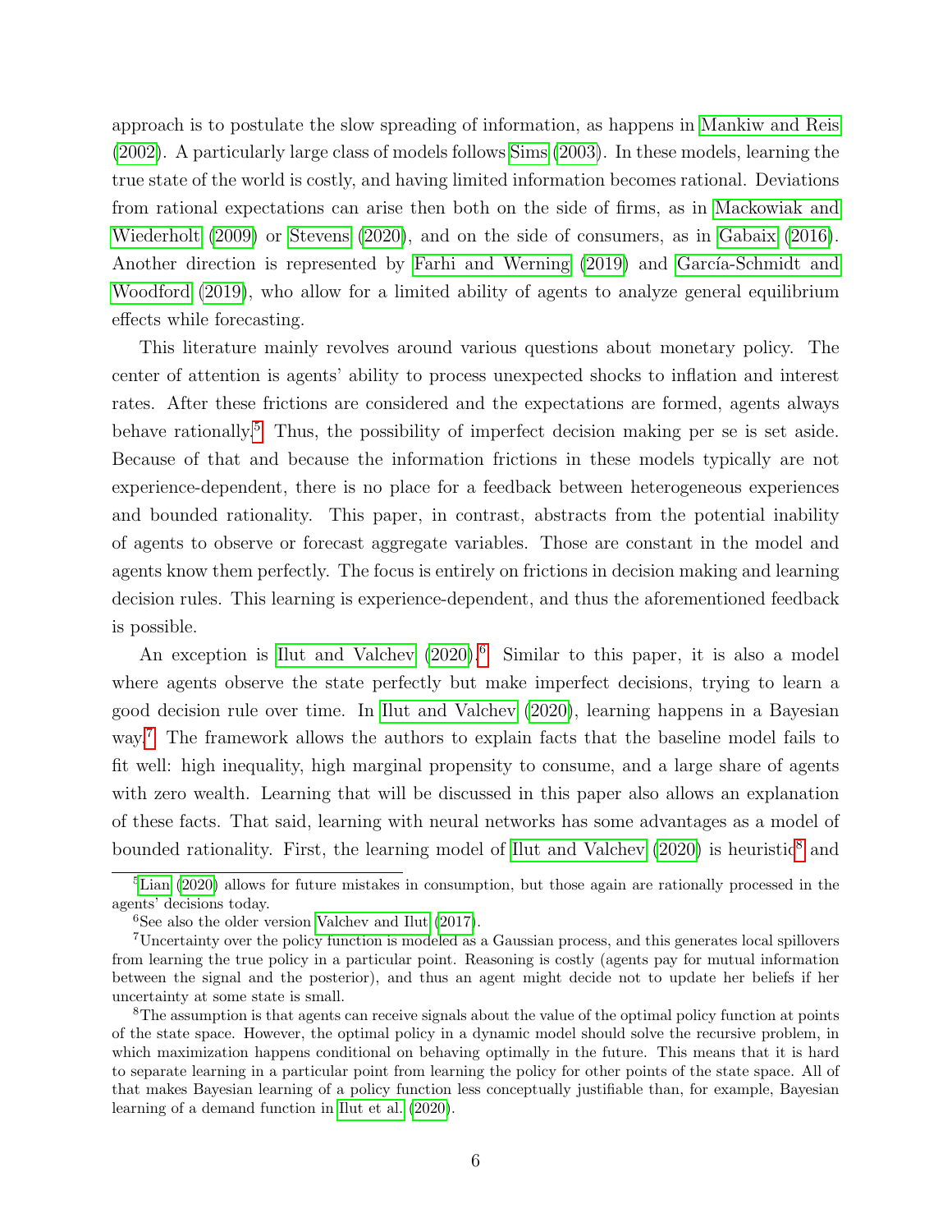approach is to postulate the slow spreading of information, as happens in Mankiw and Reis (2002). A particularly large class of models follows Sims (2003). In these models, learning the true state of the world is costly, and having limited information becomes rational. Deviations from rational expectations can arise then both on the side of firms, as in Mackowiak and Wiederholt (2009) or Stevens (2020), and on the side of consumers, as in Gabaix (2016). Another direction is represented by Farhi and Werning (2019) and García-Schmidt and Woodford (2019), who allow for a limited ability of agents to analyze general equilibrium effects while forecasting.

This literature mainly revolves around various questions about monetary policy. The center of attention is agents' ability to process unexpected shocks to inflation and interest rates. After these frictions are considered and the expectations are formed, agents always behave rationally.[5] Thus, the possibility of imperfect decision making per se is set aside. Because of that and because the information frictions in these models typically are not experience-dependent, there is no place for a feedback between heterogeneous experiences and bounded rationality. This paper, in contrast, abstracts from the potential inability of agents to observe or forecast aggregate variables. Those are constant in the model and agents know them perfectly. The focus is entirely on frictions in decision making and learning decision rules. This learning is experience-dependent, and thus the aforementioned feedback is possible.

An exception is Ilut and Valchev (2020).[6] Similar to this paper, it is also a model where agents observe the state perfectly but make imperfect decisions, trying to learn a good decision rule over time. In Ilut and Valchev (2020), learning happens in a Bayesian way.[7] The framework allows the authors to explain facts that the baseline model fails to fit well: high inequality, high marginal propensity to consume, and a large share of agents with zero wealth. Learning that will be discussed in this paper also allows an explanation of these facts. That said, learning with neural networks has some advantages as a model of bounded rationality. First, the learning model of Ilut and Valchev (2020) is heuristic[8] and

---

[5] Lian (2020) allows for future mistakes in consumption, but those again are rationally processed in the agents' decisions today.

[6] See also the older version Valchev and Ilut (2017).

[7] Uncertainty over the policy function is modeled as a Gaussian process, and this generates local spillovers from learning the true policy in a particular point. Reasoning is costly (agents pay for mutual information between the signal and the posterior), and thus an agent might decide not to update her beliefs if her uncertainty at some state is small.

[8] The assumption is that agents can receive signals about the value of the optimal policy function at points of the state space. However, the optimal policy in a dynamic model should solve the recursive problem, in which maximization happens conditional on behaving optimally in the future. This means that it is hard to separate learning in a particular point from learning the policy for other points of the state space. All of that makes Bayesian learning of a policy function less conceptually justifiable than, for example, Bayesian learning of a demand function in Ilut et al. (2020).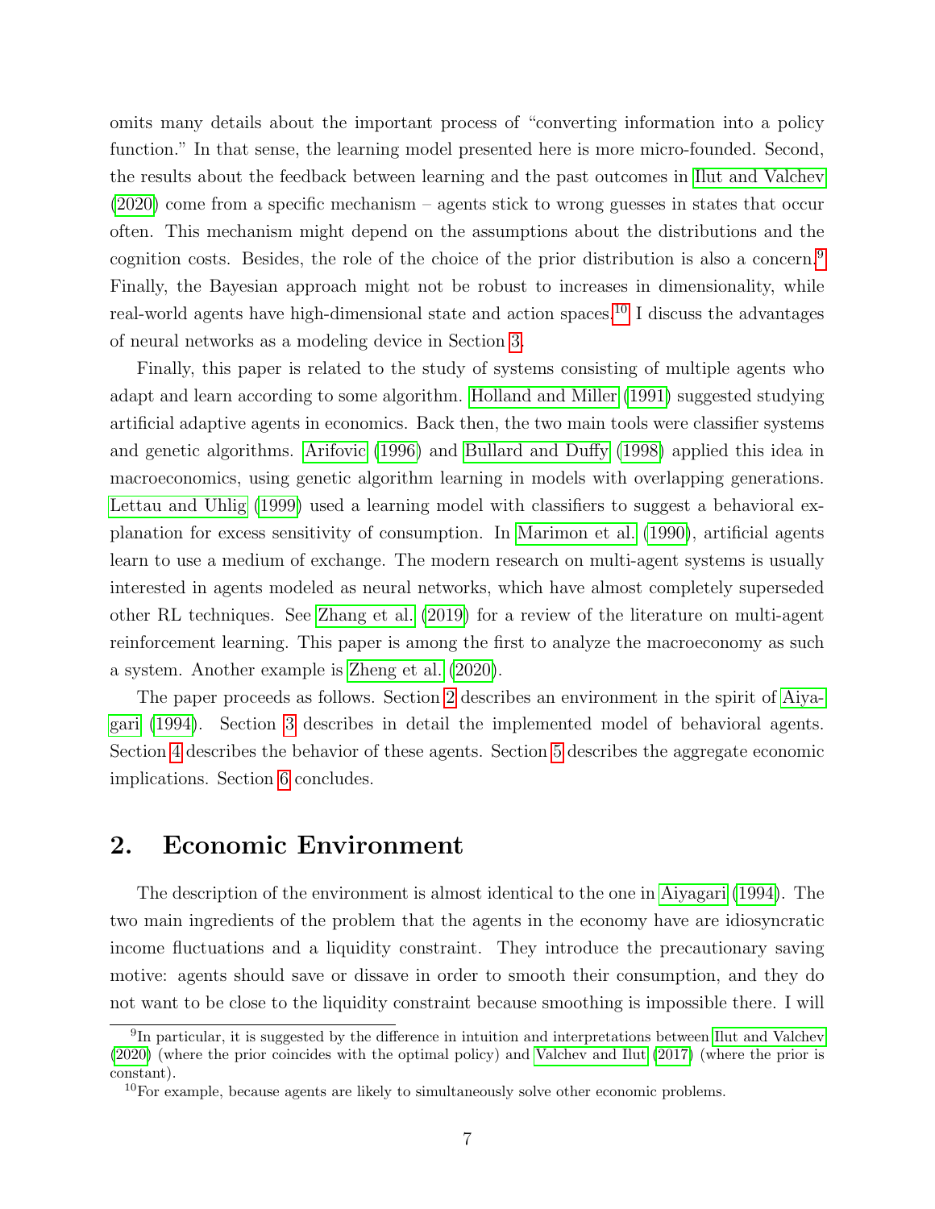omits many details about the important process of "converting information into a policy function." In that sense, the learning model presented here is more micro-founded. Second, the results about the feedback between learning and the past outcomes in Ilut and Valchev (2020) come from a specific mechanism – agents stick to wrong guesses in states that occur often. This mechanism might depend on the assumptions about the distributions and the cognition costs. Besides, the role of the choice of the prior distribution is also a concern.[9] Finally, the Bayesian approach might not be robust to increases in dimensionality, while real-world agents have high-dimensional state and action spaces.[10] I discuss the advantages of neural networks as a modeling device in Section 3.

Finally, this paper is related to the study of systems consisting of multiple agents who adapt and learn according to some algorithm. Holland and Miller (1991) suggested studying artificial adaptive agents in economics. Back then, the two main tools were classifier systems and genetic algorithms. Arifovic (1996) and Bullard and Duffy (1998) applied this idea in macroeconomics, using genetic algorithm learning in models with overlapping generations. Lettau and Uhlig (1999) used a learning model with classifiers to suggest a behavioral explanation for excess sensitivity of consumption. In Marimon et al. (1990), artificial agents learn to use a medium of exchange. The modern research on multi-agent systems is usually interested in agents modeled as neural networks, which have almost completely superseded other RL techniques. See Zhang et al. (2019) for a review of the literature on multi-agent reinforcement learning. This paper is among the first to analyze the macroeconomy as such a system. Another example is Zheng et al. (2020).

The paper proceeds as follows. Section 2 describes an environment in the spirit of Aiyagari (1994). Section 3 describes in detail the implemented model of behavioral agents. Section 4 describes the behavior of these agents. Section 5 describes the aggregate economic implications. Section 6 concludes.

## 2. Economic Environment

The description of the environment is almost identical to the one in Aiyagari (1994). The two main ingredients of the problem that the agents in the economy have are idiosyncratic income fluctuations and a liquidity constraint. They introduce the precautionary saving motive: agents should save or dissave in order to smooth their consumption, and they do not want to be close to the liquidity constraint because smoothing is impossible there. I will

[9] In particular, it is suggested by the difference in intuition and interpretations between Ilut and Valchev (2020) (where the prior coincides with the optimal policy) and Valchev and Ilut (2017) (where the prior is constant).

[10] For example, because agents are likely to simultaneously solve other economic problems.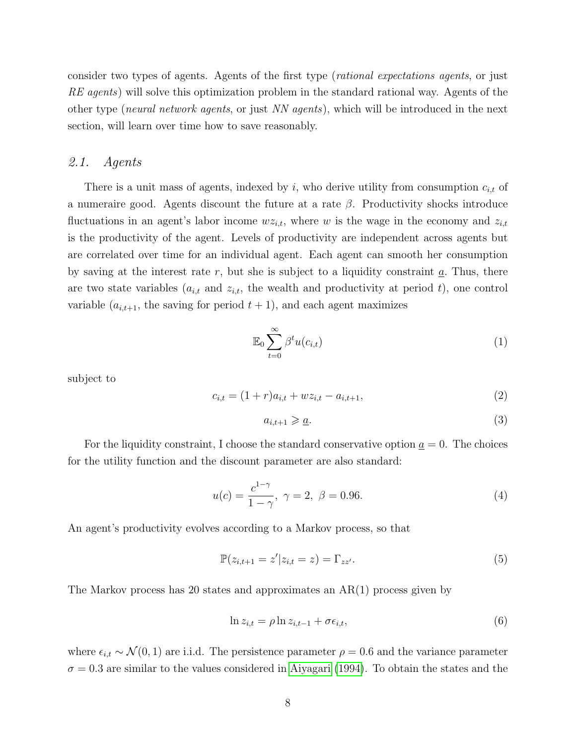consider two types of agents. Agents of the first type (*rational expectations agents*, or just *RE agents*) will solve this optimization problem in the standard rational way. Agents of the other type (*neural network agents*, or just *NN agents*), which will be introduced in the next section, will learn over time how to save reasonably.

### *2.1. Agents*

There is a unit mass of agents, indexed by $i$, who derive utility from consumption $c_{i,t}$ of a numeraire good. Agents discount the future at a rate $\beta$. Productivity shocks introduce fluctuations in an agent's labor income $wz_{i,t}$, where $w$ is the wage in the economy and $z_{i,t}$ is the productivity of the agent. Levels of productivity are independent across agents but are correlated over time for an individual agent. Each agent can smooth her consumption by saving at the interest rate $r$, but she is subject to a liquidity constraint $\underline{a}$. Thus, there are two state variables ($a_{i,t}$ and $z_{i,t}$, the wealth and productivity at period $t$), one control variable ($a_{i,t+1}$, the saving for period $t+1$), and each agent maximizes

$$\mathbb{E}_0 \sum_{t=0}^{\infty} \beta^t u(c_{i,t}) \tag{1}$$

subject to

$$c_{i,t} = (1+r)a_{i,t} + wz_{i,t} - a_{i,t+1}, \tag{2}$$

$$a_{i,t+1} \geqslant \underline{a}. \tag{3}$$

For the liquidity constraint, I choose the standard conservative option $\underline{a} = 0$. The choices for the utility function and the discount parameter are also standard:

$$u(c) = \frac{c^{1-\gamma}}{1-\gamma},\ \gamma = 2,\ \beta = 0.96. \tag{4}$$

An agent's productivity evolves according to a Markov process, so that

$$\mathbb{P}(z_{i,t+1} = z' | z_{i,t} = z) = \Gamma_{zz'}. \tag{5}$$

The Markov process has 20 states and approximates an AR(1) process given by

$$\ln z_{i,t} = \rho \ln z_{i,t-1} + \sigma \epsilon_{i,t}, \tag{6}$$

where $\epsilon_{i,t} \sim \mathcal{N}(0,1)$ are i.i.d. The persistence parameter $\rho = 0.6$ and the variance parameter $\sigma = 0.3$ are similar to the values considered in Aiyagari (1994). To obtain the states and the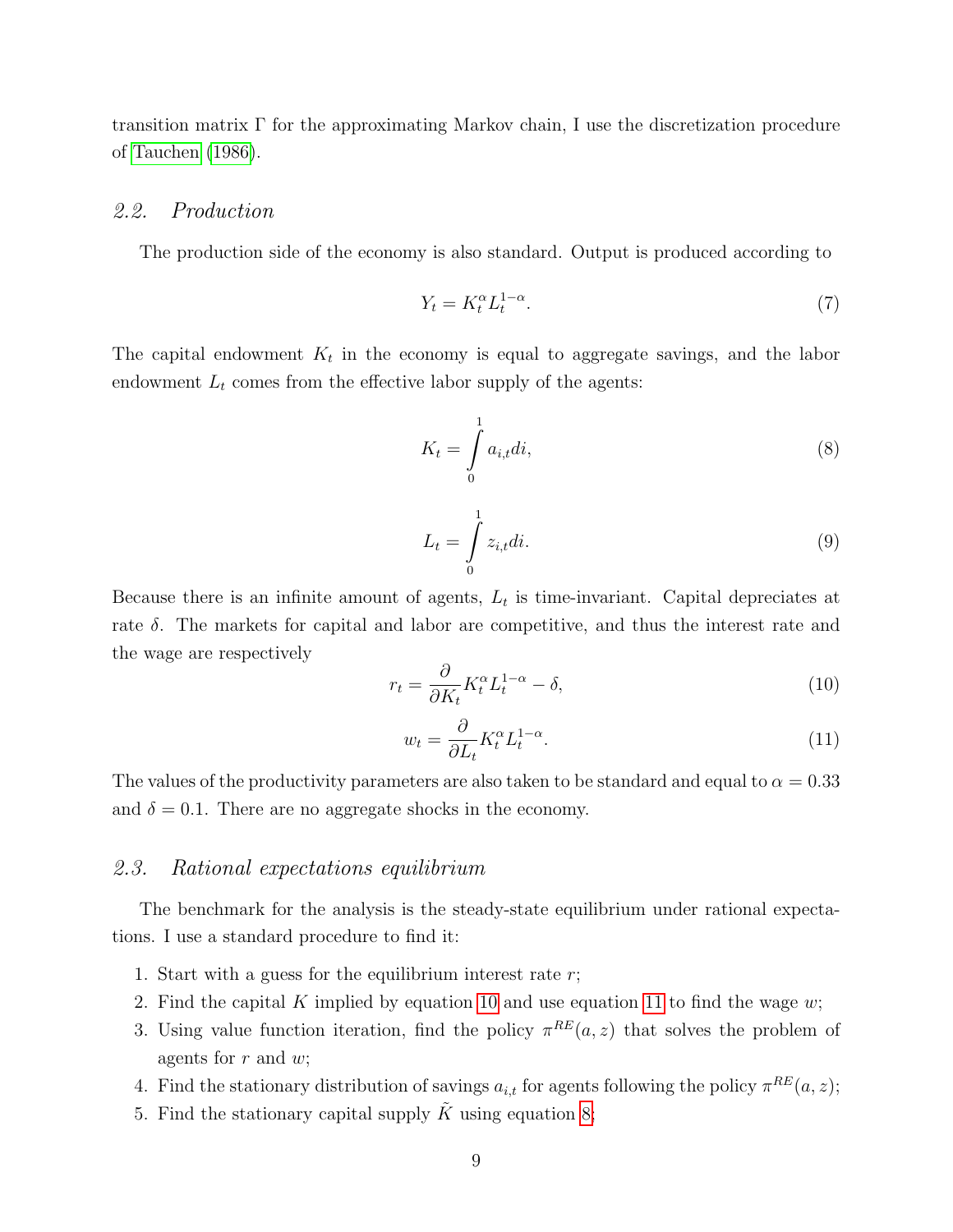transition matrix $\Gamma$ for the approximating Markov chain, I use the discretization procedure of Tauchen (1986).

### 2.2. Production

The production side of the economy is also standard. Output is produced according to

$$Y_t = K_t^{\alpha} L_t^{1-\alpha}. \tag{7}$$

The capital endowment $K_t$ in the economy is equal to aggregate savings, and the labor endowment $L_t$ comes from the effective labor supply of the agents:

$$K_t = \int_0^1 a_{i,t} di, \tag{8}$$

$$L_t = \int_0^1 z_{i,t} di. \tag{9}$$

Because there is an infinite amount of agents, $L_t$ is time-invariant. Capital depreciates at rate $\delta$. The markets for capital and labor are competitive, and thus the interest rate and the wage are respectively

$$r_t = \frac{\partial}{\partial K_t} K_t^{\alpha} L_t^{1-\alpha} - \delta, \tag{10}$$

$$w_t = \frac{\partial}{\partial L_t} K_t^{\alpha} L_t^{1-\alpha}. \tag{11}$$

The values of the productivity parameters are also taken to be standard and equal to $\alpha = 0.33$ and $\delta = 0.1$. There are no aggregate shocks in the economy.

### 2.3. Rational expectations equilibrium

The benchmark for the analysis is the steady-state equilibrium under rational expectations. I use a standard procedure to find it:

1. Start with a guess for the equilibrium interest rate $r$;
2. Find the capital $K$ implied by equation 10 and use equation 11 to find the wage $w$;
3. Using value function iteration, find the policy $\pi^{RE}(a, z)$ that solves the problem of agents for $r$ and $w$;
4. Find the stationary distribution of savings $a_{i,t}$ for agents following the policy $\pi^{RE}(a, z)$;
5. Find the stationary capital supply $\tilde{K}$ using equation 8;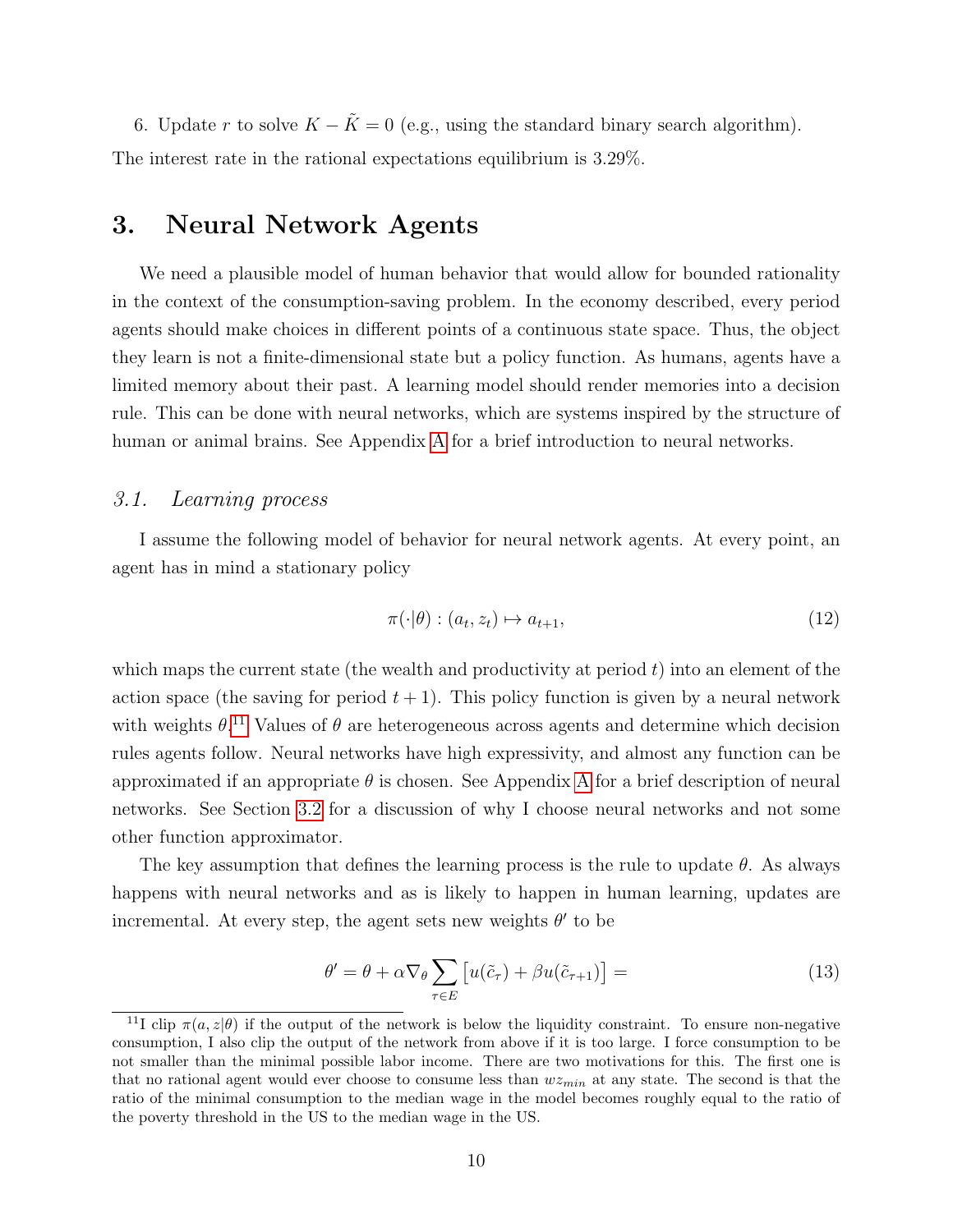6. Update $r$ to solve $K - \tilde{K} = 0$ (e.g., using the standard binary search algorithm).

The interest rate in the rational expectations equilibrium is 3.29%.

## 3. Neural Network Agents

We need a plausible model of human behavior that would allow for bounded rationality in the context of the consumption-saving problem. In the economy described, every period agents should make choices in different points of a continuous state space. Thus, the object they learn is not a finite-dimensional state but a policy function. As humans, agents have a limited memory about their past. A learning model should render memories into a decision rule. This can be done with neural networks, which are systems inspired by the structure of human or animal brains. See Appendix A for a brief introduction to neural networks.

### *3.1. Learning process*

I assume the following model of behavior for neural network agents. At every point, an agent has in mind a stationary policy

$$\pi(\cdot|\theta) : (a_t, z_t) \mapsto a_{t+1}, \tag{12}$$

which maps the current state (the wealth and productivity at period $t$) into an element of the action space (the saving for period $t+1$). This policy function is given by a neural network with weights $\theta$.[11] Values of $\theta$ are heterogeneous across agents and determine which decision rules agents follow. Neural networks have high expressivity, and almost any function can be approximated if an appropriate $\theta$ is chosen. See Appendix A for a brief description of neural networks. See Section 3.2 for a discussion of why I choose neural networks and not some other function approximator.

The key assumption that defines the learning process is the rule to update $\theta$. As always happens with neural networks and as is likely to happen in human learning, updates are incremental. At every step, the agent sets new weights $\theta'$ to be

$$\theta' = \theta + \alpha \nabla_\theta \sum_{\tau \in E} \left[ u(\tilde{c}_\tau) + \beta u(\tilde{c}_{\tau+1}) \right] = \tag{13}$$

[11] I clip $\pi(a, z|\theta)$ if the output of the network is below the liquidity constraint. To ensure non-negative consumption, I also clip the output of the network from above if it is too large. I force consumption to be not smaller than the minimal possible labor income. There are two motivations for this. The first one is that no rational agent would ever choose to consume less than $wz_{min}$ at any state. The second is that the ratio of the minimal consumption to the median wage in the model becomes roughly equal to the ratio of the poverty threshold in the US to the median wage in the US.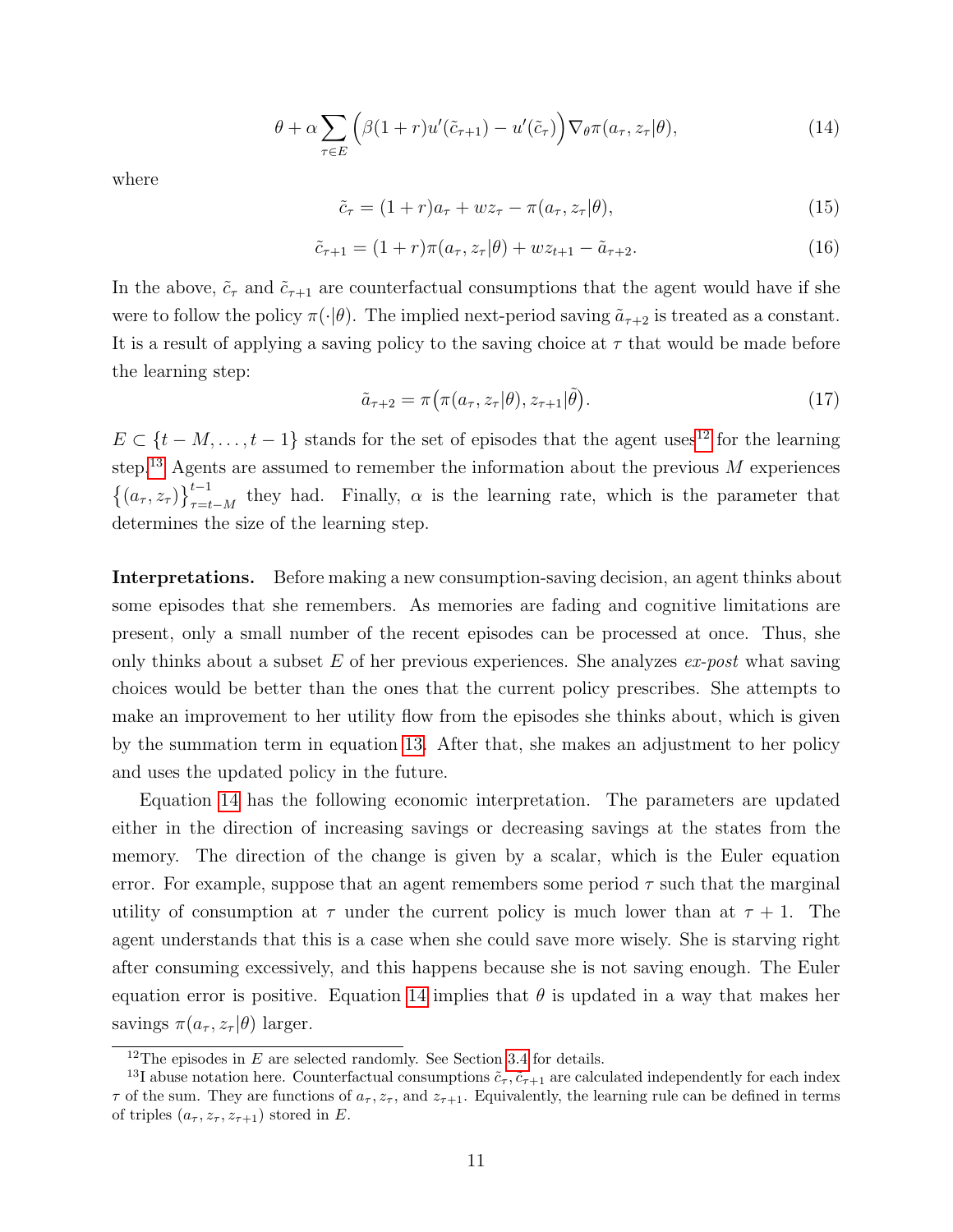$$\theta + \alpha \sum_{\tau \in E} \Big( \beta(1+r)u'(\tilde{c}_{\tau+1}) - u'(\tilde{c}_\tau) \Big) \nabla_\theta \pi(a_\tau, z_\tau|\theta), \tag{14}$$

where

$$\tilde{c}_\tau = (1+r)a_\tau + wz_\tau - \pi(a_\tau, z_\tau|\theta), \tag{15}$$

$$\tilde{c}_{\tau+1} = (1+r)\pi(a_\tau, z_\tau|\theta) + wz_{t+1} - \tilde{a}_{\tau+2}. \tag{16}$$

In the above, $\tilde{c}_\tau$ and $\tilde{c}_{\tau+1}$ are counterfactual consumptions that the agent would have if she were to follow the policy $\pi(\cdot|\theta)$. The implied next-period saving $\tilde{a}_{\tau+2}$ is treated as a constant. It is a result of applying a saving policy to the saving choice at $\tau$ that would be made before the learning step:

$$\tilde{a}_{\tau+2} = \pi\big(\pi(a_\tau, z_\tau|\theta), z_{\tau+1}|\tilde{\theta}\big). \tag{17}$$

$E \subset \{t-M, \ldots, t-1\}$ stands for the set of episodes that the agent uses[12] for the learning step.[13] Agents are assumed to remember the information about the previous $M$ experiences $\big\{(a_\tau, z_\tau)\big\}_{\tau=t-M}^{t-1}$ they had. Finally, $\alpha$ is the learning rate, which is the parameter that determines the size of the learning step.

**Interpretations.** Before making a new consumption-saving decision, an agent thinks about some episodes that she remembers. As memories are fading and cognitive limitations are present, only a small number of the recent episodes can be processed at once. Thus, she only thinks about a subset $E$ of her previous experiences. She analyzes *ex-post* what saving choices would be better than the ones that the current policy prescribes. She attempts to make an improvement to her utility flow from the episodes she thinks about, which is given by the summation term in equation 13. After that, she makes an adjustment to her policy and uses the updated policy in the future.

Equation 14 has the following economic interpretation. The parameters are updated either in the direction of increasing savings or decreasing savings at the states from the memory. The direction of the change is given by a scalar, which is the Euler equation error. For example, suppose that an agent remembers some period $\tau$ such that the marginal utility of consumption at $\tau$ under the current policy is much lower than at $\tau+1$. The agent understands that this is a case when she could save more wisely. She is starving right after consuming excessively, and this happens because she is not saving enough. The Euler equation error is positive. Equation 14 implies that $\theta$ is updated in a way that makes her savings $\pi(a_\tau, z_\tau|\theta)$ larger.

[12] The episodes in $E$ are selected randomly. See Section 3.4 for details.

[13] I abuse notation here. Counterfactual consumptions $\tilde{c}_\tau, \tilde{c}_{\tau+1}$ are calculated independently for each index $\tau$ of the sum. They are functions of $a_\tau$, $z_\tau$, and $z_{\tau+1}$. Equivalently, the learning rule can be defined in terms of triples $(a_\tau, z_\tau, z_{\tau+1})$ stored in $E$.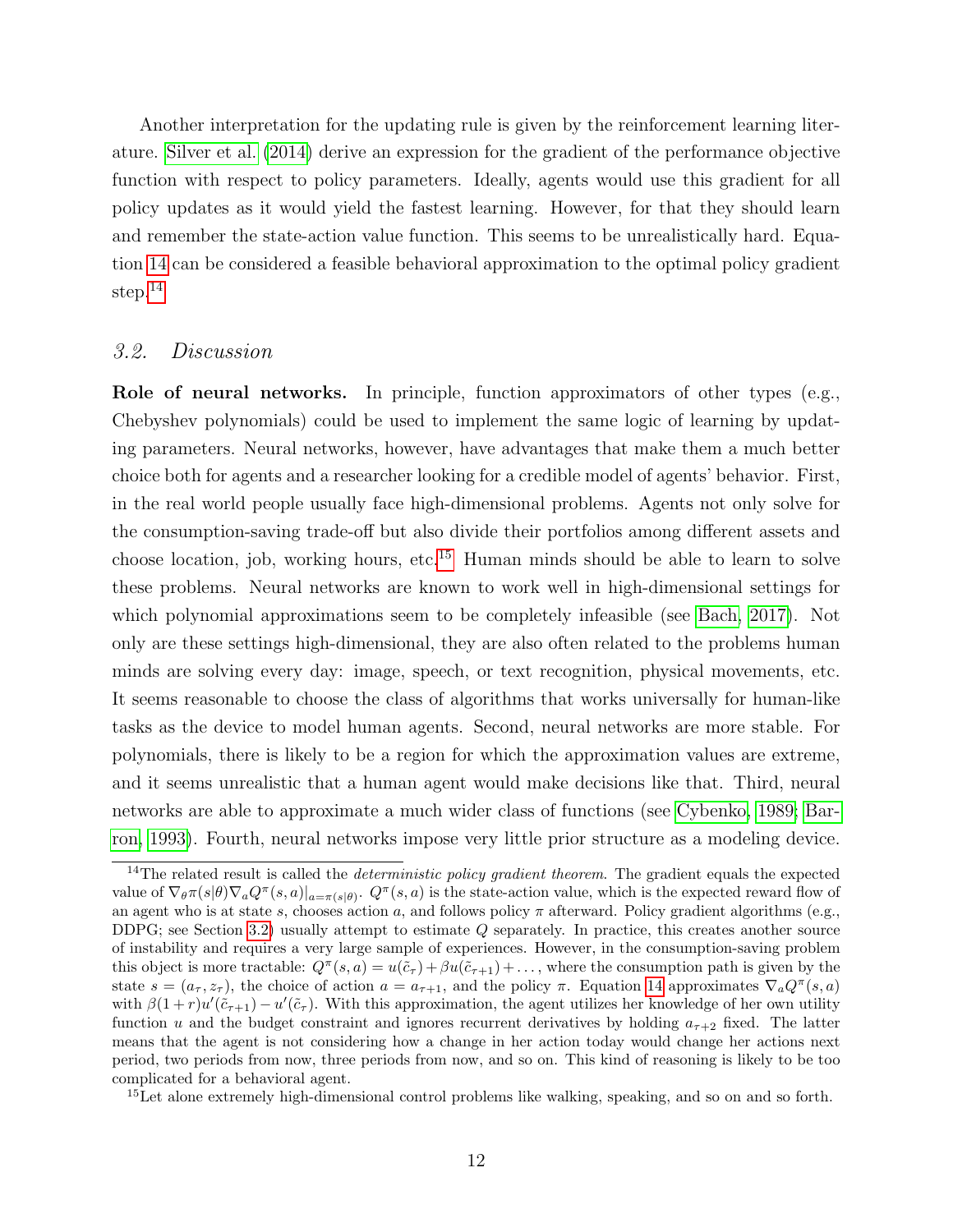Another interpretation for the updating rule is given by the reinforcement learning literature. Silver et al. (2014) derive an expression for the gradient of the performance objective function with respect to policy parameters. Ideally, agents would use this gradient for all policy updates as it would yield the fastest learning. However, for that they should learn and remember the state-action value function. This seems to be unrealistically hard. Equation 14 can be considered a feasible behavioral approximation to the optimal policy gradient step.[14]

### 3.2. Discussion

**Role of neural networks.** In principle, function approximators of other types (e.g., Chebyshev polynomials) could be used to implement the same logic of learning by updating parameters. Neural networks, however, have advantages that make them a much better choice both for agents and a researcher looking for a credible model of agents' behavior. First, in the real world people usually face high-dimensional problems. Agents not only solve for the consumption-saving trade-off but also divide their portfolios among different assets and choose location, job, working hours, etc.[15] Human minds should be able to learn to solve these problems. Neural networks are known to work well in high-dimensional settings for which polynomial approximations seem to be completely infeasible (see Bach, 2017). Not only are these settings high-dimensional, they are also often related to the problems human minds are solving every day: image, speech, or text recognition, physical movements, etc. It seems reasonable to choose the class of algorithms that works universally for human-like tasks as the device to model human agents. Second, neural networks are more stable. For polynomials, there is likely to be a region for which the approximation values are extreme, and it seems unrealistic that a human agent would make decisions like that. Third, neural networks are able to approximate a much wider class of functions (see Cybenko, 1989; Barron, 1993). Fourth, neural networks impose very little prior structure as a modeling device.

[14] The related result is called the *deterministic policy gradient theorem*. The gradient equals the expected value of $\nabla_\theta \pi(s|\theta) \nabla_a Q^\pi(s,a)|_{a=\pi(s|\theta)}$. $Q^\pi(s,a)$ is the state-action value, which is the expected reward flow of an agent who is at state $s$, chooses action $a$, and follows policy $\pi$ afterward. Policy gradient algorithms (e.g., DDPG; see Section 3.2) usually attempt to estimate $Q$ separately. In practice, this creates another source of instability and requires a very large sample of experiences. However, in the consumption-saving problem this object is more tractable: $Q^\pi(s,a) = u(\tilde{c}_\tau) + \beta u(\tilde{c}_{\tau+1}) + \ldots$, where the consumption path is given by the state $s = (a_\tau, z_\tau)$, the choice of action $a = a_{\tau+1}$, and the policy $\pi$. Equation 14 approximates $\nabla_a Q^\pi(s,a)$ with $\beta(1+r)u'(\tilde{c}_{\tau+1}) - u'(\tilde{c}_\tau)$. With this approximation, the agent utilizes her knowledge of her own utility function $u$ and the budget constraint and ignores recurrent derivatives by holding $a_{\tau+2}$ fixed. The latter means that the agent is not considering how a change in her action today would change her actions next period, two periods from now, three periods from now, and so on. This kind of reasoning is likely to be too complicated for a behavioral agent.

[15] Let alone extremely high-dimensional control problems like walking, speaking, and so on and so forth.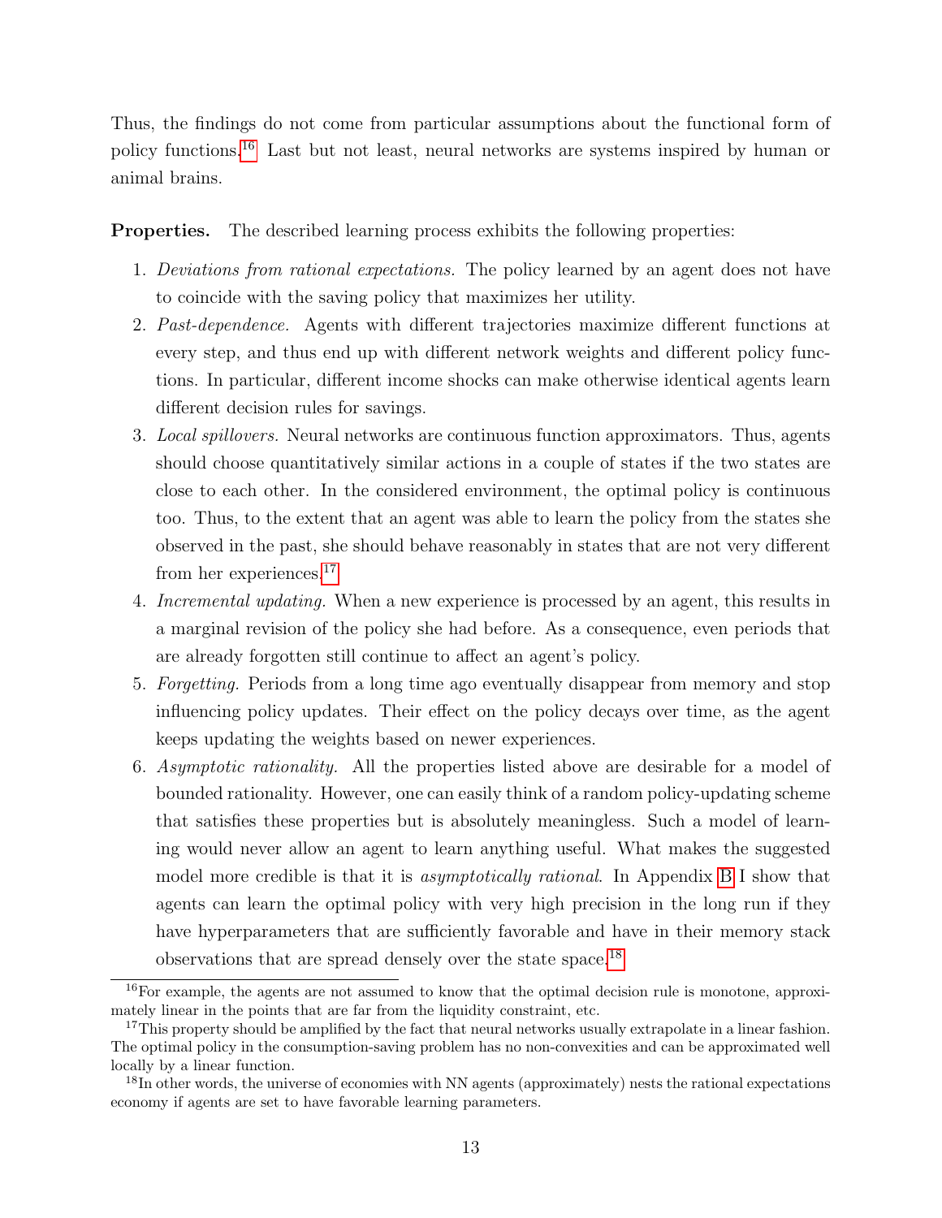Thus, the findings do not come from particular assumptions about the functional form of policy functions.[16] Last but not least, neural networks are systems inspired by human or animal brains.

**Properties.** The described learning process exhibits the following properties:

1. *Deviations from rational expectations.* The policy learned by an agent does not have to coincide with the saving policy that maximizes her utility.
2. *Past-dependence.* Agents with different trajectories maximize different functions at every step, and thus end up with different network weights and different policy functions. In particular, different income shocks can make otherwise identical agents learn different decision rules for savings.
3. *Local spillovers.* Neural networks are continuous function approximators. Thus, agents should choose quantitatively similar actions in a couple of states if the two states are close to each other. In the considered environment, the optimal policy is continuous too. Thus, to the extent that an agent was able to learn the policy from the states she observed in the past, she should behave reasonably in states that are not very different from her experiences.[17]
4. *Incremental updating.* When a new experience is processed by an agent, this results in a marginal revision of the policy she had before. As a consequence, even periods that are already forgotten still continue to affect an agent's policy.
5. *Forgetting.* Periods from a long time ago eventually disappear from memory and stop influencing policy updates. Their effect on the policy decays over time, as the agent keeps updating the weights based on newer experiences.
6. *Asymptotic rationality.* All the properties listed above are desirable for a model of bounded rationality. However, one can easily think of a random policy-updating scheme that satisfies these properties but is absolutely meaningless. Such a model of learning would never allow an agent to learn anything useful. What makes the suggested model more credible is that it is *asymptotically rational*. In Appendix B I show that agents can learn the optimal policy with very high precision in the long run if they have hyperparameters that are sufficiently favorable and have in their memory stack observations that are spread densely over the state space.[18]

[16] For example, the agents are not assumed to know that the optimal decision rule is monotone, approximately linear in the points that are far from the liquidity constraint, etc.

[17] This property should be amplified by the fact that neural networks usually extrapolate in a linear fashion. The optimal policy in the consumption-saving problem has no non-convexities and can be approximated well locally by a linear function.

[18] In other words, the universe of economies with NN agents (approximately) nests the rational expectations economy if agents are set to have favorable learning parameters.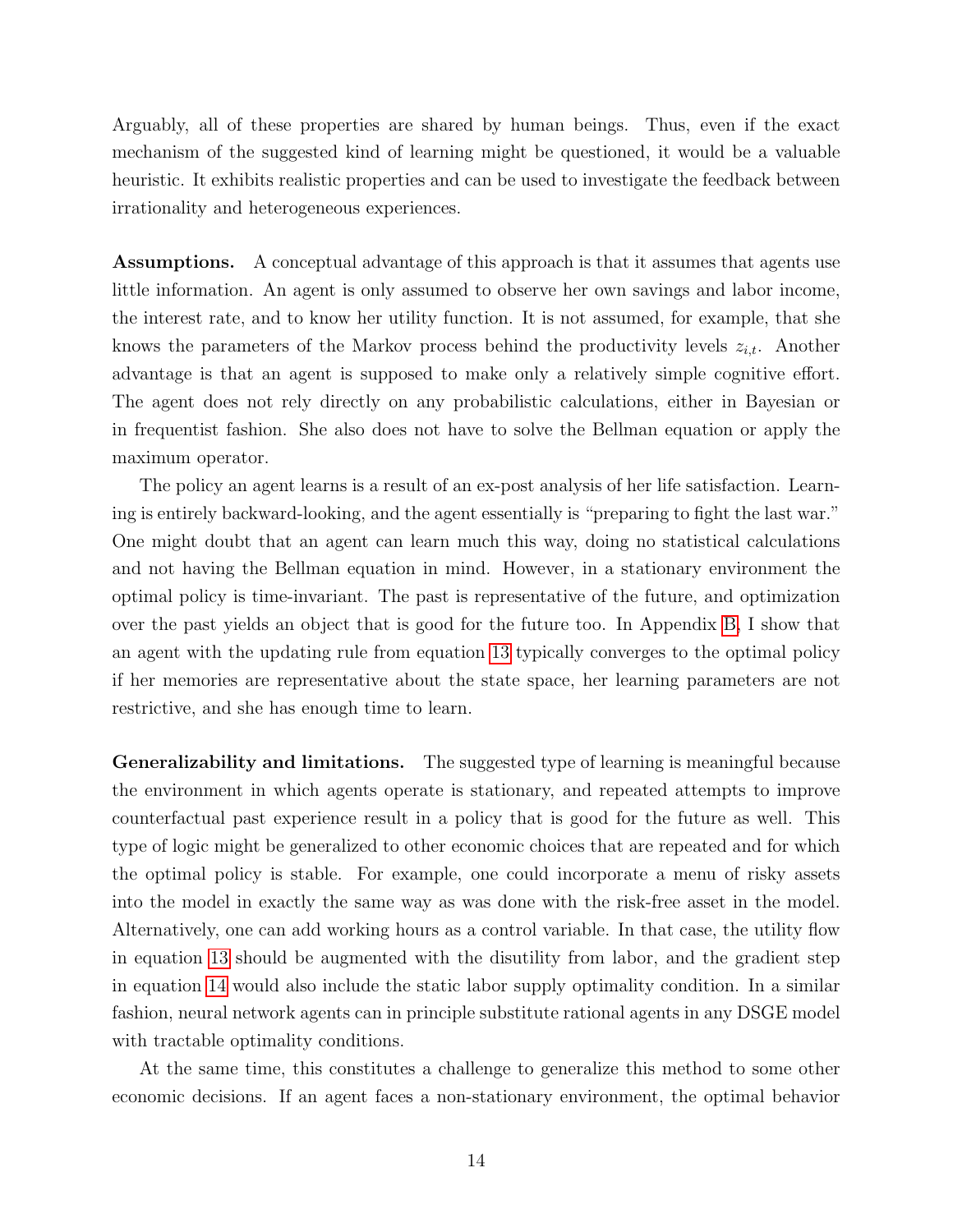Arguably, all of these properties are shared by human beings. Thus, even if the exact mechanism of the suggested kind of learning might be questioned, it would be a valuable heuristic. It exhibits realistic properties and can be used to investigate the feedback between irrationality and heterogeneous experiences.

**Assumptions.** A conceptual advantage of this approach is that it assumes that agents use little information. An agent is only assumed to observe her own savings and labor income, the interest rate, and to know her utility function. It is not assumed, for example, that she knows the parameters of the Markov process behind the productivity levels $z_{i,t}$. Another advantage is that an agent is supposed to make only a relatively simple cognitive effort. The agent does not rely directly on any probabilistic calculations, either in Bayesian or in frequentist fashion. She also does not have to solve the Bellman equation or apply the maximum operator.

The policy an agent learns is a result of an ex-post analysis of her life satisfaction. Learning is entirely backward-looking, and the agent essentially is "preparing to fight the last war." One might doubt that an agent can learn much this way, doing no statistical calculations and not having the Bellman equation in mind. However, in a stationary environment the optimal policy is time-invariant. The past is representative of the future, and optimization over the past yields an object that is good for the future too. In Appendix B, I show that an agent with the updating rule from equation 13 typically converges to the optimal policy if her memories are representative about the state space, her learning parameters are not restrictive, and she has enough time to learn.

**Generalizability and limitations.** The suggested type of learning is meaningful because the environment in which agents operate is stationary, and repeated attempts to improve counterfactual past experience result in a policy that is good for the future as well. This type of logic might be generalized to other economic choices that are repeated and for which the optimal policy is stable. For example, one could incorporate a menu of risky assets into the model in exactly the same way as was done with the risk-free asset in the model. Alternatively, one can add working hours as a control variable. In that case, the utility flow in equation 13 should be augmented with the disutility from labor, and the gradient step in equation 14 would also include the static labor supply optimality condition. In a similar fashion, neural network agents can in principle substitute rational agents in any DSGE model with tractable optimality conditions.

At the same time, this constitutes a challenge to generalize this method to some other economic decisions. If an agent faces a non-stationary environment, the optimal behavior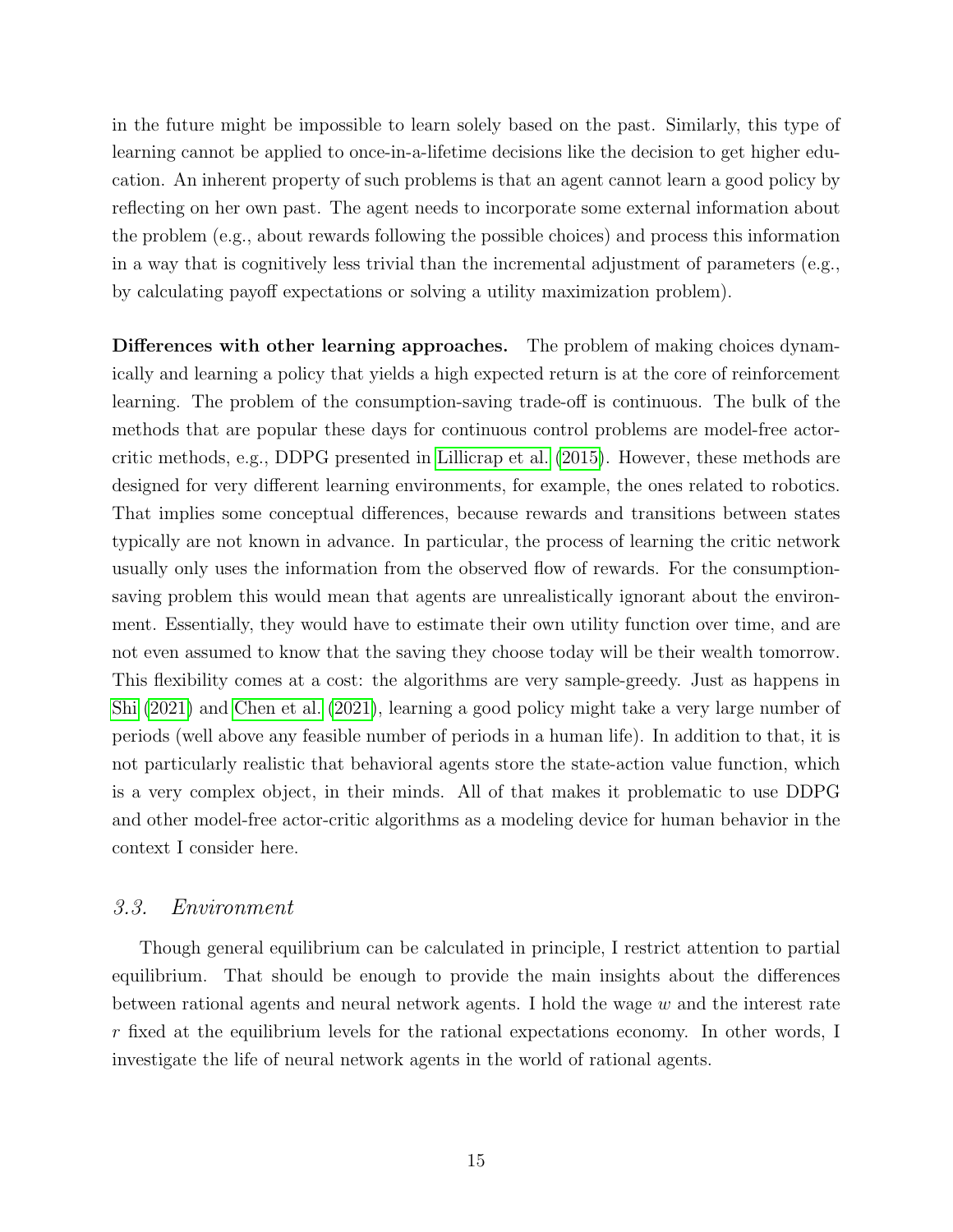in the future might be impossible to learn solely based on the past. Similarly, this type of learning cannot be applied to once-in-a-lifetime decisions like the decision to get higher education. An inherent property of such problems is that an agent cannot learn a good policy by reflecting on her own past. The agent needs to incorporate some external information about the problem (e.g., about rewards following the possible choices) and process this information in a way that is cognitively less trivial than the incremental adjustment of parameters (e.g., by calculating payoff expectations or solving a utility maximization problem).

**Differences with other learning approaches.** The problem of making choices dynamically and learning a policy that yields a high expected return is at the core of reinforcement learning. The problem of the consumption-saving trade-off is continuous. The bulk of the methods that are popular these days for continuous control problems are model-free actor-critic methods, e.g., DDPG presented in Lillicrap et al. (2015). However, these methods are designed for very different learning environments, for example, the ones related to robotics. That implies some conceptual differences, because rewards and transitions between states typically are not known in advance. In particular, the process of learning the critic network usually only uses the information from the observed flow of rewards. For the consumption-saving problem this would mean that agents are unrealistically ignorant about the environment. Essentially, they would have to estimate their own utility function over time, and are not even assumed to know that the saving they choose today will be their wealth tomorrow. This flexibility comes at a cost: the algorithms are very sample-greedy. Just as happens in Shi (2021) and Chen et al. (2021), learning a good policy might take a very large number of periods (well above any feasible number of periods in a human life). In addition to that, it is not particularly realistic that behavioral agents store the state-action value function, which is a very complex object, in their minds. All of that makes it problematic to use DDPG and other model-free actor-critic algorithms as a modeling device for human behavior in the context I consider here.

### *3.3. Environment*

Though general equilibrium can be calculated in principle, I restrict attention to partial equilibrium. That should be enough to provide the main insights about the differences between rational agents and neural network agents. I hold the wage $w$ and the interest rate $r$ fixed at the equilibrium levels for the rational expectations economy. In other words, I investigate the life of neural network agents in the world of rational agents.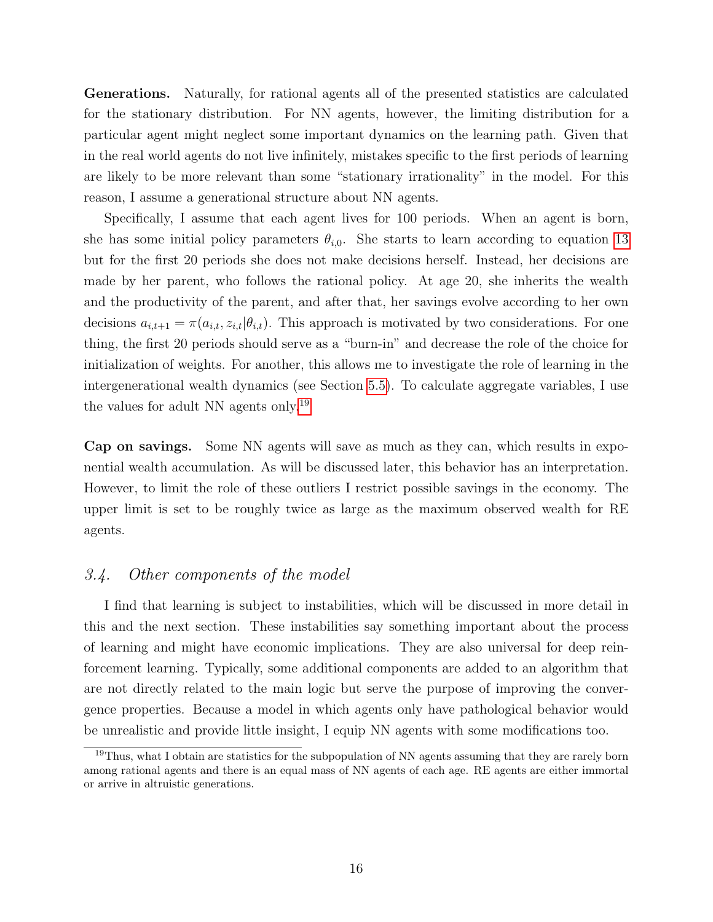**Generations.** Naturally, for rational agents all of the presented statistics are calculated for the stationary distribution. For NN agents, however, the limiting distribution for a particular agent might neglect some important dynamics on the learning path. Given that in the real world agents do not live infinitely, mistakes specific to the first periods of learning are likely to be more relevant than some "stationary irrationality" in the model. For this reason, I assume a generational structure about NN agents.

Specifically, I assume that each agent lives for 100 periods. When an agent is born, she has some initial policy parameters $\theta_{i,0}$. She starts to learn according to equation 13 but for the first 20 periods she does not make decisions herself. Instead, her decisions are made by her parent, who follows the rational policy. At age 20, she inherits the wealth and the productivity of the parent, and after that, her savings evolve according to her own decisions $a_{i,t+1} = \pi(a_{i,t}, z_{i,t}|\theta_{i,t})$. This approach is motivated by two considerations. For one thing, the first 20 periods should serve as a "burn-in" and decrease the role of the choice for initialization of weights. For another, this allows me to investigate the role of learning in the intergenerational wealth dynamics (see Section 5.5). To calculate aggregate variables, I use the values for adult NN agents only.[19]

**Cap on savings.** Some NN agents will save as much as they can, which results in exponential wealth accumulation. As will be discussed later, this behavior has an interpretation. However, to limit the role of these outliers I restrict possible savings in the economy. The upper limit is set to be roughly twice as large as the maximum observed wealth for RE agents.

### *3.4. Other components of the model*

I find that learning is subject to instabilities, which will be discussed in more detail in this and the next section. These instabilities say something important about the process of learning and might have economic implications. They are also universal for deep reinforcement learning. Typically, some additional components are added to an algorithm that are not directly related to the main logic but serve the purpose of improving the convergence properties. Because a model in which agents only have pathological behavior would be unrealistic and provide little insight, I equip NN agents with some modifications too.

[19] Thus, what I obtain are statistics for the subpopulation of NN agents assuming that they are rarely born among rational agents and there is an equal mass of NN agents of each age. RE agents are either immortal or arrive in altruistic generations.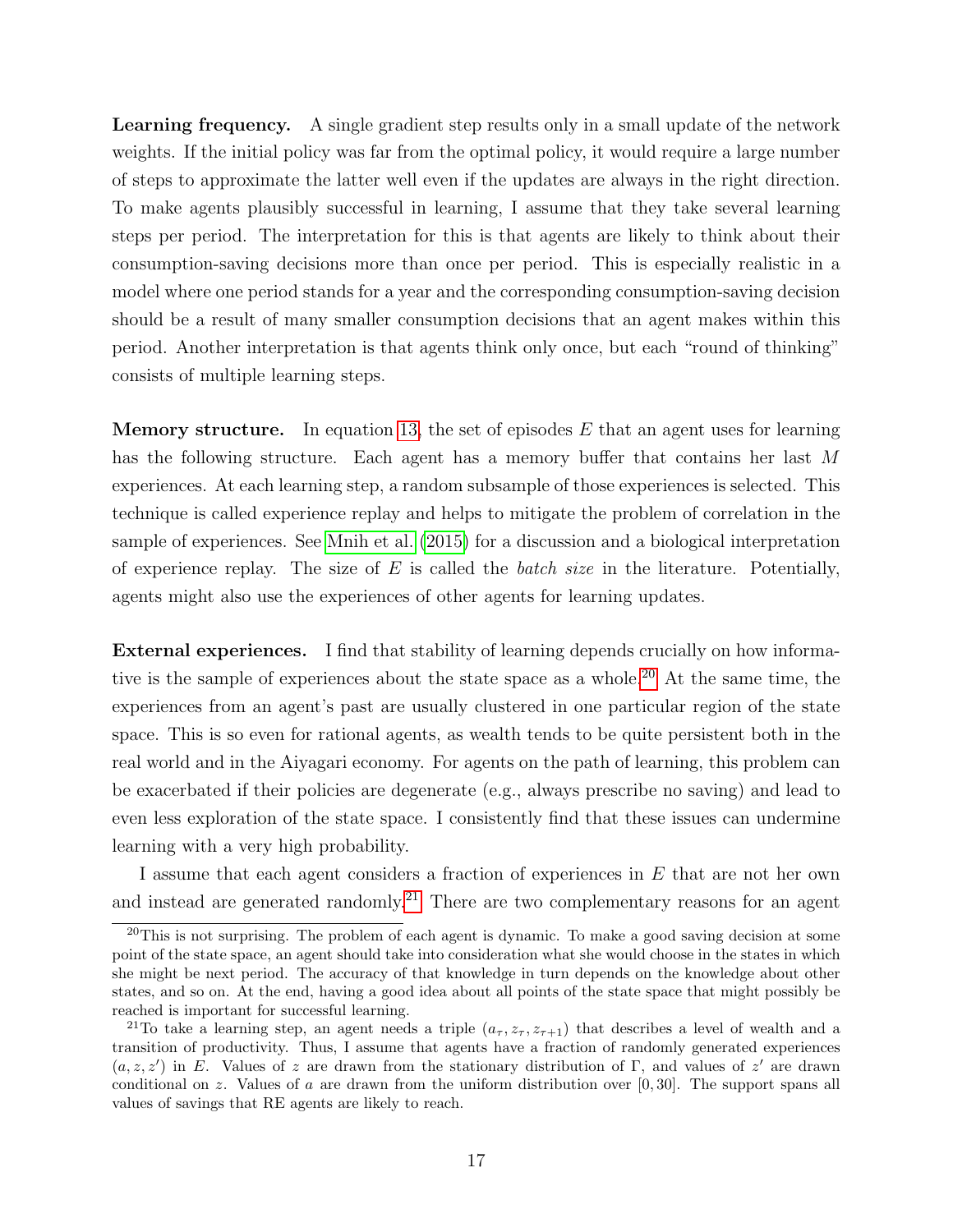**Learning frequency.** A single gradient step results only in a small update of the network weights. If the initial policy was far from the optimal policy, it would require a large number of steps to approximate the latter well even if the updates are always in the right direction. To make agents plausibly successful in learning, I assume that they take several learning steps per period. The interpretation for this is that agents are likely to think about their consumption-saving decisions more than once per period. This is especially realistic in a model where one period stands for a year and the corresponding consumption-saving decision should be a result of many smaller consumption decisions that an agent makes within this period. Another interpretation is that agents think only once, but each "round of thinking" consists of multiple learning steps.

**Memory structure.** In equation 13, the set of episodes $E$ that an agent uses for learning has the following structure. Each agent has a memory buffer that contains her last $M$ experiences. At each learning step, a random subsample of those experiences is selected. This technique is called experience replay and helps to mitigate the problem of correlation in the sample of experiences. See Mnih et al. (2015) for a discussion and a biological interpretation of experience replay. The size of $E$ is called the *batch size* in the literature. Potentially, agents might also use the experiences of other agents for learning updates.

**External experiences.** I find that stability of learning depends crucially on how informative is the sample of experiences about the state space as a whole.[20] At the same time, the experiences from an agent's past are usually clustered in one particular region of the state space. This is so even for rational agents, as wealth tends to be quite persistent both in the real world and in the Aiyagari economy. For agents on the path of learning, this problem can be exacerbated if their policies are degenerate (e.g., always prescribe no saving) and lead to even less exploration of the state space. I consistently find that these issues can undermine learning with a very high probability.

I assume that each agent considers a fraction of experiences in $E$ that are not her own and instead are generated randomly.[21] There are two complementary reasons for an agent

[20] This is not surprising. The problem of each agent is dynamic. To make a good saving decision at some point of the state space, an agent should take into consideration what she would choose in the states in which she might be next period. The accuracy of that knowledge in turn depends on the knowledge about other states, and so on. At the end, having a good idea about all points of the state space that might possibly be reached is important for successful learning.

[21] To take a learning step, an agent needs a triple $(a_\tau, z_\tau, z_{\tau+1})$ that describes a level of wealth and a transition of productivity. Thus, I assume that agents have a fraction of randomly generated experiences $(a, z, z')$ in $E$. Values of $z$ are drawn from the stationary distribution of $\Gamma$, and values of $z'$ are drawn conditional on $z$. Values of $a$ are drawn from the uniform distribution over $[0, 30]$. The support spans all values of savings that RE agents are likely to reach.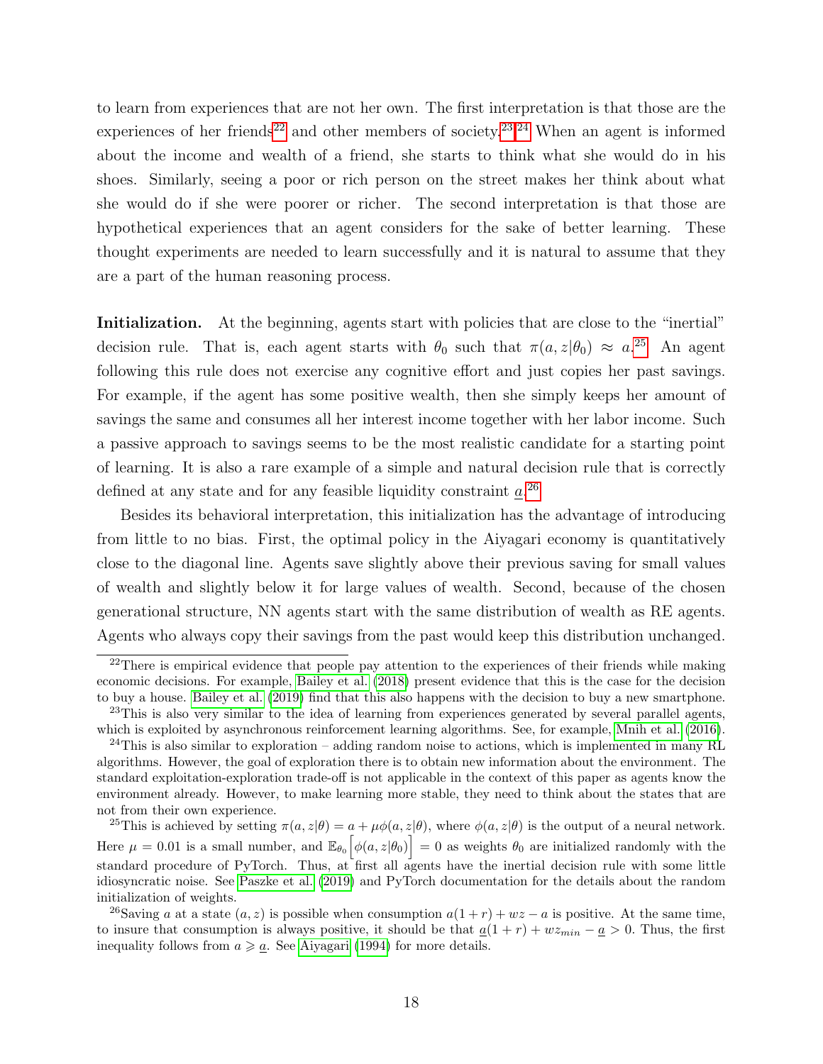to learn from experiences that are not her own. The first interpretation is that those are the experiences of her friends[22] and other members of society.[23,24] When an agent is informed about the income and wealth of a friend, she starts to think what she would do in his shoes. Similarly, seeing a poor or rich person on the street makes her think about what she would do if she were poorer or richer. The second interpretation is that those are hypothetical experiences that an agent considers for the sake of better learning. These thought experiments are needed to learn successfully and it is natural to assume that they are a part of the human reasoning process.

**Initialization.** At the beginning, agents start with policies that are close to the "inertial" decision rule. That is, each agent starts with $\theta_0$ such that $\pi(a, z|\theta_0) \approx a$.[25] An agent following this rule does not exercise any cognitive effort and just copies her past savings. For example, if the agent has some positive wealth, then she simply keeps her amount of savings the same and consumes all her interest income together with her labor income. Such a passive approach to savings seems to be the most realistic candidate for a starting point of learning. It is also a rare example of a simple and natural decision rule that is correctly defined at any state and for any feasible liquidity constraint $\underline{a}$.[26]

Besides its behavioral interpretation, this initialization has the advantage of introducing from little to no bias. First, the optimal policy in the Aiyagari economy is quantitatively close to the diagonal line. Agents save slightly above their previous saving for small values of wealth and slightly below it for large values of wealth. Second, because of the chosen generational structure, NN agents start with the same distribution of wealth as RE agents. Agents who always copy their savings from the past would keep this distribution unchanged.

[22] There is empirical evidence that people pay attention to the experiences of their friends while making economic decisions. For example, Bailey et al. (2018) present evidence that this is the case for the decision to buy a house. Bailey et al. (2019) find that this also happens with the decision to buy a new smartphone.

[23] This is also very similar to the idea of learning from experiences generated by several parallel agents, which is exploited by asynchronous reinforcement learning algorithms. See, for example, Mnih et al. (2016).

[24] This is also similar to exploration – adding random noise to actions, which is implemented in many RL algorithms. However, the goal of exploration there is to obtain new information about the environment. The standard exploitation-exploration trade-off is not applicable in the context of this paper as agents know the environment already. However, to make learning more stable, they need to think about the states that are not from their own experience.

[25] This is achieved by setting $\pi(a, z|\theta) = a + \mu\phi(a, z|\theta)$, where $\phi(a, z|\theta)$ is the output of a neural network. Here $\mu = 0.01$ is a small number, and $\mathbb{E}_{\theta_0}\Big[\phi(a, z|\theta_0)\Big] = 0$ as weights $\theta_0$ are initialized randomly with the standard procedure of PyTorch. Thus, at first all agents have the inertial decision rule with some little idiosyncratic noise. See Paszke et al. (2019) and PyTorch documentation for the details about the random initialization of weights.

[26] Saving $a$ at a state $(a, z)$ is possible when consumption $a(1 + r) + wz - a$ is positive. At the same time, to insure that consumption is always positive, it should be that $\underline{a}(1 + r) + wz_{min} - \underline{a} > 0$. Thus, the first inequality follows from $a \geqslant \underline{a}$. See Aiyagari (1994) for more details.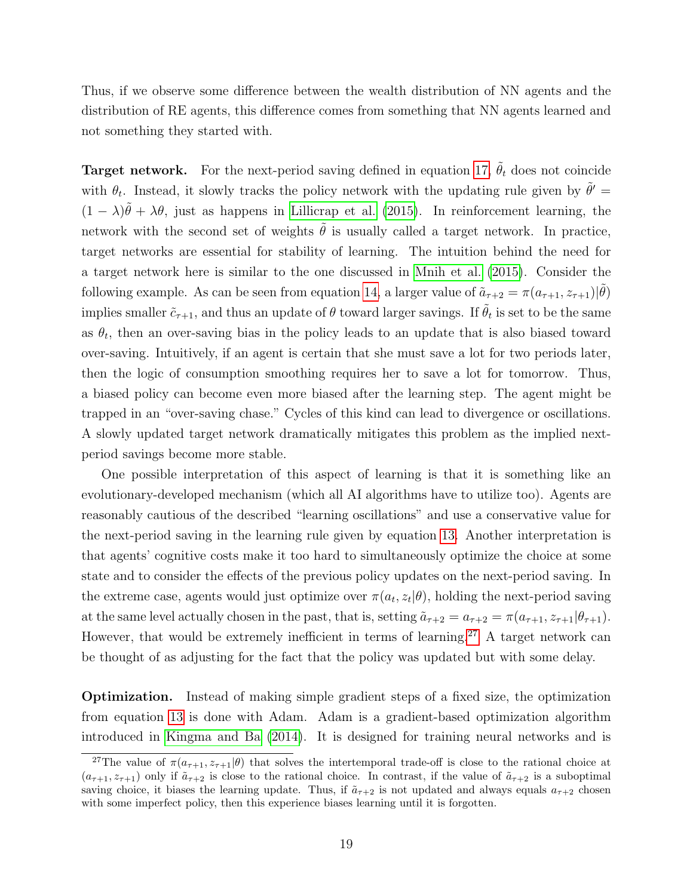Thus, if we observe some difference between the wealth distribution of NN agents and the distribution of RE agents, this difference comes from something that NN agents learned and not something they started with.

**Target network.** For the next-period saving defined in equation 17, $\tilde{\theta}_t$ does not coincide with $\theta_t$. Instead, it slowly tracks the policy network with the updating rule given by $\tilde{\theta}' = (1-\lambda)\tilde{\theta} + \lambda\theta$, just as happens in Lillicrap et al. (2015). In reinforcement learning, the network with the second set of weights $\tilde{\theta}$ is usually called a target network. In practice, target networks are essential for stability of learning. The intuition behind the need for a target network here is similar to the one discussed in Mnih et al. (2015). Consider the following example. As can be seen from equation 14, a larger value of $\tilde{a}_{\tau+2} = \pi(a_{\tau+1}, z_{\tau+1})|\tilde{\theta})$ implies smaller $\tilde{c}_{\tau+1}$, and thus an update of $\theta$ toward larger savings. If $\tilde{\theta}_t$ is set to be the same as $\theta_t$, then an over-saving bias in the policy leads to an update that is also biased toward over-saving. Intuitively, if an agent is certain that she must save a lot for two periods later, then the logic of consumption smoothing requires her to save a lot for tomorrow. Thus, a biased policy can become even more biased after the learning step. The agent might be trapped in an "over-saving chase." Cycles of this kind can lead to divergence or oscillations. A slowly updated target network dramatically mitigates this problem as the implied next-period savings become more stable.

One possible interpretation of this aspect of learning is that it is something like an evolutionary-developed mechanism (which all AI algorithms have to utilize too). Agents are reasonably cautious of the described "learning oscillations" and use a conservative value for the next-period saving in the learning rule given by equation 13. Another interpretation is that agents' cognitive costs make it too hard to simultaneously optimize the choice at some state and to consider the effects of the previous policy updates on the next-period saving. In the extreme case, agents would just optimize over $\pi(a_t, z_t|\theta)$, holding the next-period saving at the same level actually chosen in the past, that is, setting $\tilde{a}_{\tau+2} = a_{\tau+2} = \pi(a_{\tau+1}, z_{\tau+1}|\theta_{\tau+1})$. However, that would be extremely inefficient in terms of learning.[27] A target network can be thought of as adjusting for the fact that the policy was updated but with some delay.

**Optimization.** Instead of making simple gradient steps of a fixed size, the optimization from equation 13 is done with Adam. Adam is a gradient-based optimization algorithm introduced in Kingma and Ba (2014). It is designed for training neural networks and is

[27] The value of $\pi(a_{\tau+1}, z_{\tau+1}|\theta)$ that solves the intertemporal trade-off is close to the rational choice at $(a_{\tau+1}, z_{\tau+1})$ only if $\tilde{a}_{\tau+2}$ is close to the rational choice. In contrast, if the value of $\tilde{a}_{\tau+2}$ is a suboptimal saving choice, it biases the learning update. Thus, if $\tilde{a}_{\tau+2}$ is not updated and always equals $a_{\tau+2}$ chosen with some imperfect policy, then this experience biases learning until it is forgotten.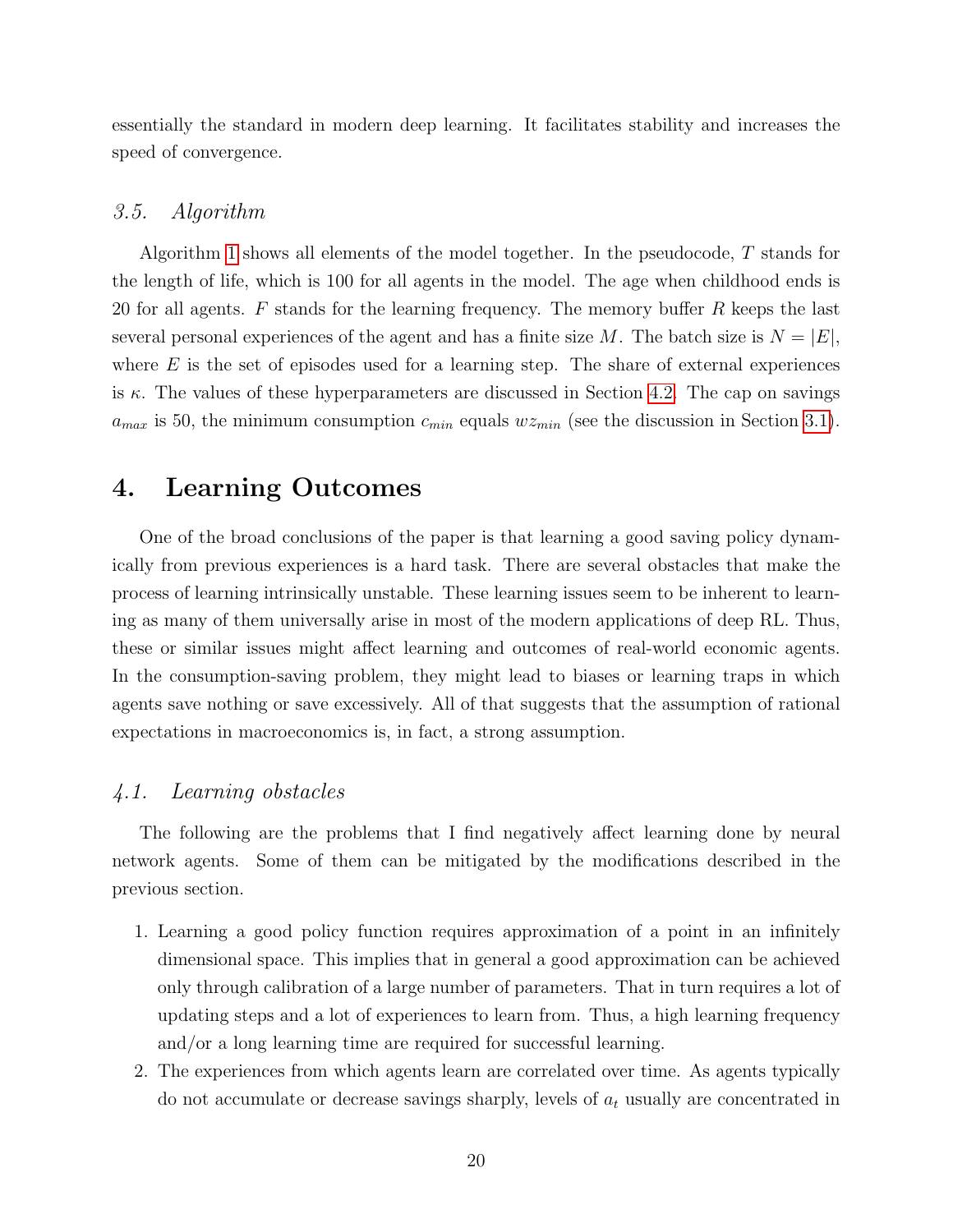essentially the standard in modern deep learning. It facilitates stability and increases the speed of convergence.

### *3.5. Algorithm*

Algorithm 1 shows all elements of the model together. In the pseudocode, $T$ stands for the length of life, which is 100 for all agents in the model. The age when childhood ends is 20 for all agents. $F$ stands for the learning frequency. The memory buffer $R$ keeps the last several personal experiences of the agent and has a finite size $M$. The batch size is $N = |E|$, where $E$ is the set of episodes used for a learning step. The share of external experiences is $\kappa$. The values of these hyperparameters are discussed in Section 4.2. The cap on savings $a_{max}$ is 50, the minimum consumption $c_{min}$ equals $wz_{min}$ (see the discussion in Section 3.1).

## 4. Learning Outcomes

One of the broad conclusions of the paper is that learning a good saving policy dynamically from previous experiences is a hard task. There are several obstacles that make the process of learning intrinsically unstable. These learning issues seem to be inherent to learning as many of them universally arise in most of the modern applications of deep RL. Thus, these or similar issues might affect learning and outcomes of real-world economic agents. In the consumption-saving problem, they might lead to biases or learning traps in which agents save nothing or save excessively. All of that suggests that the assumption of rational expectations in macroeconomics is, in fact, a strong assumption.

### *4.1. Learning obstacles*

The following are the problems that I find negatively affect learning done by neural network agents. Some of them can be mitigated by the modifications described in the previous section.

1. Learning a good policy function requires approximation of a point in an infinitely dimensional space. This implies that in general a good approximation can be achieved only through calibration of a large number of parameters. That in turn requires a lot of updating steps and a lot of experiences to learn from. Thus, a high learning frequency and/or a long learning time are required for successful learning.
2. The experiences from which agents learn are correlated over time. As agents typically do not accumulate or decrease savings sharply, levels of $a_t$ usually are concentrated in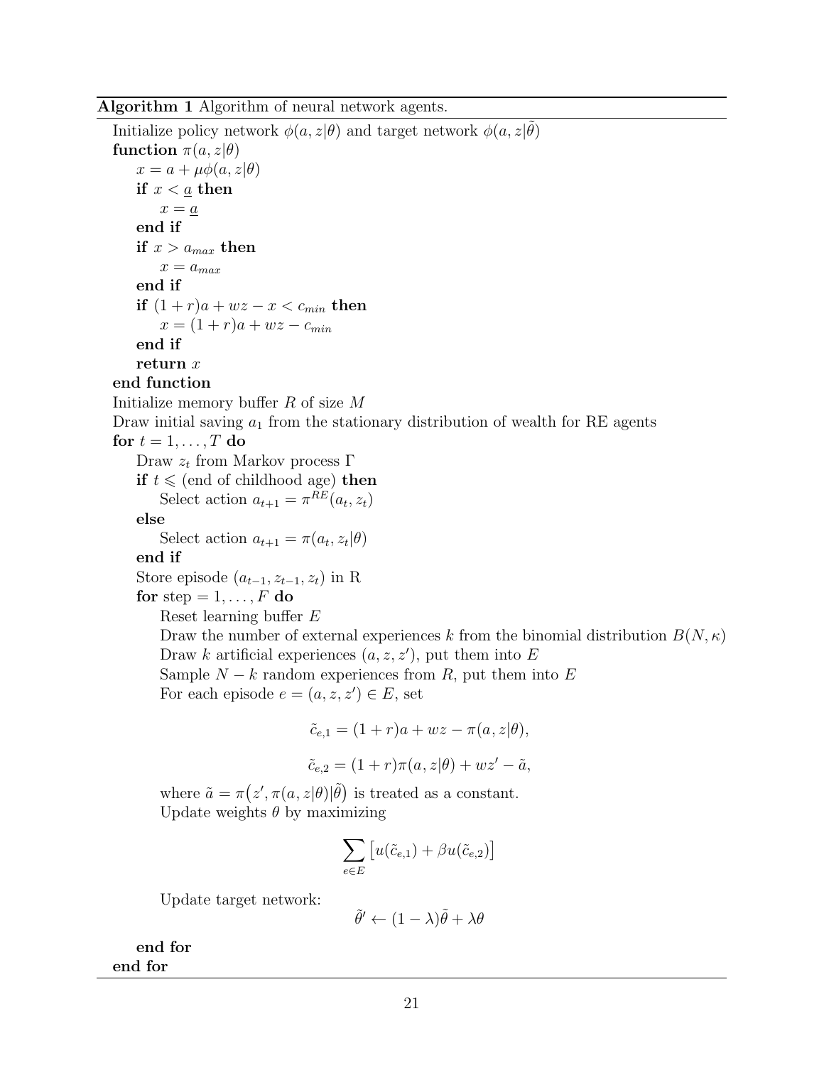**Algorithm 1** Algorithm of neural network agents.

```
Initialize policy network φ(a, z|θ) and target network φ(a, z|θ̃)
function π(a, z|θ)
    x = a + μφ(a, z|θ)
    if x < a_ then
        x = a_
    end if
    if x > a_max then
        x = a_max
    end if
    if (1 + r)a + wz − x < c_min then
        x = (1 + r)a + wz − c_min
    end if
    return x
end function
Initialize memory buffer R of size M
Draw initial saving a_1 from the stationary distribution of wealth for RE agents
for t = 1, ..., T do
    Draw z_t from Markov process Γ
    if t ⩽ (end of childhood age) then
        Select action a_{t+1} = π^RE(a_t, z_t)
    else
        Select action a_{t+1} = π(a_t, z_t|θ)
    end if
    Store episode (a_{t−1}, z_{t−1}, z_t) in R
    for step = 1, ..., F do
        Reset learning buffer E
        Draw the number of external experiences k from the binomial distribution B(N, κ)
        Draw k artificial experiences (a, z, z′), put them into E
        Sample N − k random experiences from R, put them into E
        For each episode e = (a, z, z′) ∈ E, set
```

$$\tilde{c}_{e,1} = (1+r)a + wz - \pi(a, z|\theta),$$

$$\tilde{c}_{e,2} = (1+r)\pi(a, z|\theta) + wz' - \tilde{a},$$

where $\tilde{a} = \pi\big(z', \pi(a, z|\theta)|\tilde{\theta}\big)$ is treated as a constant.
Update weights $\theta$ by maximizing

$$\sum_{e \in E} \big[u(\tilde{c}_{e,1}) + \beta u(\tilde{c}_{e,2})\big]$$

Update target network:

$$\tilde{\theta}' \leftarrow (1-\lambda)\tilde{\theta} + \lambda\theta$$

```
    end for
end for
```

Note: in the algorithm, $\underline{a}$ denotes the lower bound on savings (written as `a_` above).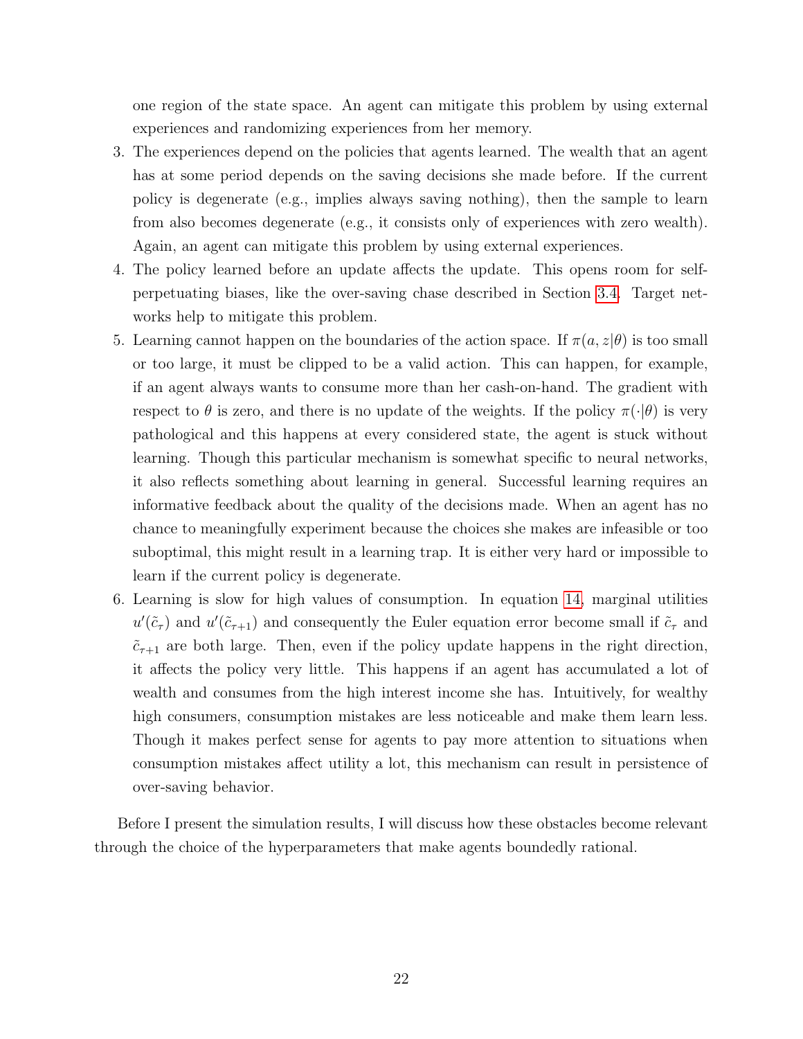one region of the state space. An agent can mitigate this problem by using external experiences and randomizing experiences from her memory.

3. The experiences depend on the policies that agents learned. The wealth that an agent has at some period depends on the saving decisions she made before. If the current policy is degenerate (e.g., implies always saving nothing), then the sample to learn from also becomes degenerate (e.g., it consists only of experiences with zero wealth). Again, an agent can mitigate this problem by using external experiences.
4. The policy learned before an update affects the update. This opens room for self-perpetuating biases, like the over-saving chase described in Section 3.4. Target networks help to mitigate this problem.
5. Learning cannot happen on the boundaries of the action space. If $\pi(a, z|\theta)$ is too small or too large, it must be clipped to be a valid action. This can happen, for example, if an agent always wants to consume more than her cash-on-hand. The gradient with respect to $\theta$ is zero, and there is no update of the weights. If the policy $\pi(\cdot|\theta)$ is very pathological and this happens at every considered state, the agent is stuck without learning. Though this particular mechanism is somewhat specific to neural networks, it also reflects something about learning in general. Successful learning requires an informative feedback about the quality of the decisions made. When an agent has no chance to meaningfully experiment because the choices she makes are infeasible or too suboptimal, this might result in a learning trap. It is either very hard or impossible to learn if the current policy is degenerate.
6. Learning is slow for high values of consumption. In equation 14, marginal utilities $u'(\tilde{c}_\tau)$ and $u'(\tilde{c}_{\tau+1})$ and consequently the Euler equation error become small if $\tilde{c}_\tau$ and $\tilde{c}_{\tau+1}$ are both large. Then, even if the policy update happens in the right direction, it affects the policy very little. This happens if an agent has accumulated a lot of wealth and consumes from the high interest income she has. Intuitively, for wealthy high consumers, consumption mistakes are less noticeable and make them learn less. Though it makes perfect sense for agents to pay more attention to situations when consumption mistakes affect utility a lot, this mechanism can result in persistence of over-saving behavior.

Before I present the simulation results, I will discuss how these obstacles become relevant through the choice of the hyperparameters that make agents boundedly rational.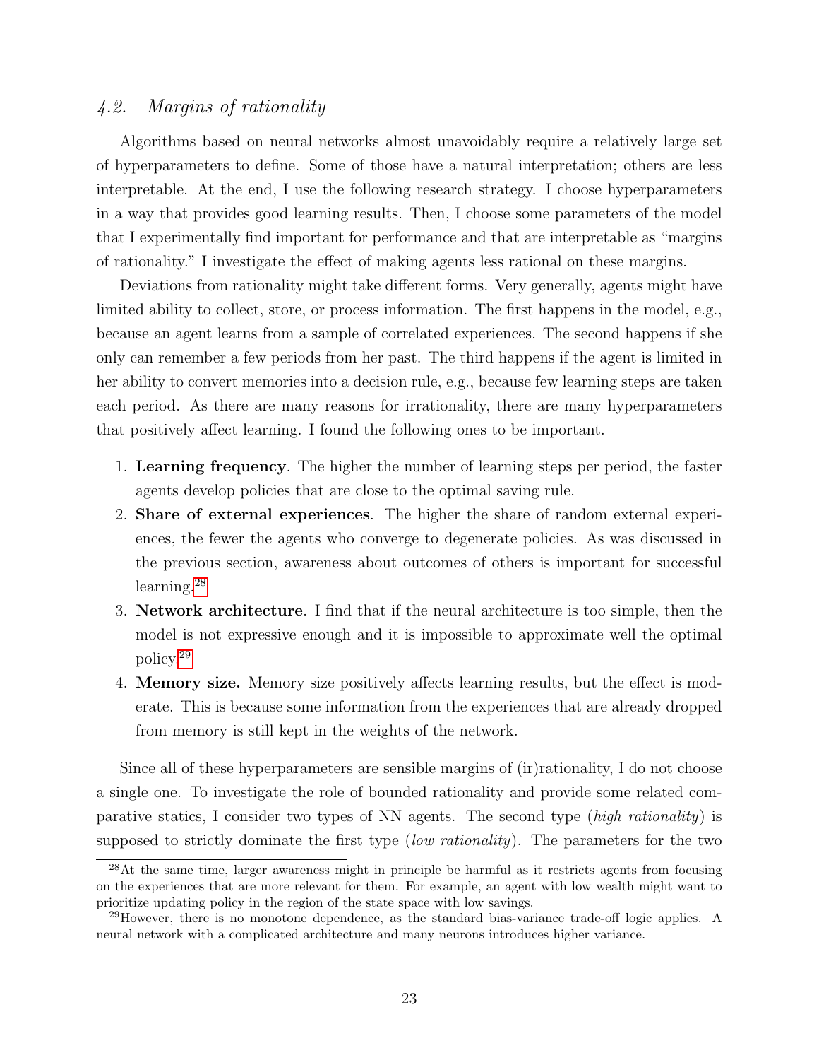### *4.2. Margins of rationality*

Algorithms based on neural networks almost unavoidably require a relatively large set of hyperparameters to define. Some of those have a natural interpretation; others are less interpretable. At the end, I use the following research strategy. I choose hyperparameters in a way that provides good learning results. Then, I choose some parameters of the model that I experimentally find important for performance and that are interpretable as "margins of rationality." I investigate the effect of making agents less rational on these margins.

Deviations from rationality might take different forms. Very generally, agents might have limited ability to collect, store, or process information. The first happens in the model, e.g., because an agent learns from a sample of correlated experiences. The second happens if she only can remember a few periods from her past. The third happens if the agent is limited in her ability to convert memories into a decision rule, e.g., because few learning steps are taken each period. As there are many reasons for irrationality, there are many hyperparameters that positively affect learning. I found the following ones to be important.

1. **Learning frequency**. The higher the number of learning steps per period, the faster agents develop policies that are close to the optimal saving rule.
2. **Share of external experiences**. The higher the share of random external experiences, the fewer the agents who converge to degenerate policies. As was discussed in the previous section, awareness about outcomes of others is important for successful learning.[28]
3. **Network architecture**. I find that if the neural architecture is too simple, then the model is not expressive enough and it is impossible to approximate well the optimal policy.[29]
4. **Memory size.** Memory size positively affects learning results, but the effect is moderate. This is because some information from the experiences that are already dropped from memory is still kept in the weights of the network.

Since all of these hyperparameters are sensible margins of (ir)rationality, I do not choose a single one. To investigate the role of bounded rationality and provide some related comparative statics, I consider two types of NN agents. The second type (*high rationality*) is supposed to strictly dominate the first type (*low rationality*). The parameters for the two

[28] At the same time, larger awareness might in principle be harmful as it restricts agents from focusing on the experiences that are more relevant for them. For example, an agent with low wealth might want to prioritize updating policy in the region of the state space with low savings.

[29] However, there is no monotone dependence, as the standard bias-variance trade-off logic applies. A neural network with a complicated architecture and many neurons introduces higher variance.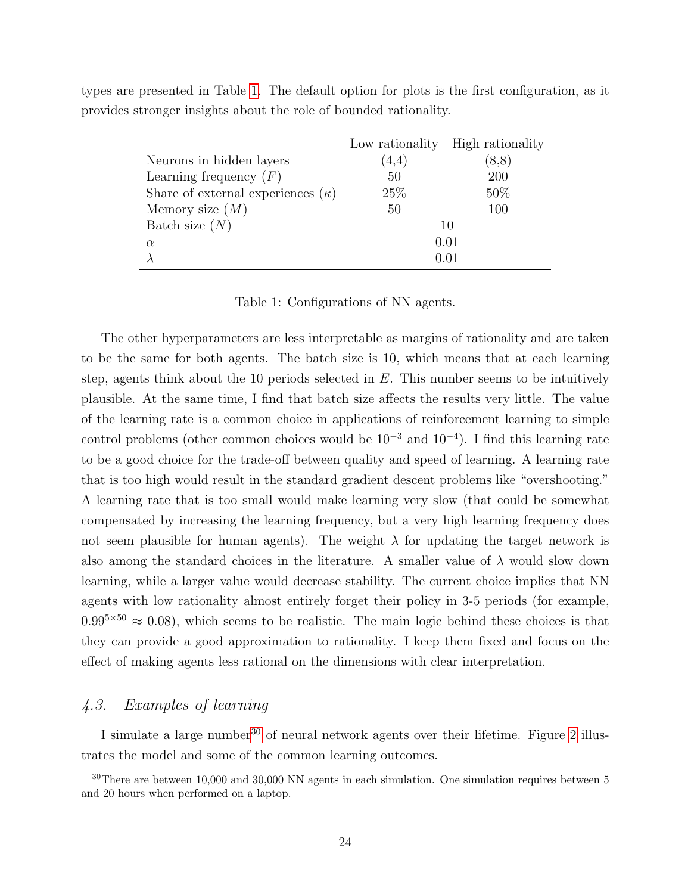types are presented in Table 1. The default option for plots is the first configuration, as it provides stronger insights about the role of bounded rationality.

| | Low rationality | High rationality |
|---|---|---|
| Neurons in hidden layers | (4,4) | (8,8) |
| Learning frequency ($F$) | 50 | 200 |
| Share of external experiences ($\kappa$) | 25% | 50% |
| Memory size ($M$) | 50 | 100 |
| Batch size ($N$) | 10 | |
| $\alpha$ | 0.01 | |
| $\lambda$ | 0.01 | |

Table 1: Configurations of NN agents.

The other hyperparameters are less interpretable as margins of rationality and are taken to be the same for both agents. The batch size is 10, which means that at each learning step, agents think about the 10 periods selected in $E$. This number seems to be intuitively plausible. At the same time, I find that batch size affects the results very little. The value of the learning rate is a common choice in applications of reinforcement learning to simple control problems (other common choices would be $10^{-3}$ and $10^{-4}$). I find this learning rate to be a good choice for the trade-off between quality and speed of learning. A learning rate that is too high would result in the standard gradient descent problems like "overshooting." A learning rate that is too small would make learning very slow (that could be somewhat compensated by increasing the learning frequency, but a very high learning frequency does not seem plausible for human agents). The weight $\lambda$ for updating the target network is also among the standard choices in the literature. A smaller value of $\lambda$ would slow down learning, while a larger value would decrease stability. The current choice implies that NN agents with low rationality almost entirely forget their policy in 3-5 periods (for example, $0.99^{5\times 50} \approx 0.08$), which seems to be realistic. The main logic behind these choices is that they can provide a good approximation to rationality. I keep them fixed and focus on the effect of making agents less rational on the dimensions with clear interpretation.

### *4.3. Examples of learning*

I simulate a large number[30] of neural network agents over their lifetime. Figure 2 illustrates the model and some of the common learning outcomes.

[30] There are between 10,000 and 30,000 NN agents in each simulation. One simulation requires between 5 and 20 hours when performed on a laptop.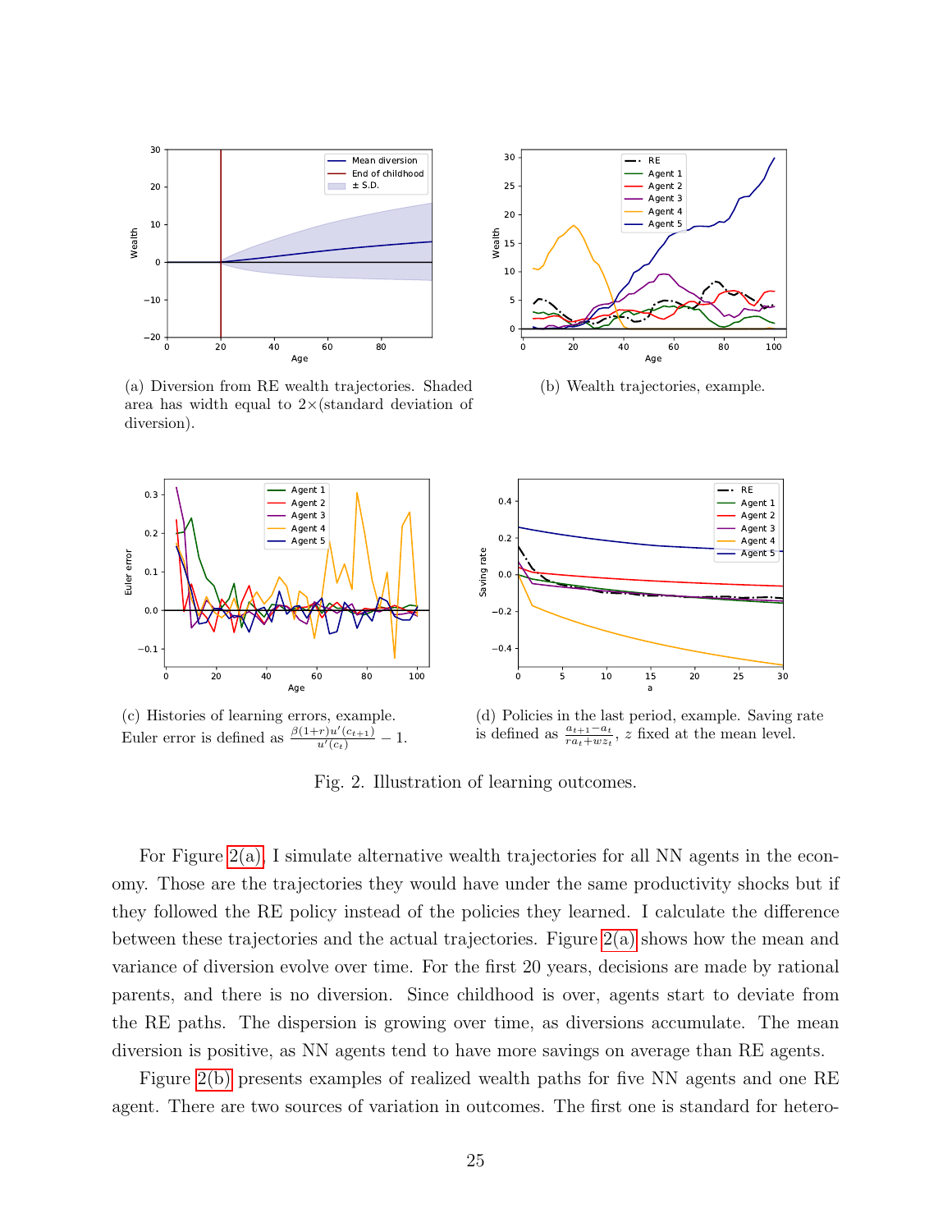Wealth

Age

Mean diversion
End of childhood
± S.D.

30
20
10
0
−10
−20

0
20
40
60
80

(a) Diversion from RE wealth trajectories. Shaded area has width equal to 2×(standard deviation of diversion).

Wealth

Age

RE
Agent 1
Agent 2
Agent 3
Agent 4
Agent 5

30
25
20
15
10
5
0

0
20
40
60
80
100

(b) Wealth trajectories, example.

Euler error

Age

Agent 1
Agent 2
Agent 3
Agent 4
Agent 5

0.3
0.2
0.1
0.0
−0.1

0
20
40
60
80
100

(c) Histories of learning errors, example. Euler error is defined as $\frac{\beta(1+r)u'(c_{t+1})}{u'(c_t)} - 1$.

Saving rate

a

RE
Agent 1
Agent 2
Agent 3
Agent 4
Agent 5

0.4
0.2
0.0
−0.2
−0.4

0
5
10
15
20
25
30

(d) Policies in the last period, example. Saving rate is defined as $\frac{a_{t+1}-a_t}{ra_t+wz_t}$, $z$ fixed at the mean level.

Fig. 2. Illustration of learning outcomes.

For Figure 2(a), I simulate alternative wealth trajectories for all NN agents in the economy. Those are the trajectories they would have under the same productivity shocks but if they followed the RE policy instead of the policies they learned. I calculate the difference between these trajectories and the actual trajectories. Figure 2(a) shows how the mean and variance of diversion evolve over time. For the first 20 years, decisions are made by rational parents, and there is no diversion. Since childhood is over, agents start to deviate from the RE paths. The dispersion is growing over time, as diversions accumulate. The mean diversion is positive, as NN agents tend to have more savings on average than RE agents.

Figure 2(b) presents examples of realized wealth paths for five NN agents and one RE agent. There are two sources of variation in outcomes. The first one is standard for hetero-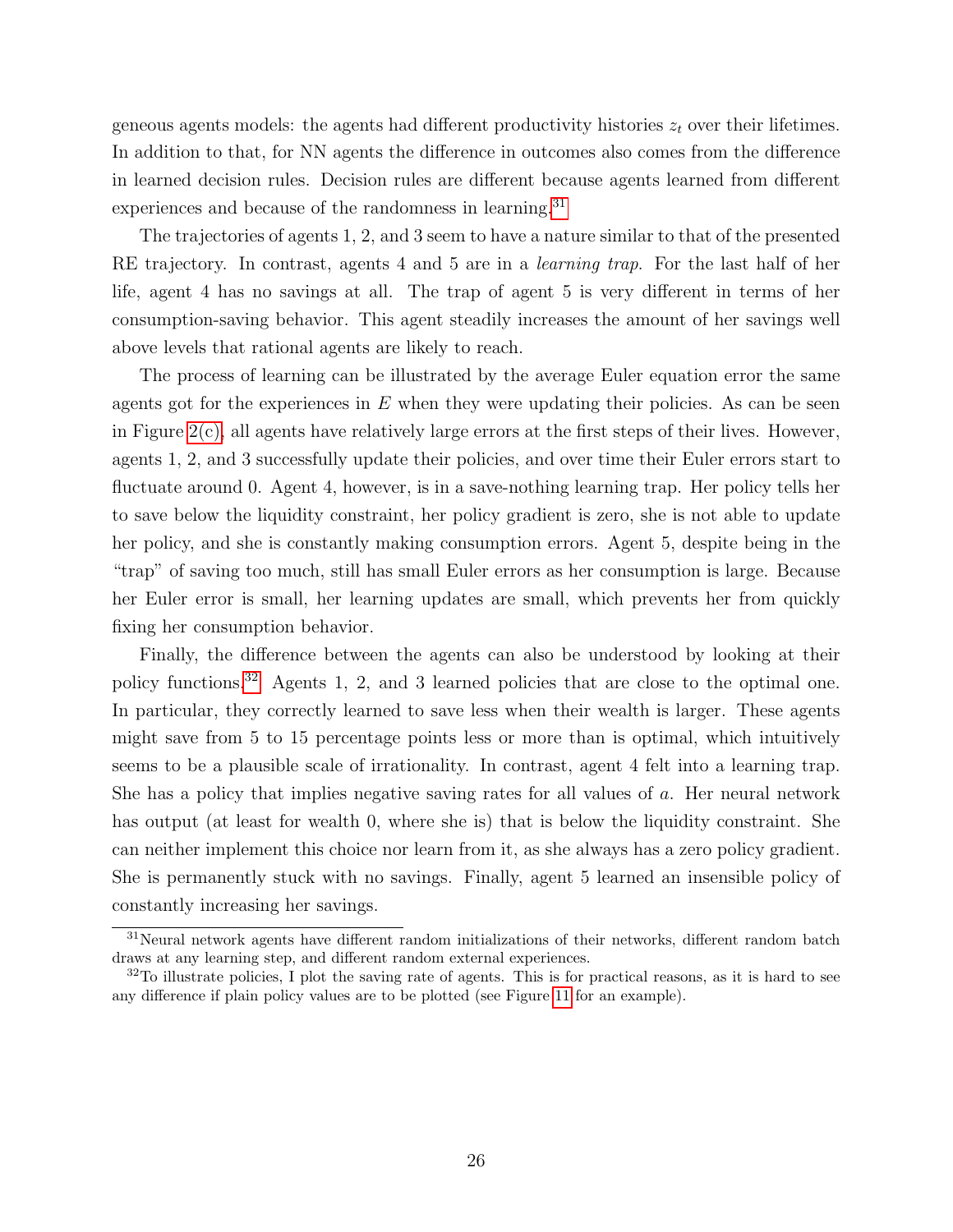geneous agents models: the agents had different productivity histories $z_t$ over their lifetimes. In addition to that, for NN agents the difference in outcomes also comes from the difference in learned decision rules. Decision rules are different because agents learned from different experiences and because of the randomness in learning.[31]

The trajectories of agents 1, 2, and 3 seem to have a nature similar to that of the presented RE trajectory. In contrast, agents 4 and 5 are in a *learning trap*. For the last half of her life, agent 4 has no savings at all. The trap of agent 5 is very different in terms of her consumption-saving behavior. This agent steadily increases the amount of her savings well above levels that rational agents are likely to reach.

The process of learning can be illustrated by the average Euler equation error the same agents got for the experiences in $E$ when they were updating their policies. As can be seen in Figure 2(c), all agents have relatively large errors at the first steps of their lives. However, agents 1, 2, and 3 successfully update their policies, and over time their Euler errors start to fluctuate around 0. Agent 4, however, is in a save-nothing learning trap. Her policy tells her to save below the liquidity constraint, her policy gradient is zero, she is not able to update her policy, and she is constantly making consumption errors. Agent 5, despite being in the "trap" of saving too much, still has small Euler errors as her consumption is large. Because her Euler error is small, her learning updates are small, which prevents her from quickly fixing her consumption behavior.

Finally, the difference between the agents can also be understood by looking at their policy functions.[32] Agents 1, 2, and 3 learned policies that are close to the optimal one. In particular, they correctly learned to save less when their wealth is larger. These agents might save from 5 to 15 percentage points less or more than is optimal, which intuitively seems to be a plausible scale of irrationality. In contrast, agent 4 felt into a learning trap. She has a policy that implies negative saving rates for all values of $a$. Her neural network has output (at least for wealth 0, where she is) that is below the liquidity constraint. She can neither implement this choice nor learn from it, as she always has a zero policy gradient. She is permanently stuck with no savings. Finally, agent 5 learned an insensible policy of constantly increasing her savings.

[31] Neural network agents have different random initializations of their networks, different random batch draws at any learning step, and different random external experiences.

[32] To illustrate policies, I plot the saving rate of agents. This is for practical reasons, as it is hard to see any difference if plain policy values are to be plotted (see Figure 11 for an example).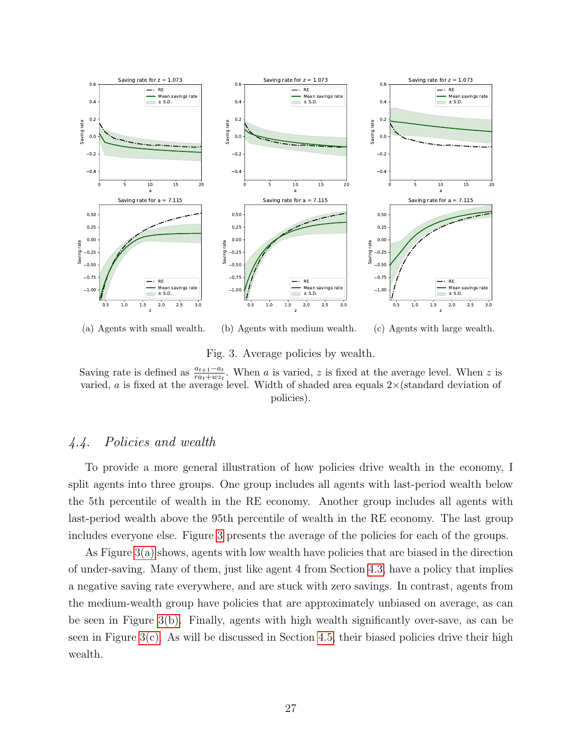Saving rate for z = 1.073

Saving rate

RE

Mean savings rate

± S.D.

a

Saving rate for a = 7.115

z

(a) Agents with small wealth.

Saving rate for z = 1.073

Saving rate for a = 7.115

(b) Agents with medium wealth.

Saving rate for z = 1.073

Saving rate for a = 7.115

(c) Agents with large wealth.

Fig. 3. Average policies by wealth.

Saving rate is defined as $\frac{a_{t+1}-a_t}{ra_t+wz_t}$. When $a$ is varied, $z$ is fixed at the average level. When $z$ is varied, $a$ is fixed at the average level. Width of shaded area equals 2×(standard deviation of policies).

### 4.4. *Policies and wealth*

To provide a more general illustration of how policies drive wealth in the economy, I split agents into three groups. One group includes all agents with last-period wealth below the 5th percentile of wealth in the RE economy. Another group includes all agents with last-period wealth above the 95th percentile of wealth in the RE economy. The last group includes everyone else. Figure 3 presents the average of the policies for each of the groups.

As Figure 3(a) shows, agents with low wealth have policies that are biased in the direction of under-saving. Many of them, just like agent 4 from Section 4.3, have a policy that implies a negative saving rate everywhere, and are stuck with zero savings. In contrast, agents from the medium-wealth group have policies that are approximately unbiased on average, as can be seen in Figure 3(b). Finally, agents with high wealth significantly over-save, as can be seen in Figure 3(c). As will be discussed in Section 4.5, their biased policies drive their high wealth.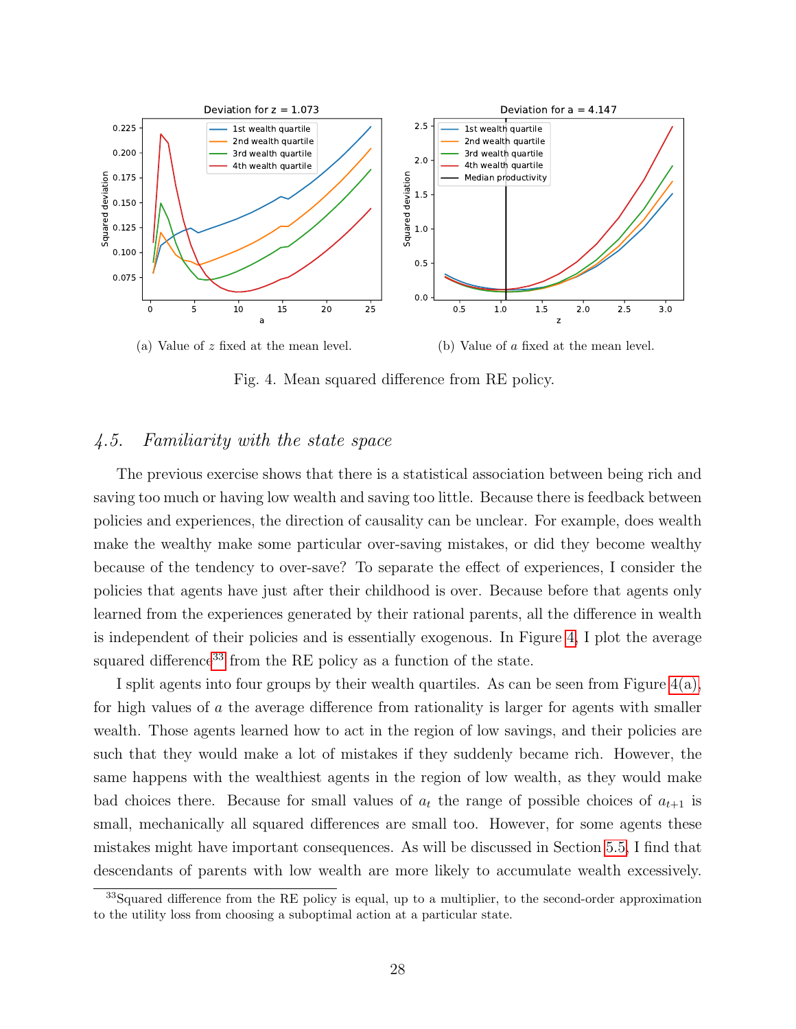Deviation for z = 1.073

Squared deviation

0.225
0.200
0.175
0.150
0.125
0.100
0.075

0 5 10 15 20 25

a

1st wealth quartile
2nd wealth quartile
3rd wealth quartile
4th wealth quartile

(a) Value of $z$ fixed at the mean level.

Deviation for a = 4.147

Squared deviation

2.5
2.0
1.5
1.0
0.5
0.0

0.5 1.0 1.5 2.0 2.5 3.0

z

1st wealth quartile
2nd wealth quartile
3rd wealth quartile
4th wealth quartile
Median productivity

(b) Value of $a$ fixed at the mean level.

Fig. 4. Mean squared difference from RE policy.

### *4.5. Familiarity with the state space*

The previous exercise shows that there is a statistical association between being rich and saving too much or having low wealth and saving too little. Because there is feedback between policies and experiences, the direction of causality can be unclear. For example, does wealth make the wealthy make some particular over-saving mistakes, or did they become wealthy because of the tendency to over-save? To separate the effect of experiences, I consider the policies that agents have just after their childhood is over. Because before that agents only learned from the experiences generated by their rational parents, all the difference in wealth is independent of their policies and is essentially exogenous. In Figure 4, I plot the average squared difference[33] from the RE policy as a function of the state.

I split agents into four groups by their wealth quartiles. As can be seen from Figure 4(a), for high values of $a$ the average difference from rationality is larger for agents with smaller wealth. Those agents learned how to act in the region of low savings, and their policies are such that they would make a lot of mistakes if they suddenly became rich. However, the same happens with the wealthiest agents in the region of low wealth, as they would make bad choices there. Because for small values of $a_t$ the range of possible choices of $a_{t+1}$ is small, mechanically all squared differences are small too. However, for some agents these mistakes might have important consequences. As will be discussed in Section 5.5, I find that descendants of parents with low wealth are more likely to accumulate wealth excessively.

[33] Squared difference from the RE policy is equal, up to a multiplier, to the second-order approximation to the utility loss from choosing a suboptimal action at a particular state.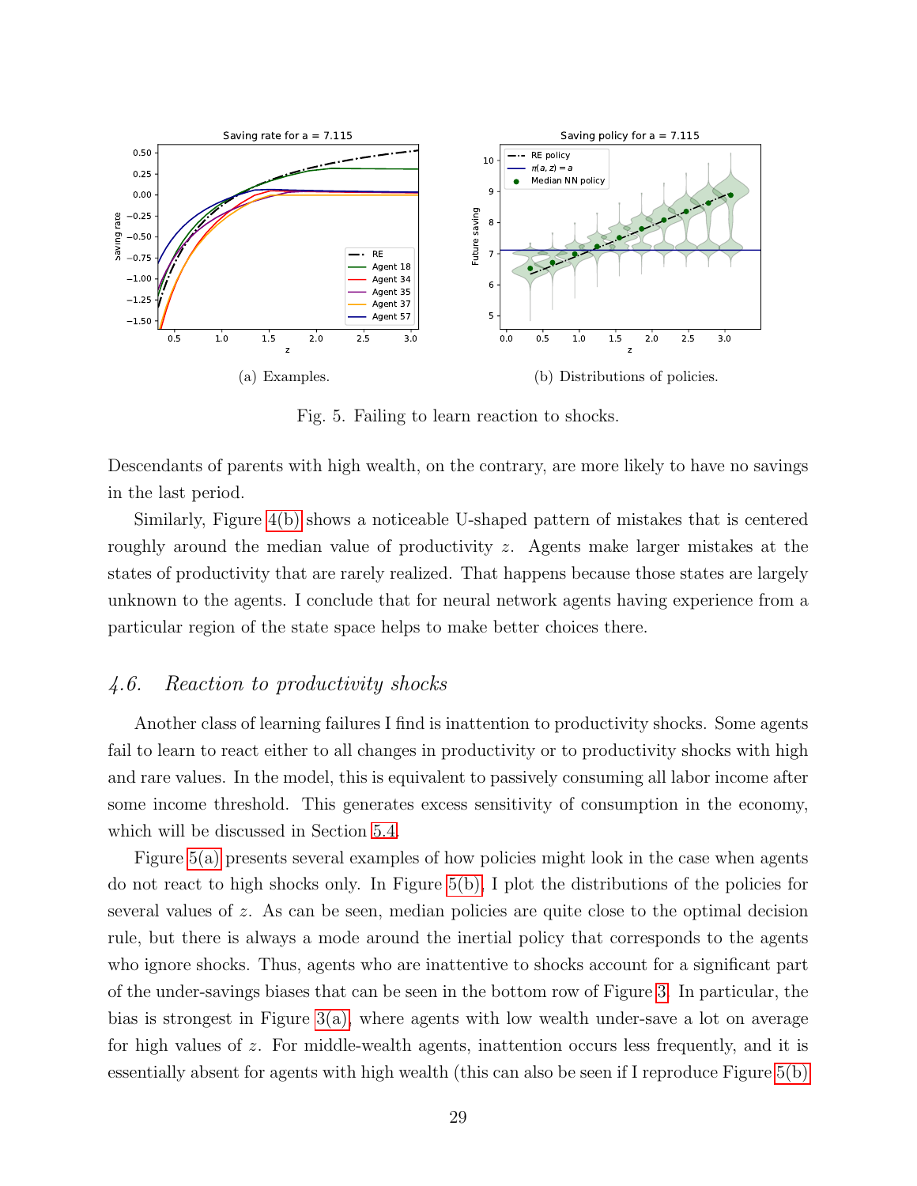Saving rate for a = 7.115

0.50
0.25
0.00
−0.25
−0.50
−0.75
−1.00
−1.25
−1.50

Saving rate

0.5 1.0 1.5 2.0 2.5 3.0

z

RE
Agent 18
Agent 34
Agent 35
Agent 37
Agent 57

(a) Examples.

Saving policy for a = 7.115

10
9
8
7
6
5

Future saving

0.0 0.5 1.0 1.5 2.0 2.5 3.0

z

RE policy
$\pi(a, z) = a$
Median NN policy

(b) Distributions of policies.

Fig. 5. Failing to learn reaction to shocks.

Descendants of parents with high wealth, on the contrary, are more likely to have no savings in the last period.

Similarly, Figure 4(b) shows a noticeable U-shaped pattern of mistakes that is centered roughly around the median value of productivity $z$. Agents make larger mistakes at the states of productivity that are rarely realized. That happens because those states are largely unknown to the agents. I conclude that for neural network agents having experience from a particular region of the state space helps to make better choices there.

## *4.6. Reaction to productivity shocks*

Another class of learning failures I find is inattention to productivity shocks. Some agents fail to learn to react either to all changes in productivity or to productivity shocks with high and rare values. In the model, this is equivalent to passively consuming all labor income after some income threshold. This generates excess sensitivity of consumption in the economy, which will be discussed in Section 5.4.

Figure 5(a) presents several examples of how policies might look in the case when agents do not react to high shocks only. In Figure 5(b), I plot the distributions of the policies for several values of $z$. As can be seen, median policies are quite close to the optimal decision rule, but there is always a mode around the inertial policy that corresponds to the agents who ignore shocks. Thus, agents who are inattentive to shocks account for a significant part of the under-savings biases that can be seen in the bottom row of Figure 3. In particular, the bias is strongest in Figure 3(a), where agents with low wealth under-save a lot on average for high values of $z$. For middle-wealth agents, inattention occurs less frequently, and it is essentially absent for agents with high wealth (this can also be seen if I reproduce Figure 5(b)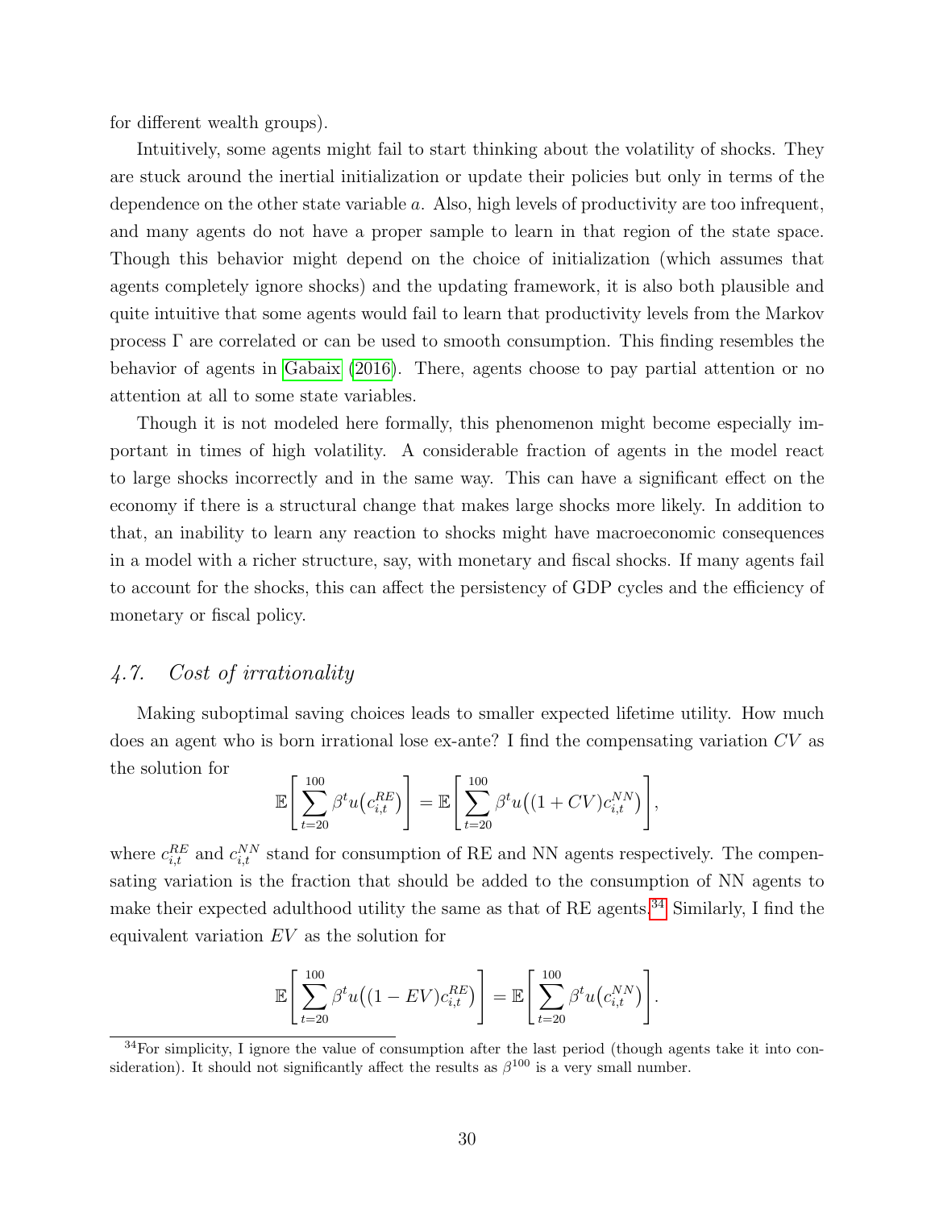for different wealth groups).

Intuitively, some agents might fail to start thinking about the volatility of shocks. They are stuck around the inertial initialization or update their policies but only in terms of the dependence on the other state variable $a$. Also, high levels of productivity are too infrequent, and many agents do not have a proper sample to learn in that region of the state space. Though this behavior might depend on the choice of initialization (which assumes that agents completely ignore shocks) and the updating framework, it is also both plausible and quite intuitive that some agents would fail to learn that productivity levels from the Markov process $\Gamma$ are correlated or can be used to smooth consumption. This finding resembles the behavior of agents in Gabaix (2016). There, agents choose to pay partial attention or no attention at all to some state variables.

Though it is not modeled here formally, this phenomenon might become especially important in times of high volatility. A considerable fraction of agents in the model react to large shocks incorrectly and in the same way. This can have a significant effect on the economy if there is a structural change that makes large shocks more likely. In addition to that, an inability to learn any reaction to shocks might have macroeconomic consequences in a model with a richer structure, say, with monetary and fiscal shocks. If many agents fail to account for the shocks, this can affect the persistency of GDP cycles and the efficiency of monetary or fiscal policy.

## *4.7. Cost of irrationality*

Making suboptimal saving choices leads to smaller expected lifetime utility. How much does an agent who is born irrational lose ex-ante? I find the compensating variation $CV$ as the solution for

$$\mathbb{E}\left[\sum_{t=20}^{100} \beta^t u\big(c_{i,t}^{RE}\big)\right] = \mathbb{E}\left[\sum_{t=20}^{100} \beta^t u\big((1+CV)c_{i,t}^{NN}\big)\right],$$

where $c_{i,t}^{RE}$ and $c_{i,t}^{NN}$ stand for consumption of RE and NN agents respectively. The compensating variation is the fraction that should be added to the consumption of NN agents to make their expected adulthood utility the same as that of RE agents.[34] Similarly, I find the equivalent variation $EV$ as the solution for

$$\mathbb{E}\left[\sum_{t=20}^{100} \beta^t u\big((1-EV)c_{i,t}^{RE}\big)\right] = \mathbb{E}\left[\sum_{t=20}^{100} \beta^t u\big(c_{i,t}^{NN}\big)\right].$$

[34] For simplicity, I ignore the value of consumption after the last period (though agents take it into consideration). It should not significantly affect the results as $\beta^{100}$ is a very small number.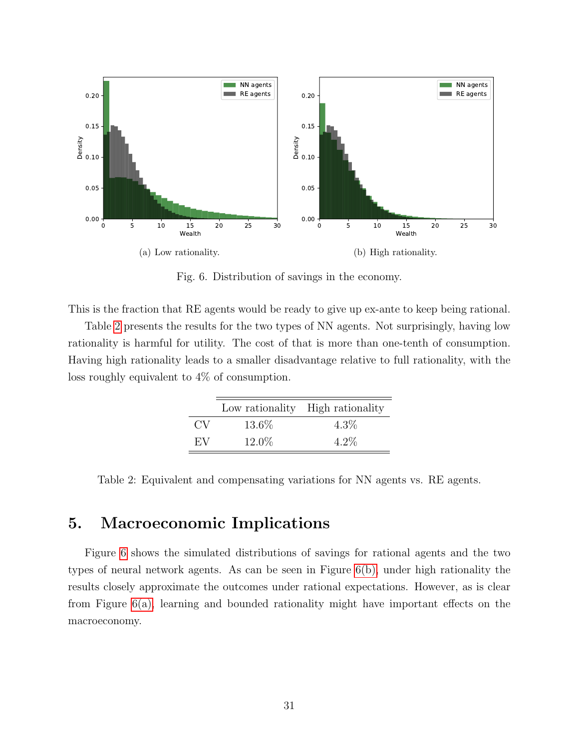NN agents
RE agents
0.20
0.15
0.10
0.05
0.00
Density
0 5 10 15 20 25 30
Wealth

(a) Low rationality.

NN agents
RE agents
0.20
0.15
0.10
0.05
0.00
Density
0 5 10 15 20 25 30
Wealth

(b) High rationality.

Fig. 6. Distribution of savings in the economy.

This is the fraction that RE agents would be ready to give up ex-ante to keep being rational.

Table 2 presents the results for the two types of NN agents. Not surprisingly, having low rationality is harmful for utility. The cost of that is more than one-tenth of consumption. Having high rationality leads to a smaller disadvantage relative to full rationality, with the loss roughly equivalent to 4% of consumption.

| | Low rationality | High rationality |
|---|---|---|
| CV | 13.6% | 4.3% |
| EV | 12.0% | 4.2% |

Table 2: Equivalent and compensating variations for NN agents vs. RE agents.

## 5. Macroeconomic Implications

Figure 6 shows the simulated distributions of savings for rational agents and the two types of neural network agents. As can be seen in Figure 6(b), under high rationality the results closely approximate the outcomes under rational expectations. However, as is clear from Figure 6(a), learning and bounded rationality might have important effects on the macroeconomy.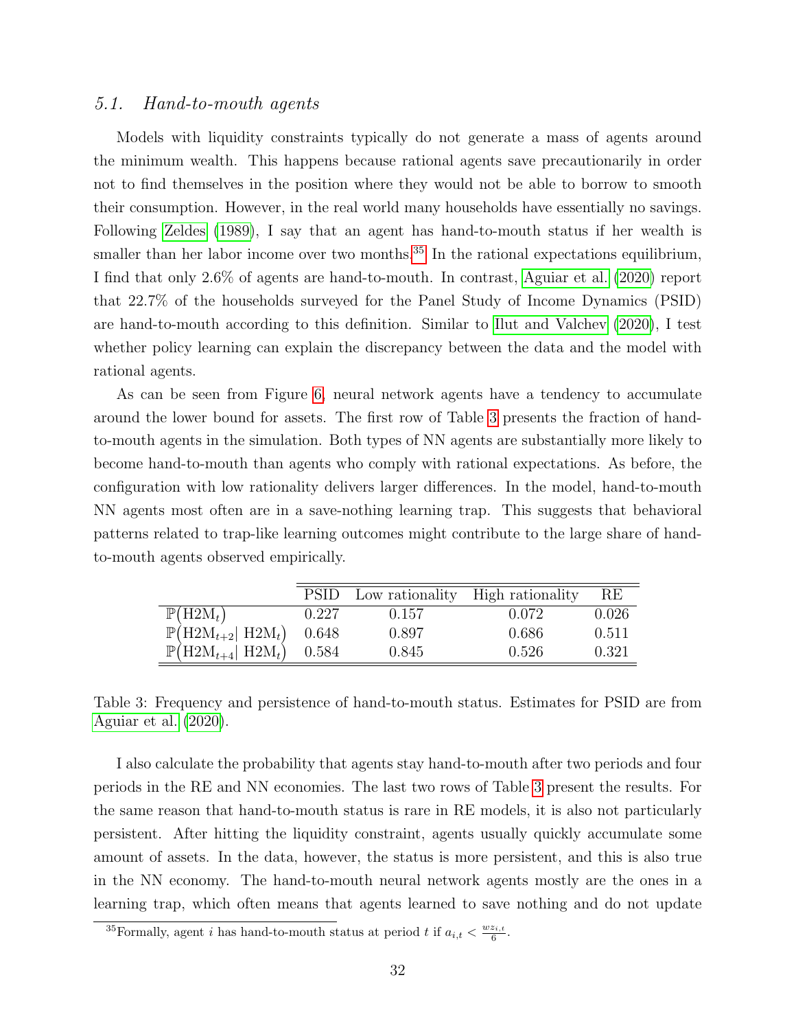### 5.1. *Hand-to-mouth agents*

Models with liquidity constraints typically do not generate a mass of agents around the minimum wealth. This happens because rational agents save precautionarily in order not to find themselves in the position where they would not be able to borrow to smooth their consumption. However, in the real world many households have essentially no savings. Following Zeldes (1989), I say that an agent has hand-to-mouth status if her wealth is smaller than her labor income over two months.[35] In the rational expectations equilibrium, I find that only 2.6% of agents are hand-to-mouth. In contrast, Aguiar et al. (2020) report that 22.7% of the households surveyed for the Panel Study of Income Dynamics (PSID) are hand-to-mouth according to this definition. Similar to Ilut and Valchev (2020), I test whether policy learning can explain the discrepancy between the data and the model with rational agents.

As can be seen from Figure 6, neural network agents have a tendency to accumulate around the lower bound for assets. The first row of Table 3 presents the fraction of hand-to-mouth agents in the simulation. Both types of NN agents are substantially more likely to become hand-to-mouth than agents who comply with rational expectations. As before, the configuration with low rationality delivers larger differences. In the model, hand-to-mouth NN agents most often are in a save-nothing learning trap. This suggests that behavioral patterns related to trap-like learning outcomes might contribute to the large share of hand-to-mouth agents observed empirically.

| | PSID | Low rationality | High rationality | RE |
|---|---|---|---|---|
| $\mathbb{P}(\text{H2M}_t)$ | 0.227 | 0.157 | 0.072 | 0.026 |
| $\mathbb{P}(\text{H2M}_{t+2} \mid \text{H2M}_t)$ | 0.648 | 0.897 | 0.686 | 0.511 |
| $\mathbb{P}(\text{H2M}_{t+4} \mid \text{H2M}_t)$ | 0.584 | 0.845 | 0.526 | 0.321 |

Table 3: Frequency and persistence of hand-to-mouth status. Estimates for PSID are from Aguiar et al. (2020).

I also calculate the probability that agents stay hand-to-mouth after two periods and four periods in the RE and NN economies. The last two rows of Table 3 present the results. For the same reason that hand-to-mouth status is rare in RE models, it is also not particularly persistent. After hitting the liquidity constraint, agents usually quickly accumulate some amount of assets. In the data, however, the status is more persistent, and this is also true in the NN economy. The hand-to-mouth neural network agents mostly are the ones in a learning trap, which often means that agents learned to save nothing and do not update

[35] Formally, agent $i$ has hand-to-mouth status at period $t$ if $a_{i,t} < \frac{wz_{i,t}}{6}$.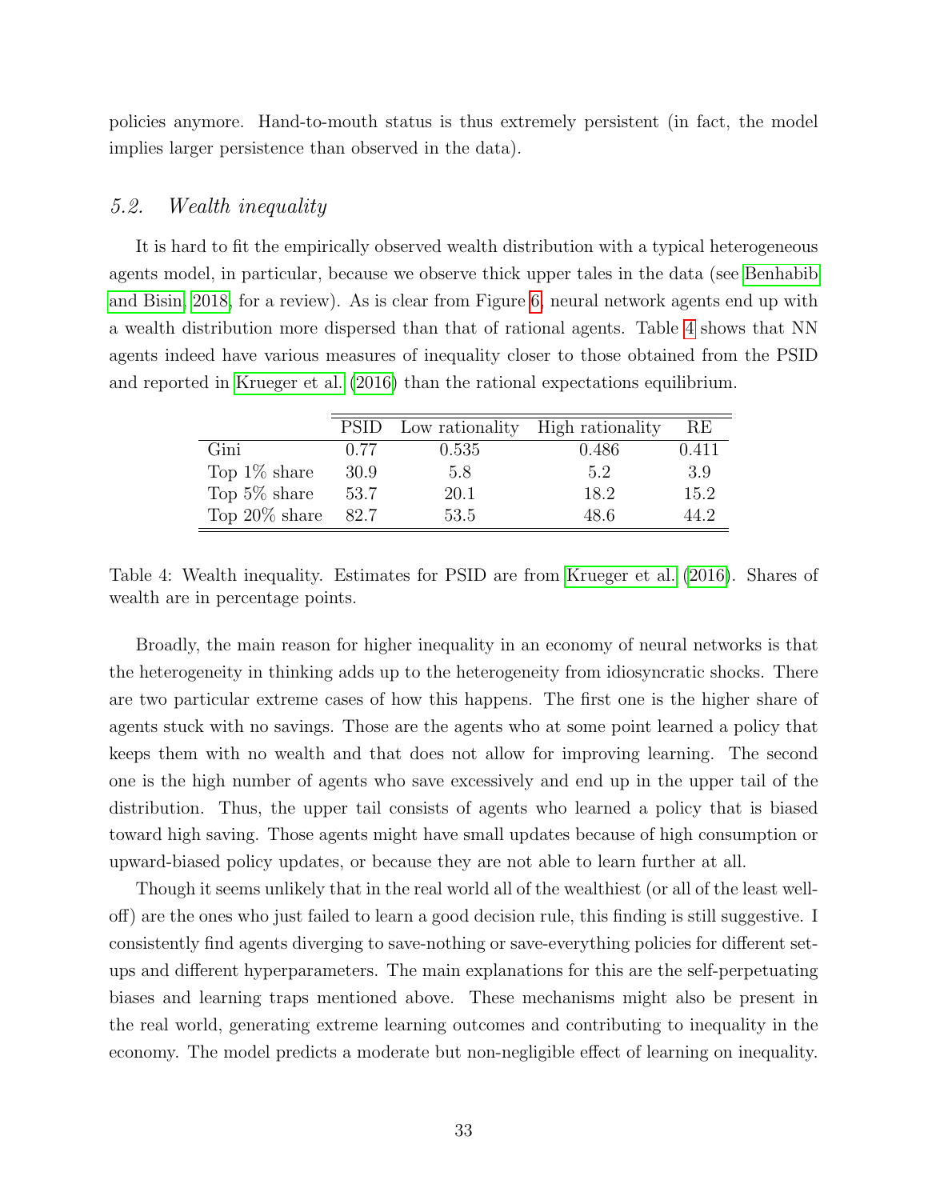policies anymore. Hand-to-mouth status is thus extremely persistent (in fact, the model implies larger persistence than observed in the data).

### 5.2. *Wealth inequality*

It is hard to fit the empirically observed wealth distribution with a typical heterogeneous agents model, in particular, because we observe thick upper tales in the data (see Benhabib and Bisin, 2018, for a review). As is clear from Figure 6, neural network agents end up with a wealth distribution more dispersed than that of rational agents. Table 4 shows that NN agents indeed have various measures of inequality closer to those obtained from the PSID and reported in Krueger et al. (2016) than the rational expectations equilibrium.

| | PSID | Low rationality | High rationality | RE |
|---|---|---|---|---|
| Gini | 0.77 | 0.535 | 0.486 | 0.411 |
| Top 1% share | 30.9 | 5.8 | 5.2 | 3.9 |
| Top 5% share | 53.7 | 20.1 | 18.2 | 15.2 |
| Top 20% share | 82.7 | 53.5 | 48.6 | 44.2 |

Table 4: Wealth inequality. Estimates for PSID are from Krueger et al. (2016). Shares of wealth are in percentage points.

Broadly, the main reason for higher inequality in an economy of neural networks is that the heterogeneity in thinking adds up to the heterogeneity from idiosyncratic shocks. There are two particular extreme cases of how this happens. The first one is the higher share of agents stuck with no savings. Those are the agents who at some point learned a policy that keeps them with no wealth and that does not allow for improving learning. The second one is the high number of agents who save excessively and end up in the upper tail of the distribution. Thus, the upper tail consists of agents who learned a policy that is biased toward high saving. Those agents might have small updates because of high consumption or upward-biased policy updates, or because they are not able to learn further at all.

Though it seems unlikely that in the real world all of the wealthiest (or all of the least well-off) are the ones who just failed to learn a good decision rule, this finding is still suggestive. I consistently find agents diverging to save-nothing or save-everything policies for different set-ups and different hyperparameters. The main explanations for this are the self-perpetuating biases and learning traps mentioned above. These mechanisms might also be present in the real world, generating extreme learning outcomes and contributing to inequality in the economy. The model predicts a moderate but non-negligible effect of learning on inequality.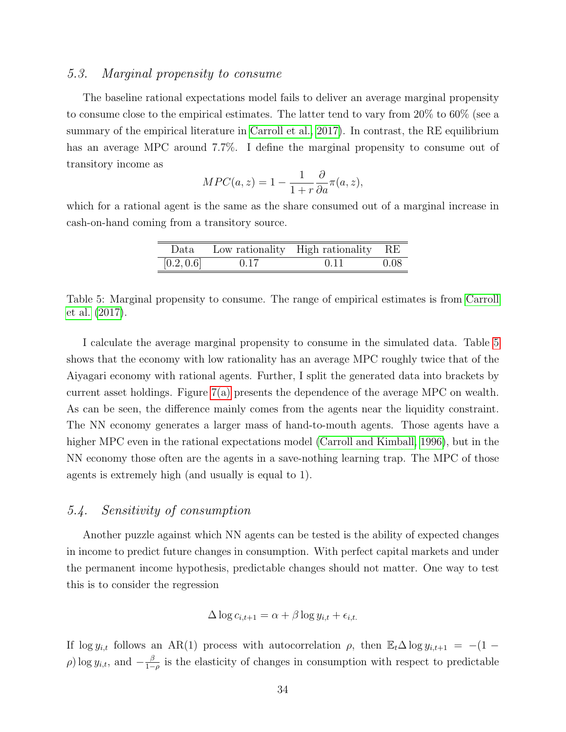### 5.3. *Marginal propensity to consume*

The baseline rational expectations model fails to deliver an average marginal propensity to consume close to the empirical estimates. The latter tend to vary from 20% to 60% (see a summary of the empirical literature in Carroll et al., 2017). In contrast, the RE equilibrium has an average MPC around 7.7%. I define the marginal propensity to consume out of transitory income as

$$MPC(a,z) = 1 - \frac{1}{1+r}\frac{\partial}{\partial a}\pi(a,z),$$

which for a rational agent is the same as the share consumed out of a marginal increase in cash-on-hand coming from a transitory source.

| Data | Low rationality | High rationality | RE |
|---|---|---|---|
| $[0.2, 0.6]$ | 0.17 | 0.11 | 0.08 |

Table 5: Marginal propensity to consume. The range of empirical estimates is from Carroll et al. (2017).

I calculate the average marginal propensity to consume in the simulated data. Table 5 shows that the economy with low rationality has an average MPC roughly twice that of the Aiyagari economy with rational agents. Further, I split the generated data into brackets by current asset holdings. Figure 7(a) presents the dependence of the average MPC on wealth. As can be seen, the difference mainly comes from the agents near the liquidity constraint. The NN economy generates a larger mass of hand-to-mouth agents. Those agents have a higher MPC even in the rational expectations model (Carroll and Kimball, 1996), but in the NN economy those often are the agents in a save-nothing learning trap. The MPC of those agents is extremely high (and usually is equal to 1).

### 5.4. *Sensitivity of consumption*

Another puzzle against which NN agents can be tested is the ability of expected changes in income to predict future changes in consumption. With perfect capital markets and under the permanent income hypothesis, predictable changes should not matter. One way to test this is to consider the regression

$$\Delta \log c_{i,t+1} = \alpha + \beta \log y_{i,t} + \epsilon_{i,t.}$$

If $\log y_{i,t}$ follows an AR(1) process with autocorrelation $\rho$, then $\mathbb{E}_t \Delta \log y_{i,t+1} = -(1-\rho)\log y_{i,t}$, and $-\frac{\beta}{1-\rho}$ is the elasticity of changes in consumption with respect to predictable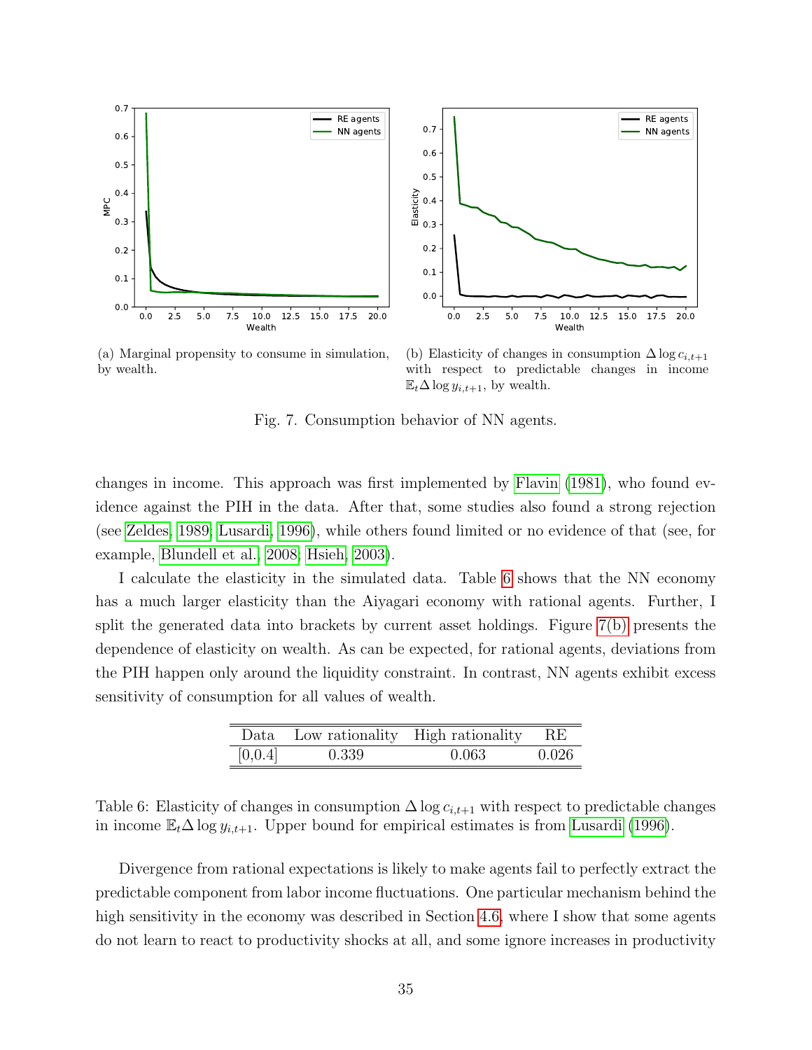0.7
0.6
0.5
0.4
0.3
0.2
0.1
0.0
MPC
RE agents
NN agents
0.0 2.5 5.0 7.5 10.0 12.5 15.0 17.5 20.0
Wealth

(a) Marginal propensity to consume in simulation, by wealth.

0.7
0.6
0.5
0.4
0.3
0.2
0.1
0.0
Elasticity
RE agents
NN agents
0.0 2.5 5.0 7.5 10.0 12.5 15.0 17.5 20.0
Wealth

(b) Elasticity of changes in consumption $\Delta \log c_{i,t+1}$ with respect to predictable changes in income $\mathbb{E}_t \Delta \log y_{i,t+1}$, by wealth.

Fig. 7. Consumption behavior of NN agents.

changes in income. This approach was first implemented by Flavin (1981), who found evidence against the PIH in the data. After that, some studies also found a strong rejection (see Zeldes, 1989; Lusardi, 1996), while others found limited or no evidence of that (see, for example, Blundell et al., 2008; Hsieh, 2003).

I calculate the elasticity in the simulated data. Table 6 shows that the NN economy has a much larger elasticity than the Aiyagari economy with rational agents. Further, I split the generated data into brackets by current asset holdings. Figure 7(b) presents the dependence of elasticity on wealth. As can be expected, for rational agents, deviations from the PIH happen only around the liquidity constraint. In contrast, NN agents exhibit excess sensitivity of consumption for all values of wealth.

| Data | Low rationality | High rationality | RE |
|---|---|---|---|
| [0,0.4] | 0.339 | 0.063 | 0.026 |

Table 6: Elasticity of changes in consumption $\Delta \log c_{i,t+1}$ with respect to predictable changes in income $\mathbb{E}_t \Delta \log y_{i,t+1}$. Upper bound for empirical estimates is from Lusardi (1996).

Divergence from rational expectations is likely to make agents fail to perfectly extract the predictable component from labor income fluctuations. One particular mechanism behind the high sensitivity in the economy was described in Section 4.6, where I show that some agents do not learn to react to productivity shocks at all, and some ignore increases in productivity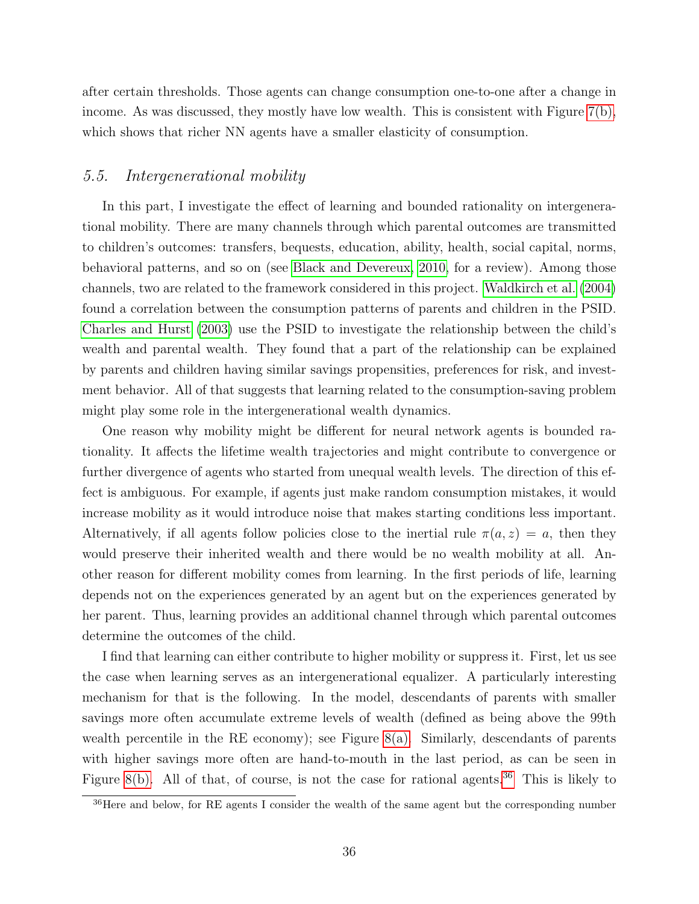after certain thresholds. Those agents can change consumption one-to-one after a change in income. As was discussed, they mostly have low wealth. This is consistent with Figure 7(b), which shows that richer NN agents have a smaller elasticity of consumption.

### *5.5. Intergenerational mobility*

In this part, I investigate the effect of learning and bounded rationality on intergenerational mobility. There are many channels through which parental outcomes are transmitted to children's outcomes: transfers, bequests, education, ability, health, social capital, norms, behavioral patterns, and so on (see Black and Devereux, 2010, for a review). Among those channels, two are related to the framework considered in this project. Waldkirch et al. (2004) found a correlation between the consumption patterns of parents and children in the PSID. Charles and Hurst (2003) use the PSID to investigate the relationship between the child's wealth and parental wealth. They found that a part of the relationship can be explained by parents and children having similar savings propensities, preferences for risk, and investment behavior. All of that suggests that learning related to the consumption-saving problem might play some role in the intergenerational wealth dynamics.

One reason why mobility might be different for neural network agents is bounded rationality. It affects the lifetime wealth trajectories and might contribute to convergence or further divergence of agents who started from unequal wealth levels. The direction of this effect is ambiguous. For example, if agents just make random consumption mistakes, it would increase mobility as it would introduce noise that makes starting conditions less important. Alternatively, if all agents follow policies close to the inertial rule $\pi(a, z) = a$, then they would preserve their inherited wealth and there would be no wealth mobility at all. Another reason for different mobility comes from learning. In the first periods of life, learning depends not on the experiences generated by an agent but on the experiences generated by her parent. Thus, learning provides an additional channel through which parental outcomes determine the outcomes of the child.

I find that learning can either contribute to higher mobility or suppress it. First, let us see the case when learning serves as an intergenerational equalizer. A particularly interesting mechanism for that is the following. In the model, descendants of parents with smaller savings more often accumulate extreme levels of wealth (defined as being above the 99th wealth percentile in the RE economy); see Figure 8(a). Similarly, descendants of parents with higher savings more often are hand-to-mouth in the last period, as can be seen in Figure 8(b). All of that, of course, is not the case for rational agents.[36] This is likely to

[36]Here and below, for RE agents I consider the wealth of the same agent but the corresponding number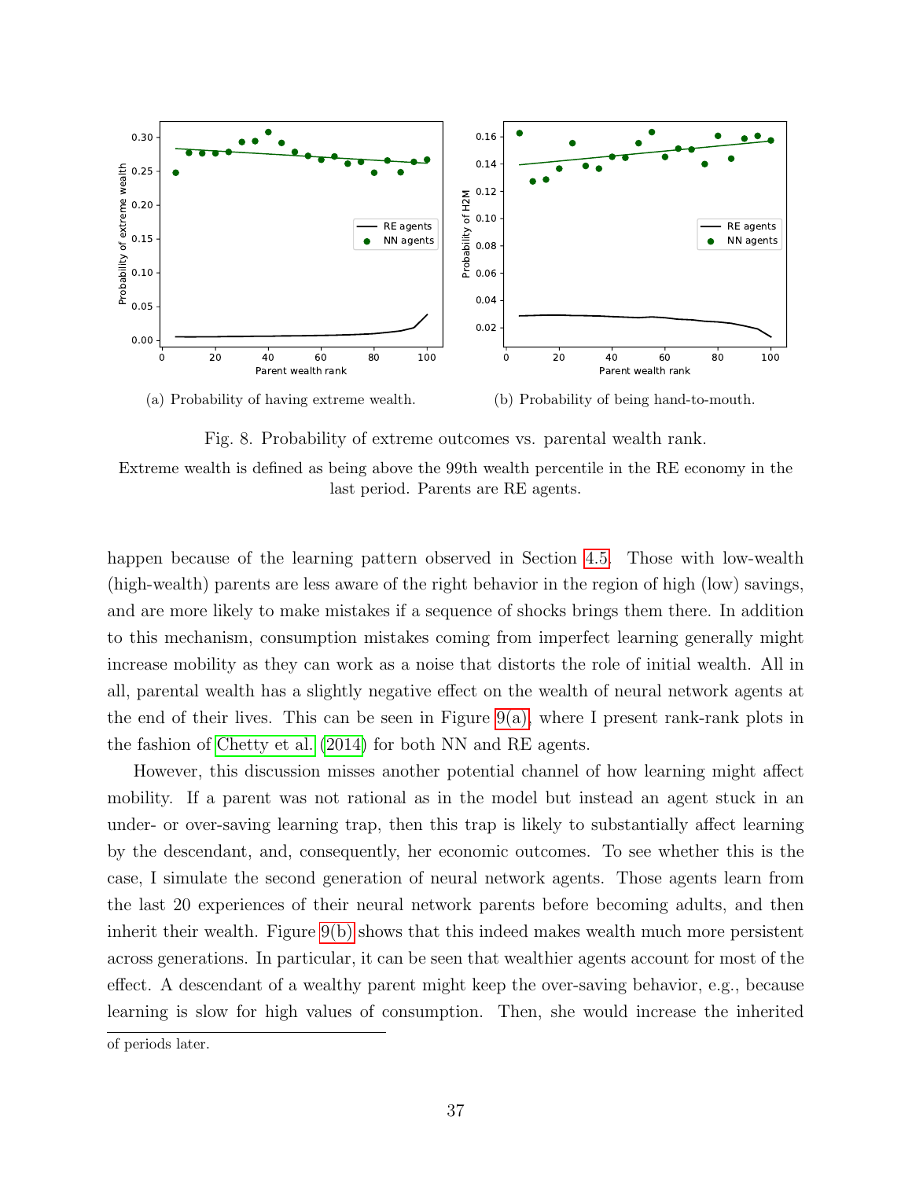Probability of extreme wealth

0.30
0.25
0.20
0.15
0.10
0.05
0.00

0 20 40 60 80 100

Parent wealth rank

RE agents
NN agents

(a) Probability of having extreme wealth.

Probability of H2M

0.16
0.14
0.12
0.10
0.08
0.06
0.04
0.02

0 20 40 60 80 100

Parent wealth rank

RE agents
NN agents

(b) Probability of being hand-to-mouth.

Fig. 8. Probability of extreme outcomes vs. parental wealth rank.

Extreme wealth is defined as being above the 99th wealth percentile in the RE economy in the last period. Parents are RE agents.

happen because of the learning pattern observed in Section 4.5. Those with low-wealth (high-wealth) parents are less aware of the right behavior in the region of high (low) savings, and are more likely to make mistakes if a sequence of shocks brings them there. In addition to this mechanism, consumption mistakes coming from imperfect learning generally might increase mobility as they can work as a noise that distorts the role of initial wealth. All in all, parental wealth has a slightly negative effect on the wealth of neural network agents at the end of their lives. This can be seen in Figure 9(a), where I present rank-rank plots in the fashion of Chetty et al. (2014) for both NN and RE agents.

However, this discussion misses another potential channel of how learning might affect mobility. If a parent was not rational as in the model but instead an agent stuck in an under- or over-saving learning trap, then this trap is likely to substantially affect learning by the descendant, and, consequently, her economic outcomes. To see whether this is the case, I simulate the second generation of neural network agents. Those agents learn from the last 20 experiences of their neural network parents before becoming adults, and then inherit their wealth. Figure 9(b) shows that this indeed makes wealth much more persistent across generations. In particular, it can be seen that wealthier agents account for most of the effect. A descendant of a wealthy parent might keep the over-saving behavior, e.g., because learning is slow for high values of consumption. Then, she would increase the inherited

of periods later.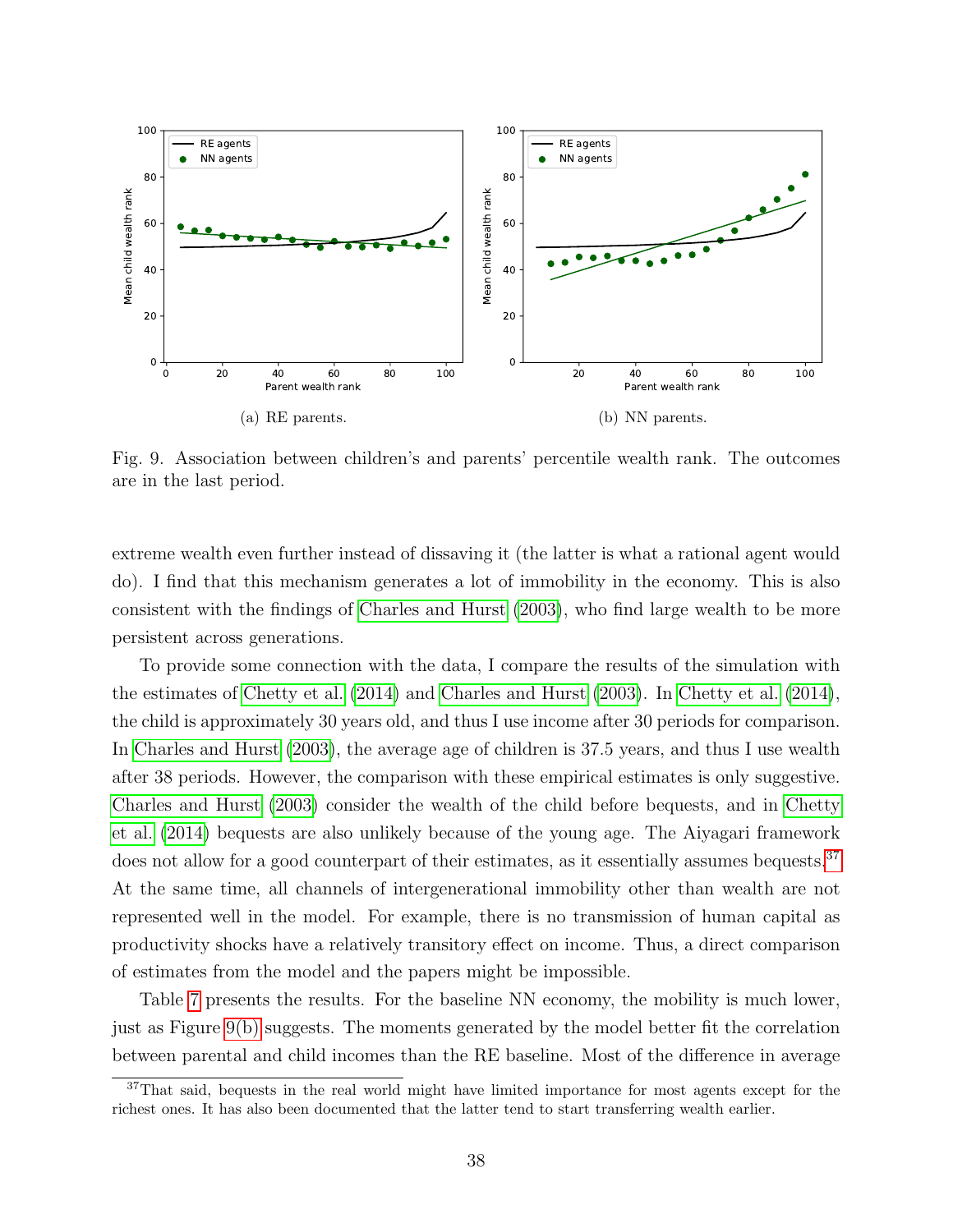(a) RE parents.

(b) NN parents.

Fig. 9. Association between children's and parents' percentile wealth rank. The outcomes are in the last period.

extreme wealth even further instead of dissaving it (the latter is what a rational agent would do). I find that this mechanism generates a lot of immobility in the economy. This is also consistent with the findings of Charles and Hurst (2003), who find large wealth to be more persistent across generations.

To provide some connection with the data, I compare the results of the simulation with the estimates of Chetty et al. (2014) and Charles and Hurst (2003). In Chetty et al. (2014), the child is approximately 30 years old, and thus I use income after 30 periods for comparison. In Charles and Hurst (2003), the average age of children is 37.5 years, and thus I use wealth after 38 periods. However, the comparison with these empirical estimates is only suggestive. Charles and Hurst (2003) consider the wealth of the child before bequests, and in Chetty et al. (2014) bequests are also unlikely because of the young age. The Aiyagari framework does not allow for a good counterpart of their estimates, as it essentially assumes bequests.[37] At the same time, all channels of intergenerational immobility other than wealth are not represented well in the model. For example, there is no transmission of human capital as productivity shocks have a relatively transitory effect on income. Thus, a direct comparison of estimates from the model and the papers might be impossible.

Table 7 presents the results. For the baseline NN economy, the mobility is much lower, just as Figure 9(b) suggests. The moments generated by the model better fit the correlation between parental and child incomes than the RE baseline. Most of the difference in average

[37] That said, bequests in the real world might have limited importance for most agents except for the richest ones. It has also been documented that the latter tend to start transferring wealth earlier.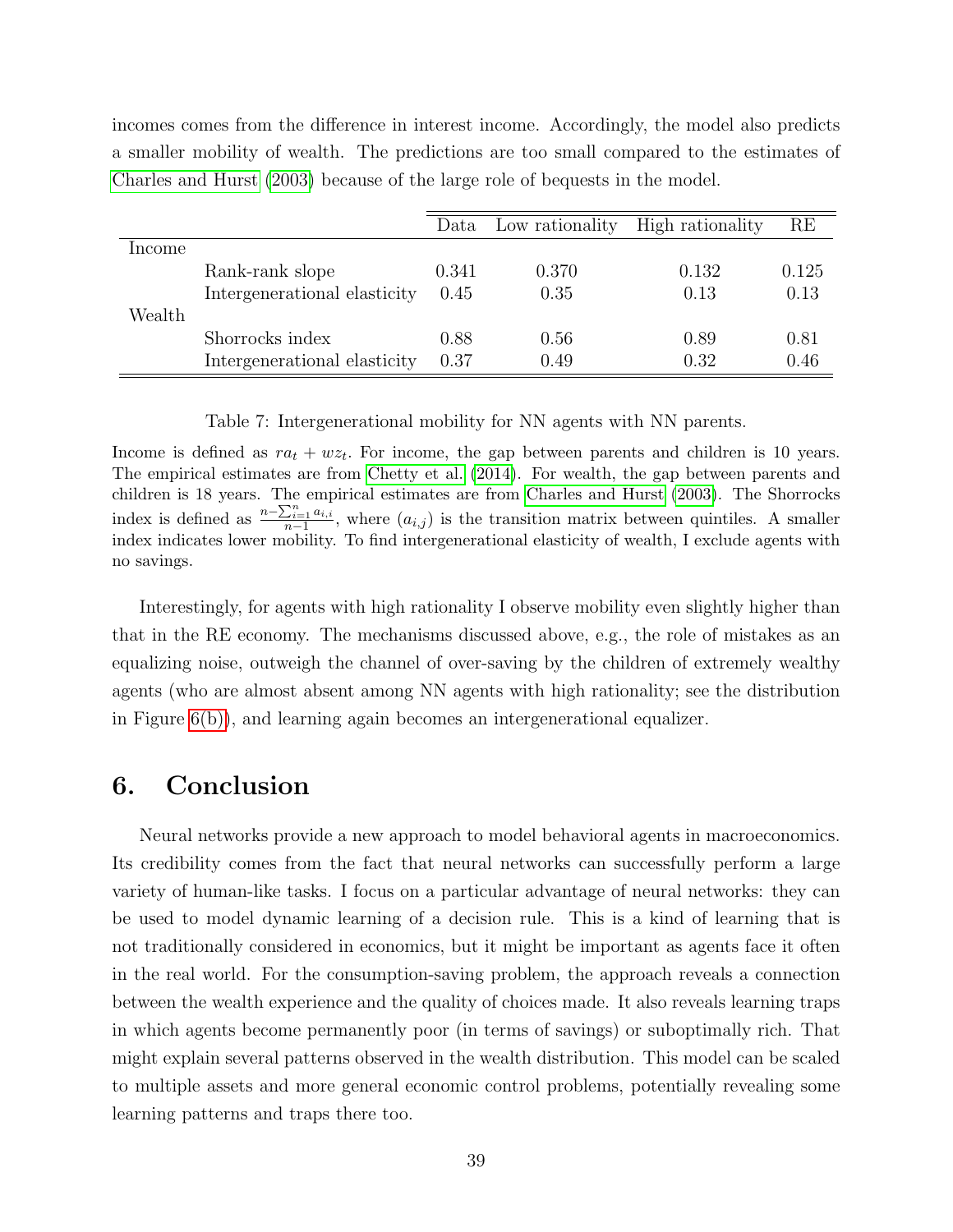incomes comes from the difference in interest income. Accordingly, the model also predicts a smaller mobility of wealth. The predictions are too small compared to the estimates of Charles and Hurst (2003) because of the large role of bequests in the model.

| | | Data | Low rationality | High rationality | RE |
|---|---|---|---|---|---|
| Income | | | | | |
| | Rank-rank slope | 0.341 | 0.370 | 0.132 | 0.125 |
| | Intergenerational elasticity | 0.45 | 0.35 | 0.13 | 0.13 |
| Wealth | | | | | |
| | Shorrocks index | 0.88 | 0.56 | 0.89 | 0.81 |
| | Intergenerational elasticity | 0.37 | 0.49 | 0.32 | 0.46 |

Table 7: Intergenerational mobility for NN agents with NN parents.

Income is defined as $ra_t + wz_t$. For income, the gap between parents and children is 10 years. The empirical estimates are from Chetty et al. (2014). For wealth, the gap between parents and children is 18 years. The empirical estimates are from Charles and Hurst (2003). The Shorrocks index is defined as $\frac{n-\sum_{i=1}^{n} a_{i,i}}{n-1}$, where $(a_{i,j})$ is the transition matrix between quintiles. A smaller index indicates lower mobility. To find intergenerational elasticity of wealth, I exclude agents with no savings.

Interestingly, for agents with high rationality I observe mobility even slightly higher than that in the RE economy. The mechanisms discussed above, e.g., the role of mistakes as an equalizing noise, outweigh the channel of over-saving by the children of extremely wealthy agents (who are almost absent among NN agents with high rationality; see the distribution in Figure 6(b)), and learning again becomes an intergenerational equalizer.

# 6. Conclusion

Neural networks provide a new approach to model behavioral agents in macroeconomics. Its credibility comes from the fact that neural networks can successfully perform a large variety of human-like tasks. I focus on a particular advantage of neural networks: they can be used to model dynamic learning of a decision rule. This is a kind of learning that is not traditionally considered in economics, but it might be important as agents face it often in the real world. For the consumption-saving problem, the approach reveals a connection between the wealth experience and the quality of choices made. It also reveals learning traps in which agents become permanently poor (in terms of savings) or suboptimally rich. That might explain several patterns observed in the wealth distribution. This model can be scaled to multiple assets and more general economic control problems, potentially revealing some learning patterns and traps there too.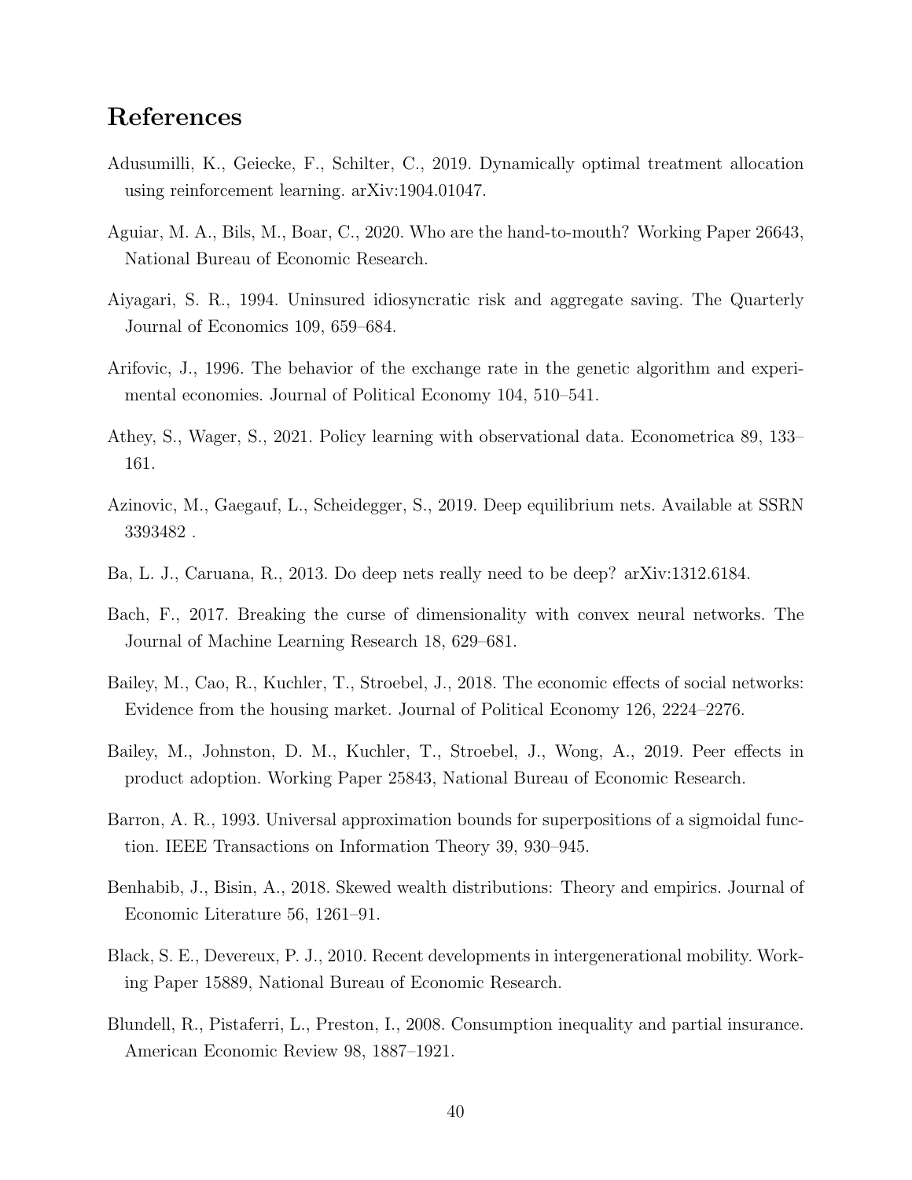# References

Adusumilli, K., Geiecke, F., Schilter, C., 2019. Dynamically optimal treatment allocation using reinforcement learning. arXiv:1904.01047.

Aguiar, M. A., Bils, M., Boar, C., 2020. Who are the hand-to-mouth? Working Paper 26643, National Bureau of Economic Research.

Aiyagari, S. R., 1994. Uninsured idiosyncratic risk and aggregate saving. The Quarterly Journal of Economics 109, 659–684.

Arifovic, J., 1996. The behavior of the exchange rate in the genetic algorithm and experimental economies. Journal of Political Economy 104, 510–541.

Athey, S., Wager, S., 2021. Policy learning with observational data. Econometrica 89, 133–161.

Azinovic, M., Gaegauf, L., Scheidegger, S., 2019. Deep equilibrium nets. Available at SSRN 3393482 .

Ba, L. J., Caruana, R., 2013. Do deep nets really need to be deep? arXiv:1312.6184.

Bach, F., 2017. Breaking the curse of dimensionality with convex neural networks. The Journal of Machine Learning Research 18, 629–681.

Bailey, M., Cao, R., Kuchler, T., Stroebel, J., 2018. The economic effects of social networks: Evidence from the housing market. Journal of Political Economy 126, 2224–2276.

Bailey, M., Johnston, D. M., Kuchler, T., Stroebel, J., Wong, A., 2019. Peer effects in product adoption. Working Paper 25843, National Bureau of Economic Research.

Barron, A. R., 1993. Universal approximation bounds for superpositions of a sigmoidal function. IEEE Transactions on Information Theory 39, 930–945.

Benhabib, J., Bisin, A., 2018. Skewed wealth distributions: Theory and empirics. Journal of Economic Literature 56, 1261–91.

Black, S. E., Devereux, P. J., 2010. Recent developments in intergenerational mobility. Working Paper 15889, National Bureau of Economic Research.

Blundell, R., Pistaferri, L., Preston, I., 2008. Consumption inequality and partial insurance. American Economic Review 98, 1887–1921.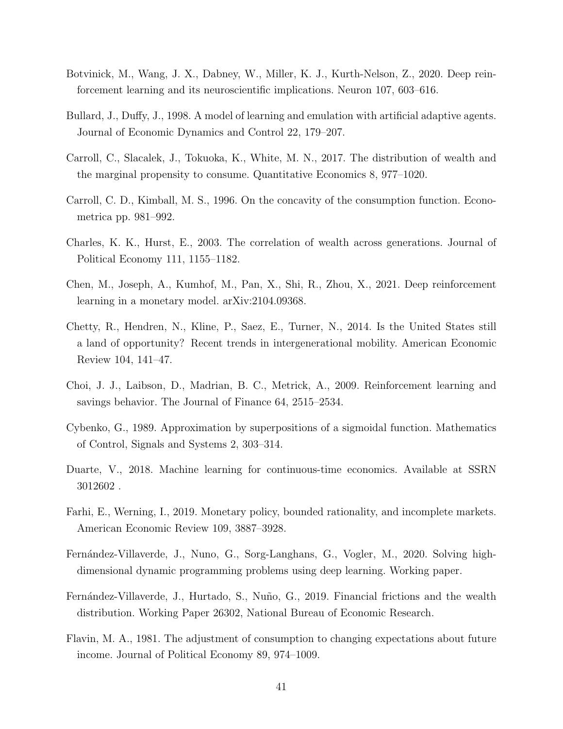Botvinick, M., Wang, J. X., Dabney, W., Miller, K. J., Kurth-Nelson, Z., 2020. Deep reinforcement learning and its neuroscientific implications. Neuron 107, 603–616.

Bullard, J., Duffy, J., 1998. A model of learning and emulation with artificial adaptive agents. Journal of Economic Dynamics and Control 22, 179–207.

Carroll, C., Slacalek, J., Tokuoka, K., White, M. N., 2017. The distribution of wealth and the marginal propensity to consume. Quantitative Economics 8, 977–1020.

Carroll, C. D., Kimball, M. S., 1996. On the concavity of the consumption function. Econometrica pp. 981–992.

Charles, K. K., Hurst, E., 2003. The correlation of wealth across generations. Journal of Political Economy 111, 1155–1182.

Chen, M., Joseph, A., Kumhof, M., Pan, X., Shi, R., Zhou, X., 2021. Deep reinforcement learning in a monetary model. arXiv:2104.09368.

Chetty, R., Hendren, N., Kline, P., Saez, E., Turner, N., 2014. Is the United States still a land of opportunity? Recent trends in intergenerational mobility. American Economic Review 104, 141–47.

Choi, J. J., Laibson, D., Madrian, B. C., Metrick, A., 2009. Reinforcement learning and savings behavior. The Journal of Finance 64, 2515–2534.

Cybenko, G., 1989. Approximation by superpositions of a sigmoidal function. Mathematics of Control, Signals and Systems 2, 303–314.

Duarte, V., 2018. Machine learning for continuous-time economics. Available at SSRN 3012602 .

Farhi, E., Werning, I., 2019. Monetary policy, bounded rationality, and incomplete markets. American Economic Review 109, 3887–3928.

Fernández-Villaverde, J., Nuno, G., Sorg-Langhans, G., Vogler, M., 2020. Solving high-dimensional dynamic programming problems using deep learning. Working paper.

Fernández-Villaverde, J., Hurtado, S., Nuño, G., 2019. Financial frictions and the wealth distribution. Working Paper 26302, National Bureau of Economic Research.

Flavin, M. A., 1981. The adjustment of consumption to changing expectations about future income. Journal of Political Economy 89, 974–1009.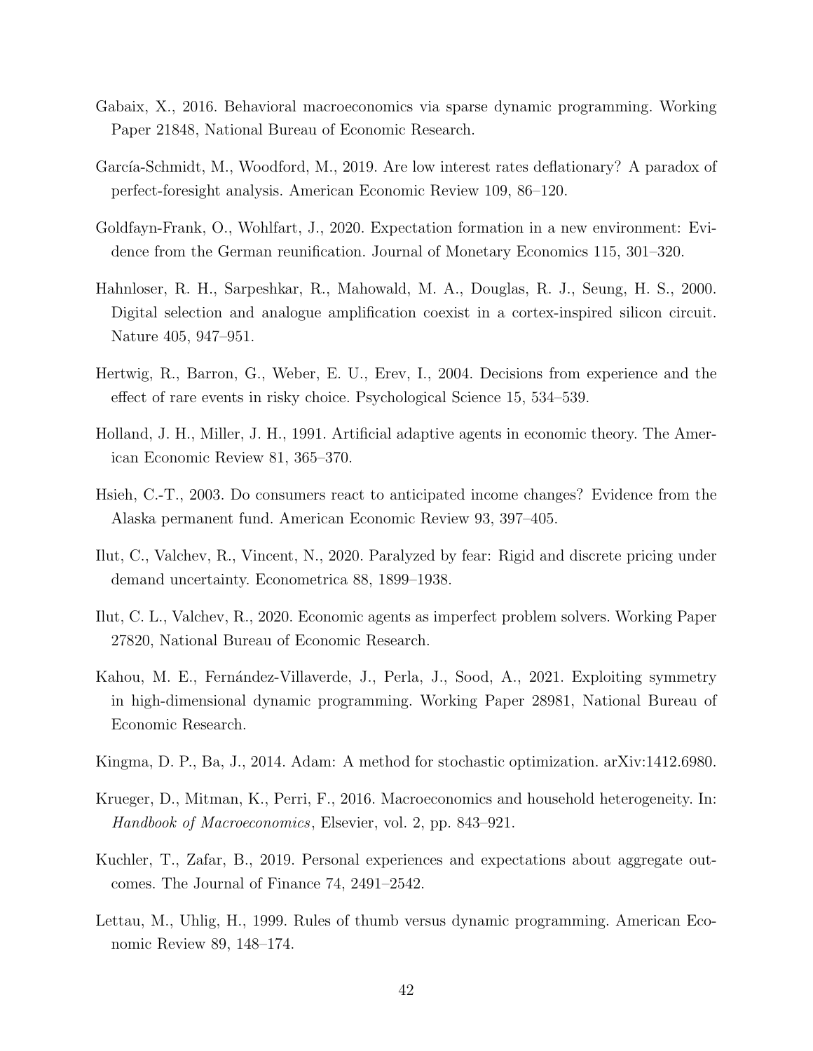Gabaix, X., 2016. Behavioral macroeconomics via sparse dynamic programming. Working Paper 21848, National Bureau of Economic Research.

García-Schmidt, M., Woodford, M., 2019. Are low interest rates deflationary? A paradox of perfect-foresight analysis. American Economic Review 109, 86–120.

Goldfayn-Frank, O., Wohlfart, J., 2020. Expectation formation in a new environment: Evidence from the German reunification. Journal of Monetary Economics 115, 301–320.

Hahnloser, R. H., Sarpeshkar, R., Mahowald, M. A., Douglas, R. J., Seung, H. S., 2000. Digital selection and analogue amplification coexist in a cortex-inspired silicon circuit. Nature 405, 947–951.

Hertwig, R., Barron, G., Weber, E. U., Erev, I., 2004. Decisions from experience and the effect of rare events in risky choice. Psychological Science 15, 534–539.

Holland, J. H., Miller, J. H., 1991. Artificial adaptive agents in economic theory. The American Economic Review 81, 365–370.

Hsieh, C.-T., 2003. Do consumers react to anticipated income changes? Evidence from the Alaska permanent fund. American Economic Review 93, 397–405.

Ilut, C., Valchev, R., Vincent, N., 2020. Paralyzed by fear: Rigid and discrete pricing under demand uncertainty. Econometrica 88, 1899–1938.

Ilut, C. L., Valchev, R., 2020. Economic agents as imperfect problem solvers. Working Paper 27820, National Bureau of Economic Research.

Kahou, M. E., Fernández-Villaverde, J., Perla, J., Sood, A., 2021. Exploiting symmetry in high-dimensional dynamic programming. Working Paper 28981, National Bureau of Economic Research.

Kingma, D. P., Ba, J., 2014. Adam: A method for stochastic optimization. arXiv:1412.6980.

Krueger, D., Mitman, K., Perri, F., 2016. Macroeconomics and household heterogeneity. In: *Handbook of Macroeconomics*, Elsevier, vol. 2, pp. 843–921.

Kuchler, T., Zafar, B., 2019. Personal experiences and expectations about aggregate outcomes. The Journal of Finance 74, 2491–2542.

Lettau, M., Uhlig, H., 1999. Rules of thumb versus dynamic programming. American Economic Review 89, 148–174.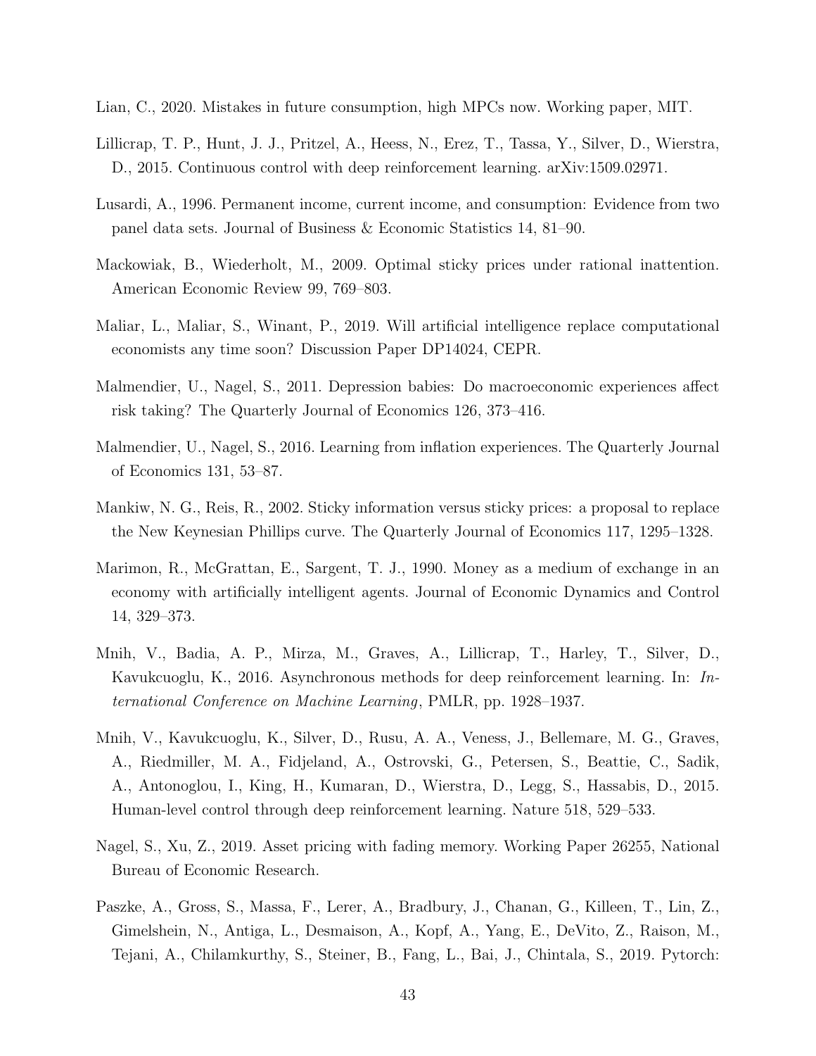Lian, C., 2020. Mistakes in future consumption, high MPCs now. Working paper, MIT.

Lillicrap, T. P., Hunt, J. J., Pritzel, A., Heess, N., Erez, T., Tassa, Y., Silver, D., Wierstra, D., 2015. Continuous control with deep reinforcement learning. arXiv:1509.02971.

Lusardi, A., 1996. Permanent income, current income, and consumption: Evidence from two panel data sets. Journal of Business & Economic Statistics 14, 81–90.

Mackowiak, B., Wiederholt, M., 2009. Optimal sticky prices under rational inattention. American Economic Review 99, 769–803.

Maliar, L., Maliar, S., Winant, P., 2019. Will artificial intelligence replace computational economists any time soon? Discussion Paper DP14024, CEPR.

Malmendier, U., Nagel, S., 2011. Depression babies: Do macroeconomic experiences affect risk taking? The Quarterly Journal of Economics 126, 373–416.

Malmendier, U., Nagel, S., 2016. Learning from inflation experiences. The Quarterly Journal of Economics 131, 53–87.

Mankiw, N. G., Reis, R., 2002. Sticky information versus sticky prices: a proposal to replace the New Keynesian Phillips curve. The Quarterly Journal of Economics 117, 1295–1328.

Marimon, R., McGrattan, E., Sargent, T. J., 1990. Money as a medium of exchange in an economy with artificially intelligent agents. Journal of Economic Dynamics and Control 14, 329–373.

Mnih, V., Badia, A. P., Mirza, M., Graves, A., Lillicrap, T., Harley, T., Silver, D., Kavukcuoglu, K., 2016. Asynchronous methods for deep reinforcement learning. In: *International Conference on Machine Learning*, PMLR, pp. 1928–1937.

Mnih, V., Kavukcuoglu, K., Silver, D., Rusu, A. A., Veness, J., Bellemare, M. G., Graves, A., Riedmiller, M. A., Fidjeland, A., Ostrovski, G., Petersen, S., Beattie, C., Sadik, A., Antonoglou, I., King, H., Kumaran, D., Wierstra, D., Legg, S., Hassabis, D., 2015. Human-level control through deep reinforcement learning. Nature 518, 529–533.

Nagel, S., Xu, Z., 2019. Asset pricing with fading memory. Working Paper 26255, National Bureau of Economic Research.

Paszke, A., Gross, S., Massa, F., Lerer, A., Bradbury, J., Chanan, G., Killeen, T., Lin, Z., Gimelshein, N., Antiga, L., Desmaison, A., Kopf, A., Yang, E., DeVito, Z., Raison, M., Tejani, A., Chilamkurthy, S., Steiner, B., Fang, L., Bai, J., Chintala, S., 2019. Pytorch: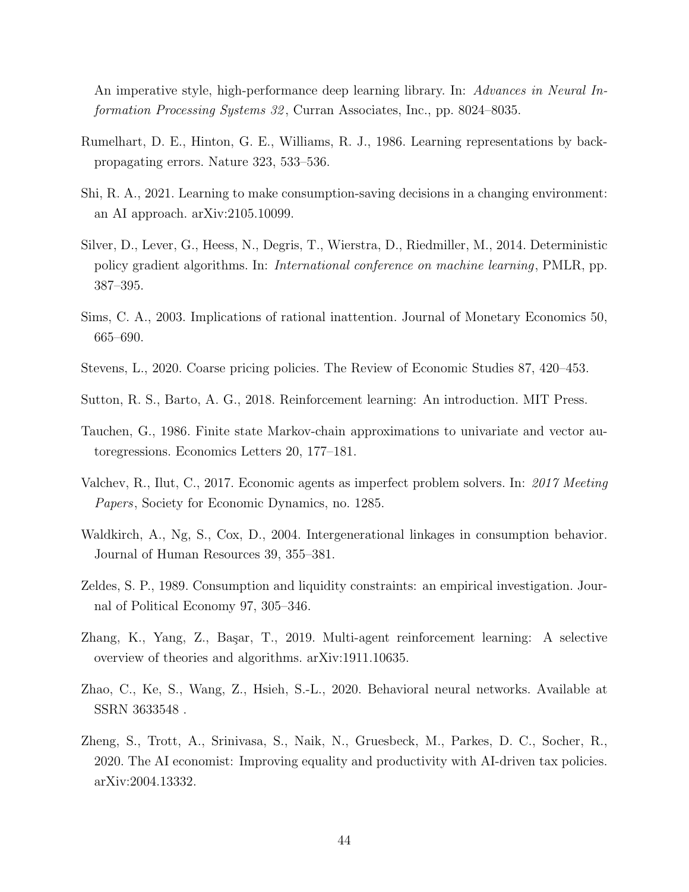An imperative style, high-performance deep learning library. In: *Advances in Neural Information Processing Systems 32*, Curran Associates, Inc., pp. 8024–8035.

Rumelhart, D. E., Hinton, G. E., Williams, R. J., 1986. Learning representations by back-propagating errors. Nature 323, 533–536.

Shi, R. A., 2021. Learning to make consumption-saving decisions in a changing environment: an AI approach. arXiv:2105.10099.

Silver, D., Lever, G., Heess, N., Degris, T., Wierstra, D., Riedmiller, M., 2014. Deterministic policy gradient algorithms. In: *International conference on machine learning*, PMLR, pp. 387–395.

Sims, C. A., 2003. Implications of rational inattention. Journal of Monetary Economics 50, 665–690.

Stevens, L., 2020. Coarse pricing policies. The Review of Economic Studies 87, 420–453.

Sutton, R. S., Barto, A. G., 2018. Reinforcement learning: An introduction. MIT Press.

Tauchen, G., 1986. Finite state Markov-chain approximations to univariate and vector autoregressions. Economics Letters 20, 177–181.

Valchev, R., Ilut, C., 2017. Economic agents as imperfect problem solvers. In: *2017 Meeting Papers*, Society for Economic Dynamics, no. 1285.

Waldkirch, A., Ng, S., Cox, D., 2004. Intergenerational linkages in consumption behavior. Journal of Human Resources 39, 355–381.

Zeldes, S. P., 1989. Consumption and liquidity constraints: an empirical investigation. Journal of Political Economy 97, 305–346.

Zhang, K., Yang, Z., Başar, T., 2019. Multi-agent reinforcement learning: A selective overview of theories and algorithms. arXiv:1911.10635.

Zhao, C., Ke, S., Wang, Z., Hsieh, S.-L., 2020. Behavioral neural networks. Available at SSRN 3633548 .

Zheng, S., Trott, A., Srinivasa, S., Naik, N., Gruesbeck, M., Parkes, D. C., Socher, R., 2020. The AI economist: Improving equality and productivity with AI-driven tax policies. arXiv:2004.13332.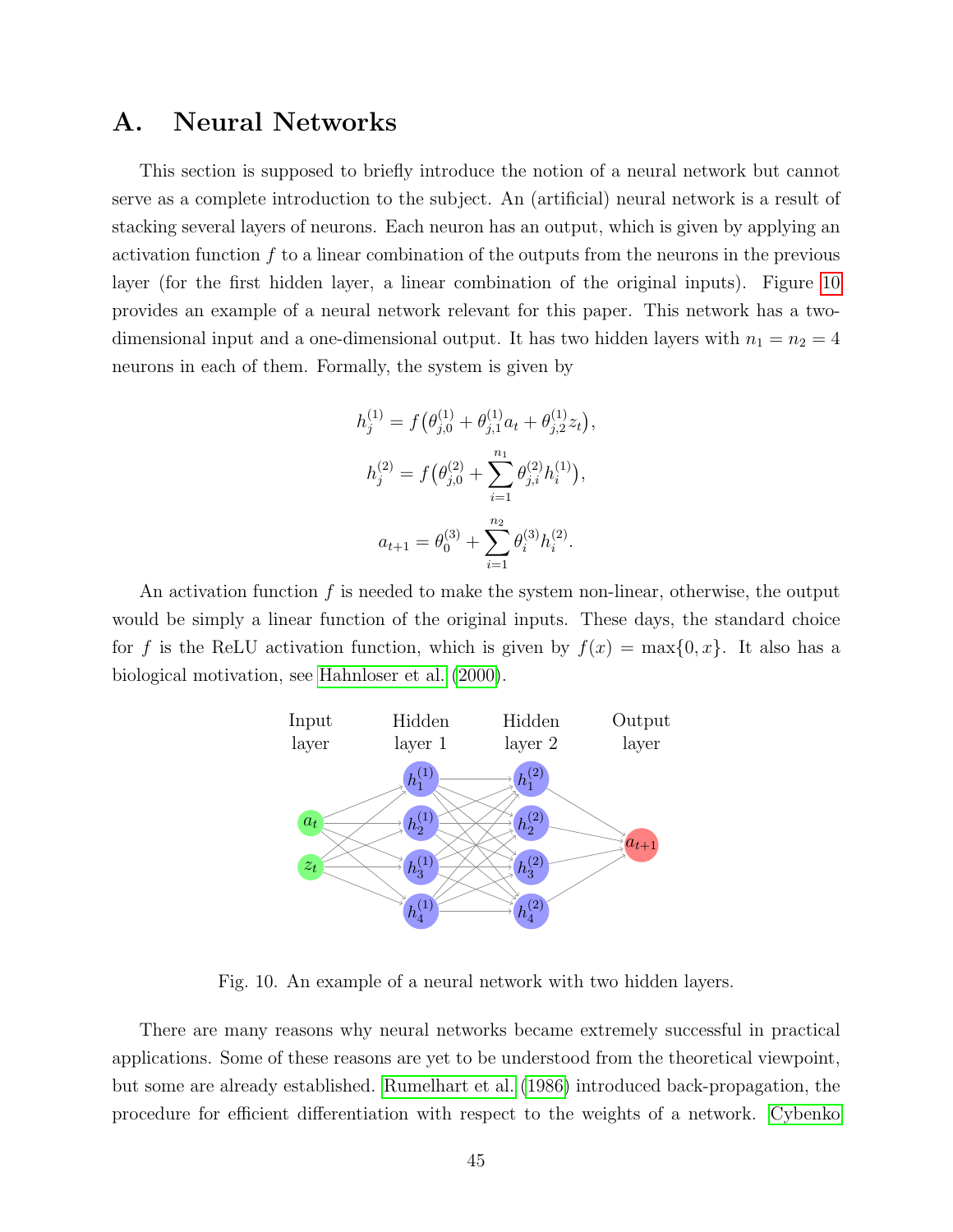## A. Neural Networks

This section is supposed to briefly introduce the notion of a neural network but cannot serve as a complete introduction to the subject. An (artificial) neural network is a result of stacking several layers of neurons. Each neuron has an output, which is given by applying an activation function $f$ to a linear combination of the outputs from the neurons in the previous layer (for the first hidden layer, a linear combination of the original inputs). Figure 10 provides an example of a neural network relevant for this paper. This network has a two-dimensional input and a one-dimensional output. It has two hidden layers with $n_1 = n_2 = 4$ neurons in each of them. Formally, the system is given by

$$h_j^{(1)} = f\big(\theta_{j,0}^{(1)} + \theta_{j,1}^{(1)} a_t + \theta_{j,2}^{(1)} z_t\big),$$

$$h_j^{(2)} = f\big(\theta_{j,0}^{(2)} + \sum_{i=1}^{n_1} \theta_{j,i}^{(2)} h_i^{(1)}\big),$$

$$a_{t+1} = \theta_0^{(3)} + \sum_{i=1}^{n_2} \theta_i^{(3)} h_i^{(2)}.$$

An activation function $f$ is needed to make the system non-linear, otherwise, the output would be simply a linear function of the original inputs. These days, the standard choice for $f$ is the ReLU activation function, which is given by $f(x) = \max\{0, x\}$. It also has a biological motivation, see Hahnloser et al. (2000).

Fig. 10. An example of a neural network with two hidden layers.

There are many reasons why neural networks became extremely successful in practical applications. Some of these reasons are yet to be understood from the theoretical viewpoint, but some are already established. Rumelhart et al. (1986) introduced back-propagation, the procedure for efficient differentiation with respect to the weights of a network. Cybenko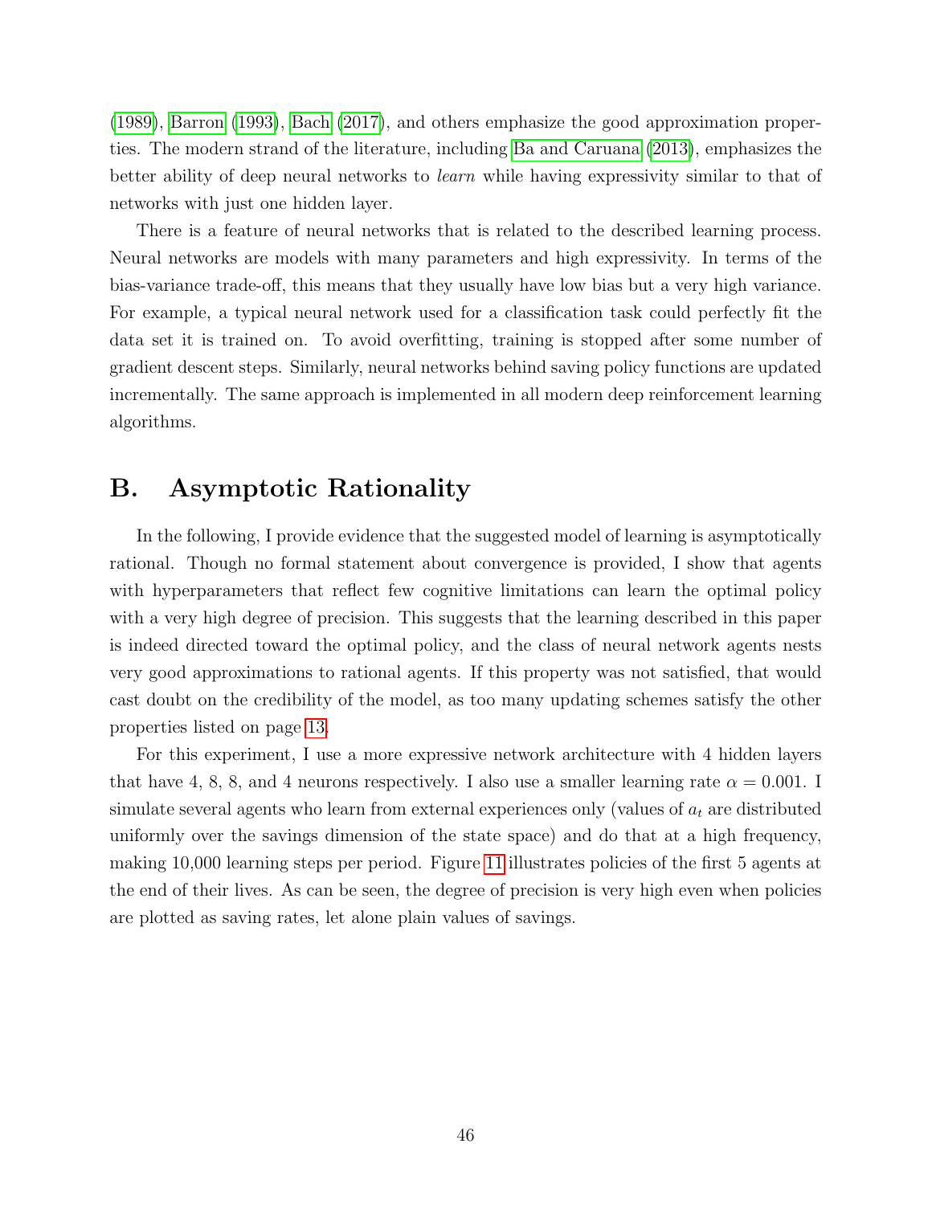(1989), Barron (1993), Bach (2017), and others emphasize the good approximation properties. The modern strand of the literature, including Ba and Caruana (2013), emphasizes the better ability of deep neural networks to *learn* while having expressivity similar to that of networks with just one hidden layer.

There is a feature of neural networks that is related to the described learning process. Neural networks are models with many parameters and high expressivity. In terms of the bias-variance trade-off, this means that they usually have low bias but a very high variance. For example, a typical neural network used for a classification task could perfectly fit the data set it is trained on. To avoid overfitting, training is stopped after some number of gradient descent steps. Similarly, neural networks behind saving policy functions are updated incrementally. The same approach is implemented in all modern deep reinforcement learning algorithms.

## B. Asymptotic Rationality

In the following, I provide evidence that the suggested model of learning is asymptotically rational. Though no formal statement about convergence is provided, I show that agents with hyperparameters that reflect few cognitive limitations can learn the optimal policy with a very high degree of precision. This suggests that the learning described in this paper is indeed directed toward the optimal policy, and the class of neural network agents nests very good approximations to rational agents. If this property was not satisfied, that would cast doubt on the credibility of the model, as too many updating schemes satisfy the other properties listed on page 13.

For this experiment, I use a more expressive network architecture with 4 hidden layers that have 4, 8, 8, and 4 neurons respectively. I also use a smaller learning rate $\alpha = 0.001$. I simulate several agents who learn from external experiences only (values of $a_t$ are distributed uniformly over the savings dimension of the state space) and do that at a high frequency, making 10,000 learning steps per period. Figure 11 illustrates policies of the first 5 agents at the end of their lives. As can be seen, the degree of precision is very high even when policies are plotted as saving rates, let alone plain values of savings.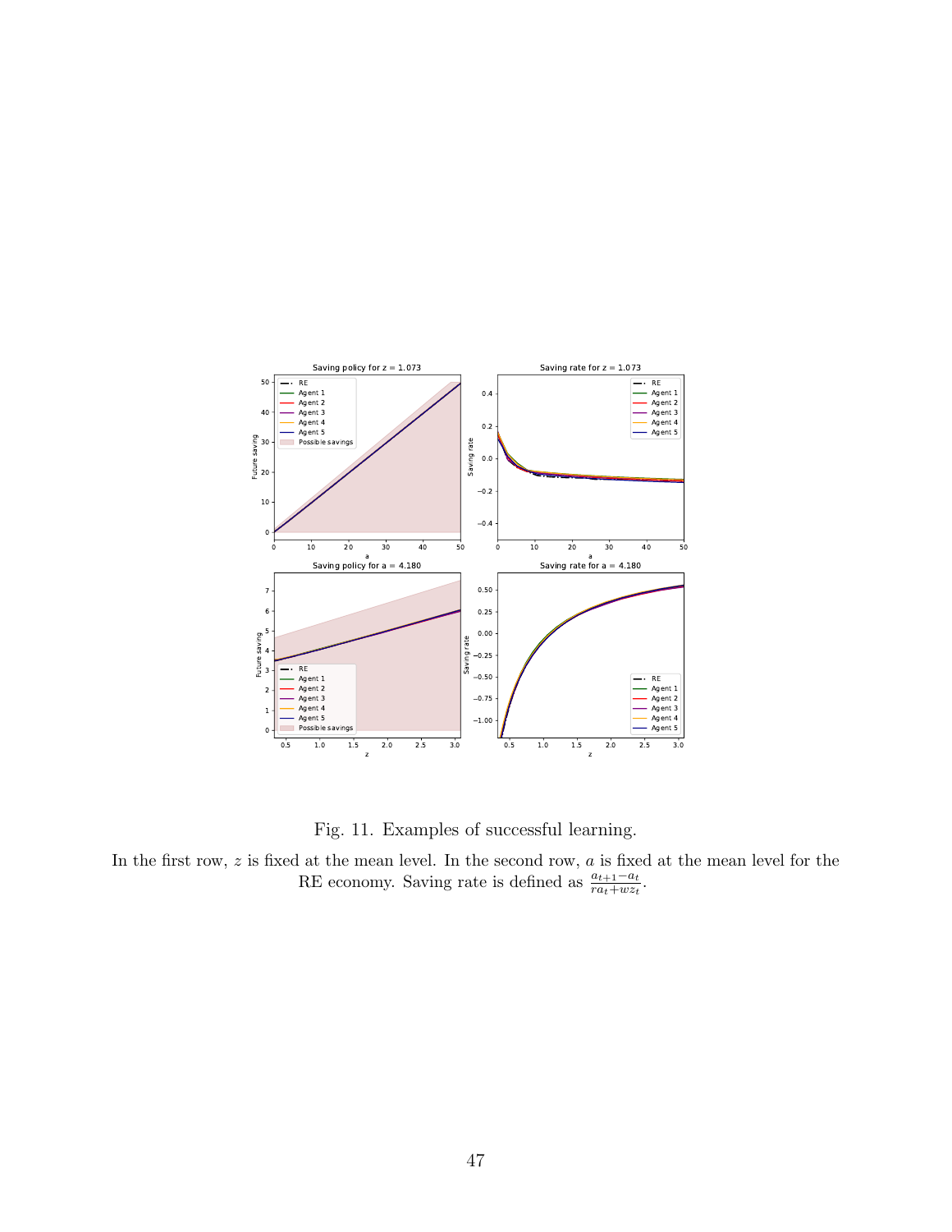Saving policy for z = 1.073

Future saving

a

RE
Agent 1
Agent 2
Agent 3
Agent 4
Agent 5
Possible savings

Saving rate for z = 1.073

Saving rate

a

RE
Agent 1
Agent 2
Agent 3
Agent 4
Agent 5

Saving policy for a = 4.180

Future saving

z

RE
Agent 1
Agent 2
Agent 3
Agent 4
Agent 5
Possible savings

Saving rate for a = 4.180

Saving rate

z

RE
Agent 1
Agent 2
Agent 3
Agent 4
Agent 5

Fig. 11. Examples of successful learning.

In the first row, $z$ is fixed at the mean level. In the second row, $a$ is fixed at the mean level for the RE economy. Saving rate is defined as $\frac{a_{t+1}-a_t}{ra_t+wz_t}$.